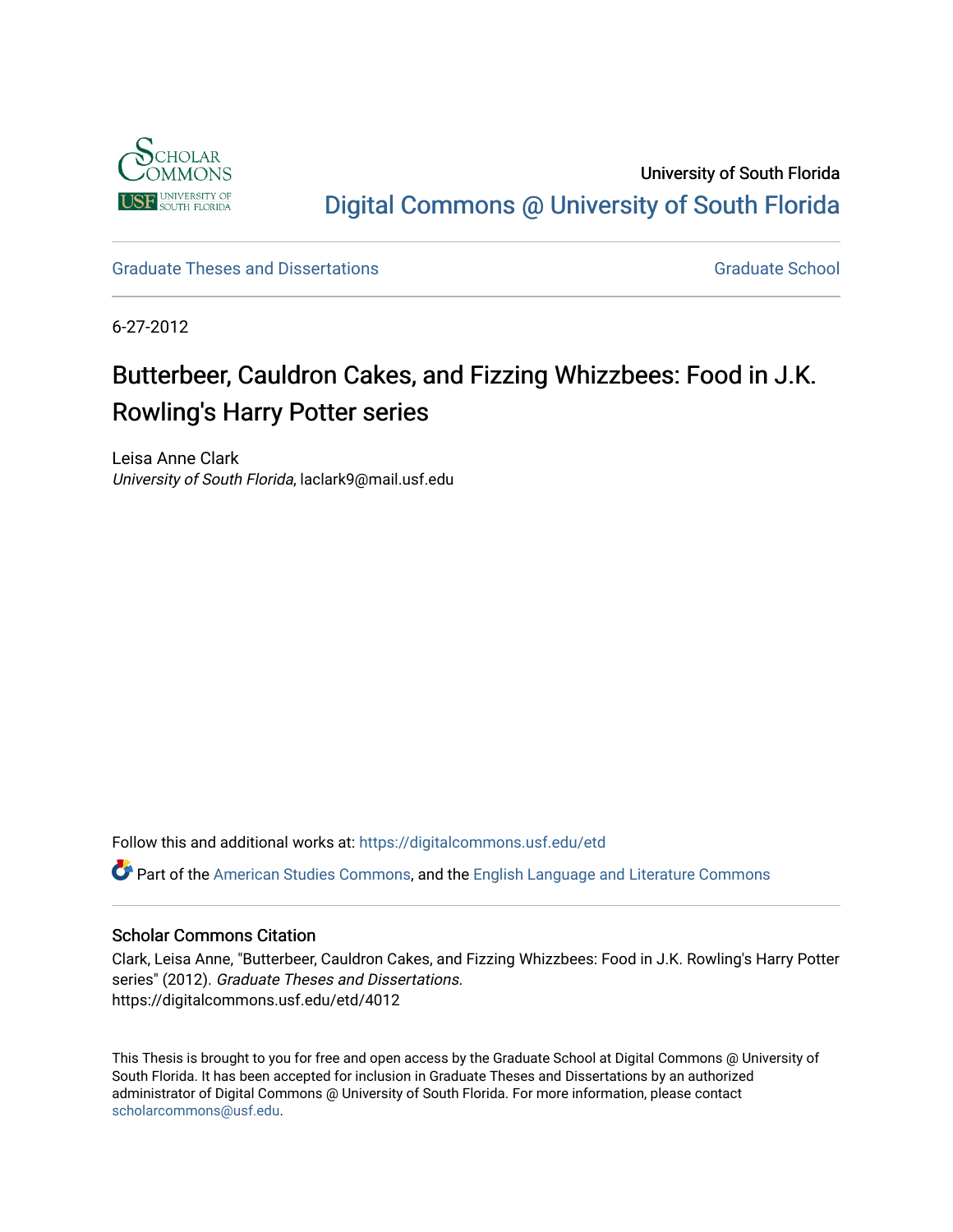University of South Florida

Digital Commons @ University of South Florida

Graduate Theses and Dissertations

Graduate School

6-27-2012

# Butterbeer, Cauldron Cakes, and Fizzing Whizzbees: Food in J.K. Rowling's Harry Potter series

Leisa Anne Clark
*University of South Florida*, laclark9@mail.usf.edu

Follow this and additional works at: https://digitalcommons.usf.edu/etd

Part of the American Studies Commons, and the English Language and Literature Commons

## Scholar Commons Citation

Clark, Leisa Anne, "Butterbeer, Cauldron Cakes, and Fizzing Whizzbees: Food in J.K. Rowling's Harry Potter series" (2012). *Graduate Theses and Dissertations.*
https://digitalcommons.usf.edu/etd/4012

This Thesis is brought to you for free and open access by the Graduate School at Digital Commons @ University of South Florida. It has been accepted for inclusion in Graduate Theses and Dissertations by an authorized administrator of Digital Commons @ University of South Florida. For more information, please contact scholarcommons@usf.edu.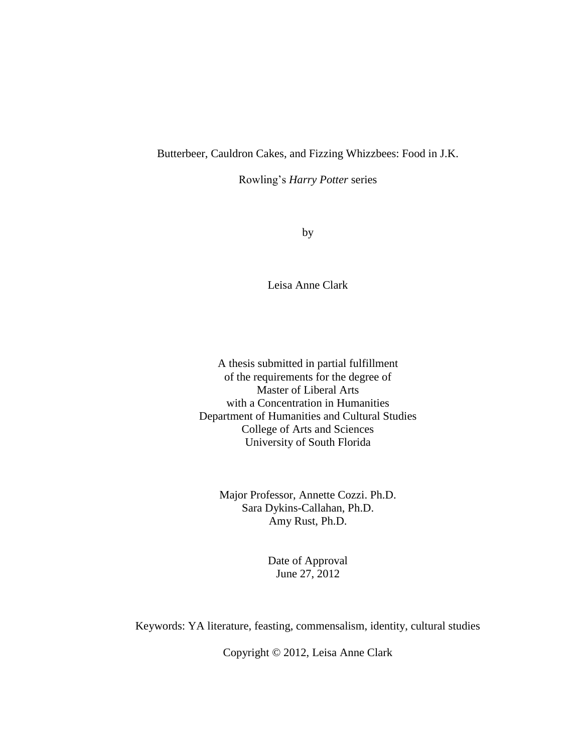Butterbeer, Cauldron Cakes, and Fizzing Whizzbees: Food in J.K.

Rowling's *Harry Potter* series

by

Leisa Anne Clark

A thesis submitted in partial fulfillment
of the requirements for the degree of
Master of Liberal Arts
with a Concentration in Humanities
Department of Humanities and Cultural Studies
College of Arts and Sciences
University of South Florida

Major Professor, Annette Cozzi. Ph.D.
Sara Dykins-Callahan, Ph.D.
Amy Rust, Ph.D.

Date of Approval
June 27, 2012

Keywords: YA literature, feasting, commensalism, identity, cultural studies

Copyright © 2012, Leisa Anne Clark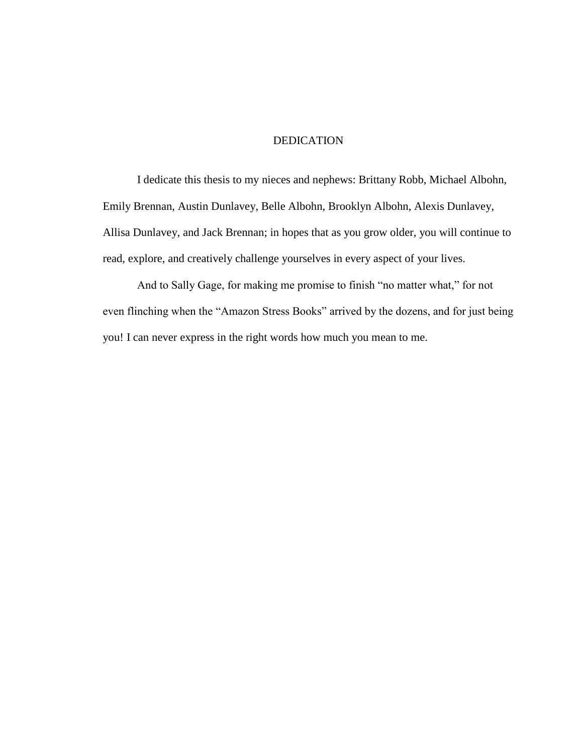# DEDICATION

I dedicate this thesis to my nieces and nephews: Brittany Robb, Michael Albohn, Emily Brennan, Austin Dunlavey, Belle Albohn, Brooklyn Albohn, Alexis Dunlavey, Allisa Dunlavey, and Jack Brennan; in hopes that as you grow older, you will continue to read, explore, and creatively challenge yourselves in every aspect of your lives.

And to Sally Gage, for making me promise to finish "no matter what," for not even flinching when the "Amazon Stress Books" arrived by the dozens, and for just being you! I can never express in the right words how much you mean to me.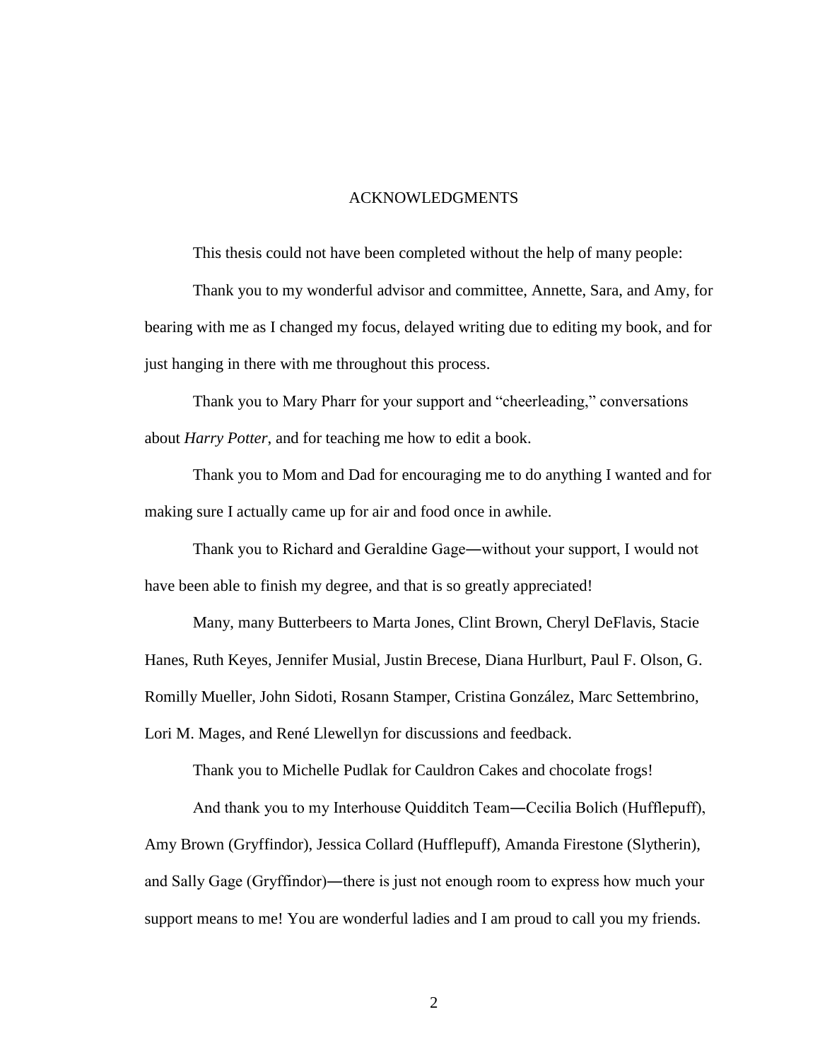# ACKNOWLEDGMENTS

This thesis could not have been completed without the help of many people:

Thank you to my wonderful advisor and committee, Annette, Sara, and Amy, for bearing with me as I changed my focus, delayed writing due to editing my book, and for just hanging in there with me throughout this process.

Thank you to Mary Pharr for your support and "cheerleading," conversations about *Harry Potter*, and for teaching me how to edit a book.

Thank you to Mom and Dad for encouraging me to do anything I wanted and for making sure I actually came up for air and food once in awhile.

Thank you to Richard and Geraldine Gage―without your support, I would not have been able to finish my degree, and that is so greatly appreciated!

Many, many Butterbeers to Marta Jones, Clint Brown, Cheryl DeFlavis, Stacie Hanes, Ruth Keyes, Jennifer Musial, Justin Brecese, Diana Hurlburt, Paul F. Olson, G. Romilly Mueller, John Sidoti, Rosann Stamper, Cristina González, Marc Settembrino, Lori M. Mages, and René Llewellyn for discussions and feedback.

Thank you to Michelle Pudlak for Cauldron Cakes and chocolate frogs!

And thank you to my Interhouse Quidditch Team―Cecilia Bolich (Hufflepuff), Amy Brown (Gryffindor), Jessica Collard (Hufflepuff), Amanda Firestone (Slytherin), and Sally Gage (Gryffindor)―there is just not enough room to express how much your support means to me! You are wonderful ladies and I am proud to call you my friends.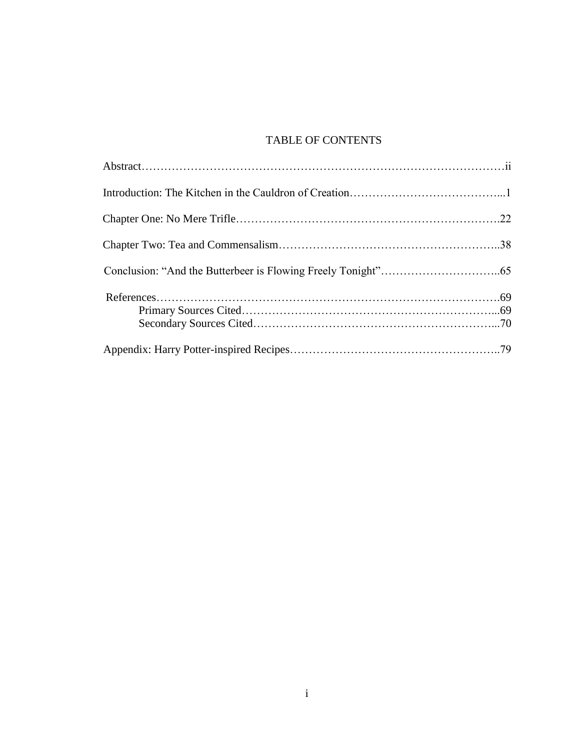# TABLE OF CONTENTS

Abstract……………………………………………………………………………………ii

Introduction: The Kitchen in the Cauldron of Creation…………………………………...1

Chapter One: No Mere Trifle……………………………………………………………….22

Chapter Two: Tea and Commensalism…………………………………………………..38

Conclusion: "And the Butterbeer is Flowing Freely Tonight"…………………………..65

References……………………………………………………………………………….69
- Primary Sources Cited…………………………………………………………...69
- Secondary Sources Cited………………………………………………………...70

Appendix: Harry Potter-inspired Recipes………………………………………………..79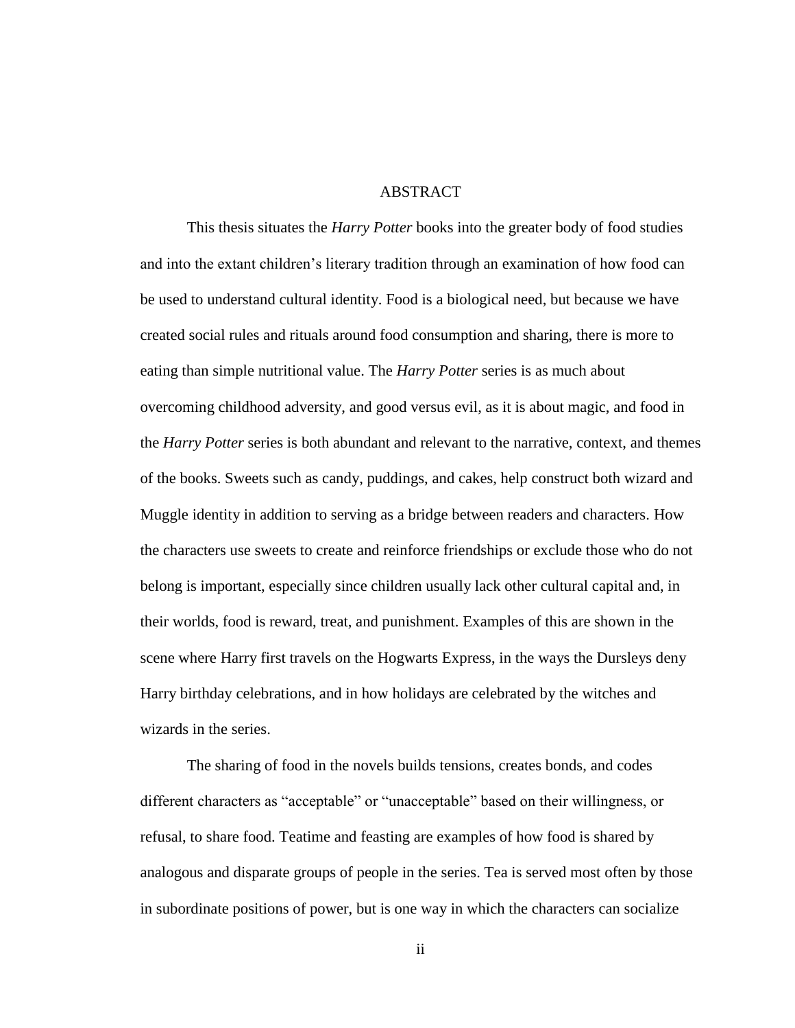# ABSTRACT

This thesis situates the *Harry Potter* books into the greater body of food studies and into the extant children's literary tradition through an examination of how food can be used to understand cultural identity. Food is a biological need, but because we have created social rules and rituals around food consumption and sharing, there is more to eating than simple nutritional value. The *Harry Potter* series is as much about overcoming childhood adversity, and good versus evil, as it is about magic, and food in the *Harry Potter* series is both abundant and relevant to the narrative, context, and themes of the books. Sweets such as candy, puddings, and cakes, help construct both wizard and Muggle identity in addition to serving as a bridge between readers and characters. How the characters use sweets to create and reinforce friendships or exclude those who do not belong is important, especially since children usually lack other cultural capital and, in their worlds, food is reward, treat, and punishment. Examples of this are shown in the scene where Harry first travels on the Hogwarts Express, in the ways the Dursleys deny Harry birthday celebrations, and in how holidays are celebrated by the witches and wizards in the series.

The sharing of food in the novels builds tensions, creates bonds, and codes different characters as "acceptable" or "unacceptable" based on their willingness, or refusal, to share food. Teatime and feasting are examples of how food is shared by analogous and disparate groups of people in the series. Tea is served most often by those in subordinate positions of power, but is one way in which the characters can socialize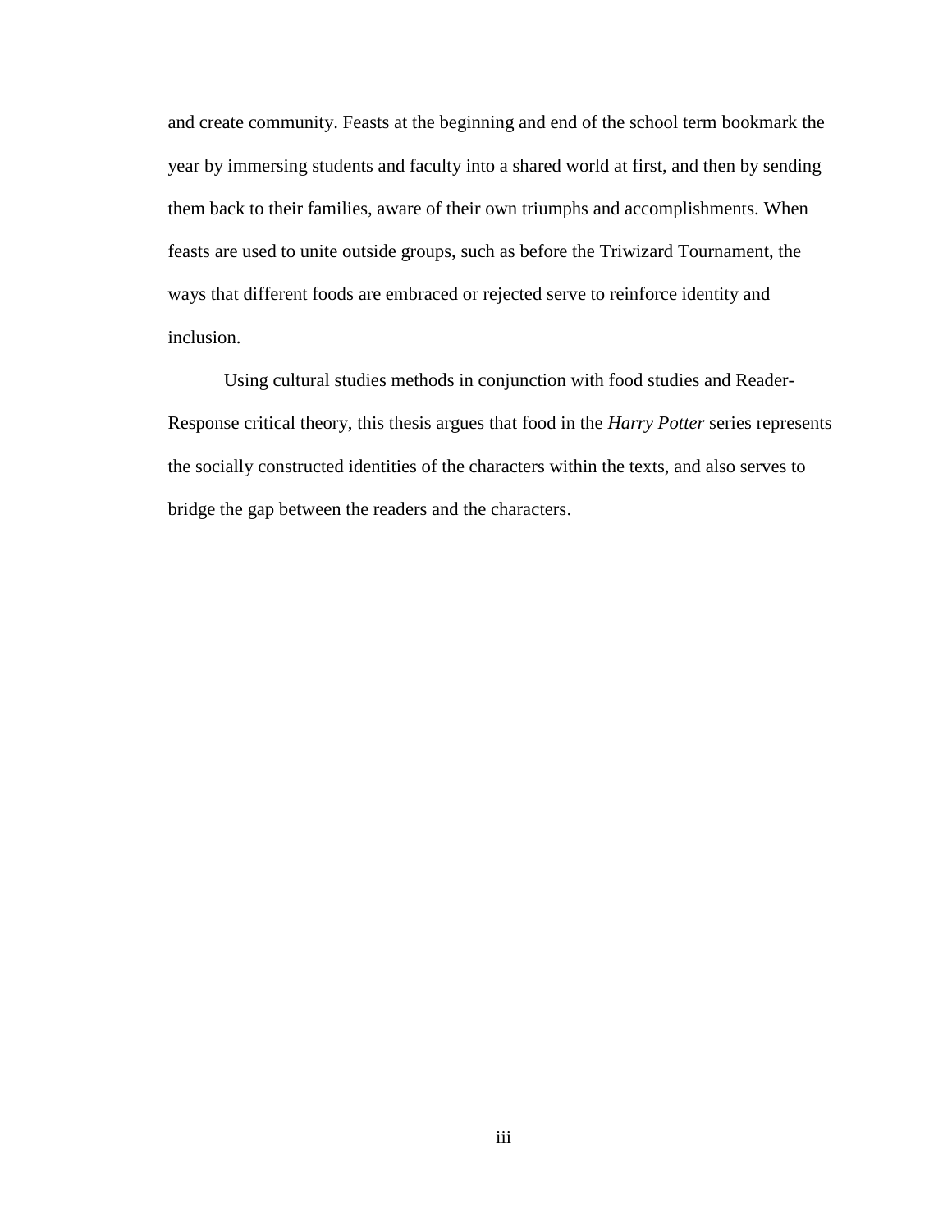and create community. Feasts at the beginning and end of the school term bookmark the year by immersing students and faculty into a shared world at first, and then by sending them back to their families, aware of their own triumphs and accomplishments. When feasts are used to unite outside groups, such as before the Triwizard Tournament, the ways that different foods are embraced or rejected serve to reinforce identity and inclusion.

Using cultural studies methods in conjunction with food studies and Reader-Response critical theory, this thesis argues that food in the *Harry Potter* series represents the socially constructed identities of the characters within the texts, and also serves to bridge the gap between the readers and the characters.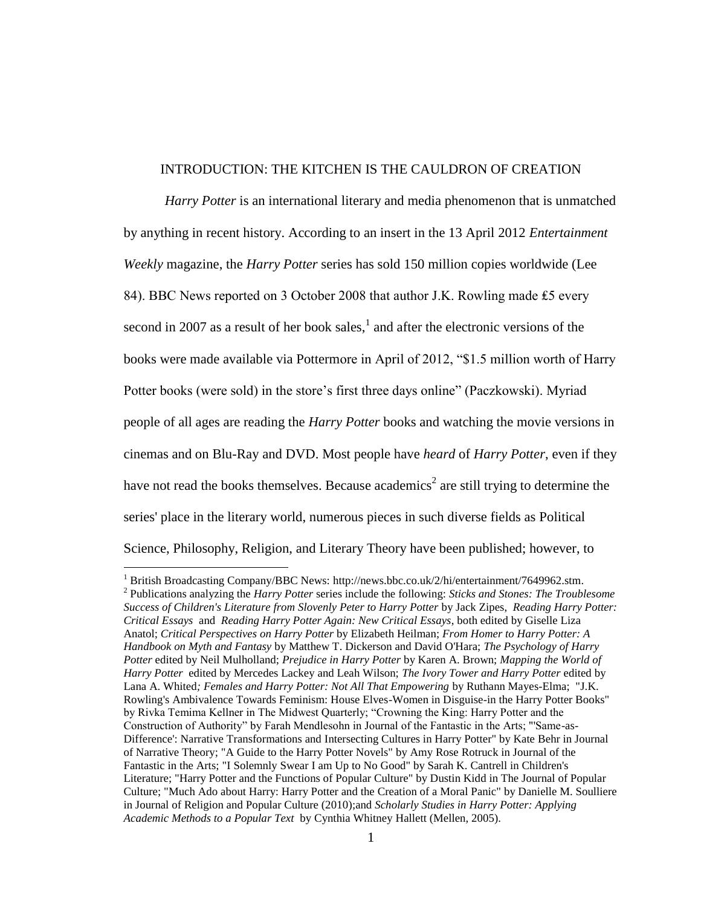# INTRODUCTION: THE KITCHEN IS THE CAULDRON OF CREATION

*Harry Potter* is an international literary and media phenomenon that is unmatched by anything in recent history. According to an insert in the 13 April 2012 *Entertainment Weekly* magazine, the *Harry Potter* series has sold 150 million copies worldwide (Lee 84). BBC News reported on 3 October 2008 that author J.K. Rowling made ₤5 every second in 2007 as a result of her book sales,[1] and after the electronic versions of the books were made available via Pottermore in April of 2012, "$1.5 million worth of Harry Potter books (were sold) in the store's first three days online" (Paczkowski). Myriad people of all ages are reading the *Harry Potter* books and watching the movie versions in cinemas and on Blu-Ray and DVD. Most people have *heard* of *Harry Potter*, even if they have not read the books themselves. Because academics[2] are still trying to determine the series' place in the literary world, numerous pieces in such diverse fields as Political Science, Philosophy, Religion, and Literary Theory have been published; however, to

---

[1] British Broadcasting Company/BBC News: http://news.bbc.co.uk/2/hi/entertainment/7649962.stm.

[2] Publications analyzing the *Harry Potter* series include the following: *Sticks and Stones: The Troublesome Success of Children's Literature from Slovenly Peter to Harry Potter* by Jack Zipes, *Reading Harry Potter: Critical Essays* and *Reading Harry Potter Again: New Critical Essays*, both edited by Giselle Liza Anatol; *Critical Perspectives on Harry Potter* by Elizabeth Heilman; *From Homer to Harry Potter: A Handbook on Myth and Fantasy* by Matthew T. Dickerson and David O'Hara; *The Psychology of Harry Potter* edited by Neil Mulholland; *Prejudice in Harry Potter* by Karen A. Brown; *Mapping the World of Harry Potter* edited by Mercedes Lackey and Leah Wilson; *The Ivory Tower and Harry Potter* edited by Lana A. Whited; *Females and Harry Potter: Not All That Empowering* by Ruthann Mayes-Elma; "J.K. Rowling's Ambivalence Towards Feminism: House Elves-Women in Disguise-in the Harry Potter Books" by Rivka Temima Kellner in The Midwest Quarterly; "Crowning the King: Harry Potter and the Construction of Authority" by Farah Mendlesohn in Journal of the Fantastic in the Arts; "'Same-as-Difference': Narrative Transformations and Intersecting Cultures in Harry Potter" by Kate Behr in Journal of Narrative Theory; "A Guide to the Harry Potter Novels" by Amy Rose Rotruck in Journal of the Fantastic in the Arts; "I Solemnly Swear I am Up to No Good" by Sarah K. Cantrell in Children's Literature; "Harry Potter and the Functions of Popular Culture" by Dustin Kidd in The Journal of Popular Culture; "Much Ado about Harry: Harry Potter and the Creation of a Moral Panic" by Danielle M. Soulliere in Journal of Religion and Popular Culture (2010);and *Scholarly Studies in Harry Potter: Applying Academic Methods to a Popular Text* by Cynthia Whitney Hallett (Mellen, 2005).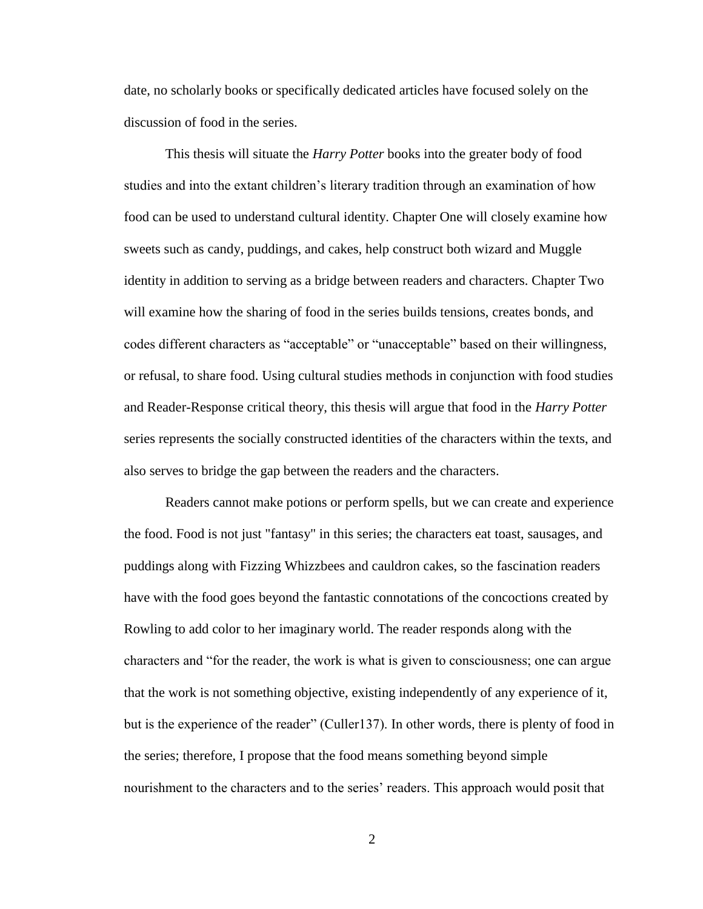date, no scholarly books or specifically dedicated articles have focused solely on the discussion of food in the series.

This thesis will situate the *Harry Potter* books into the greater body of food studies and into the extant children's literary tradition through an examination of how food can be used to understand cultural identity. Chapter One will closely examine how sweets such as candy, puddings, and cakes, help construct both wizard and Muggle identity in addition to serving as a bridge between readers and characters. Chapter Two will examine how the sharing of food in the series builds tensions, creates bonds, and codes different characters as "acceptable" or "unacceptable" based on their willingness, or refusal, to share food. Using cultural studies methods in conjunction with food studies and Reader-Response critical theory, this thesis will argue that food in the *Harry Potter* series represents the socially constructed identities of the characters within the texts, and also serves to bridge the gap between the readers and the characters.

Readers cannot make potions or perform spells, but we can create and experience the food. Food is not just "fantasy" in this series; the characters eat toast, sausages, and puddings along with Fizzing Whizzbees and cauldron cakes, so the fascination readers have with the food goes beyond the fantastic connotations of the concoctions created by Rowling to add color to her imaginary world. The reader responds along with the characters and "for the reader, the work is what is given to consciousness; one can argue that the work is not something objective, existing independently of any experience of it, but is the experience of the reader" (Culler137). In other words, there is plenty of food in the series; therefore, I propose that the food means something beyond simple nourishment to the characters and to the series' readers. This approach would posit that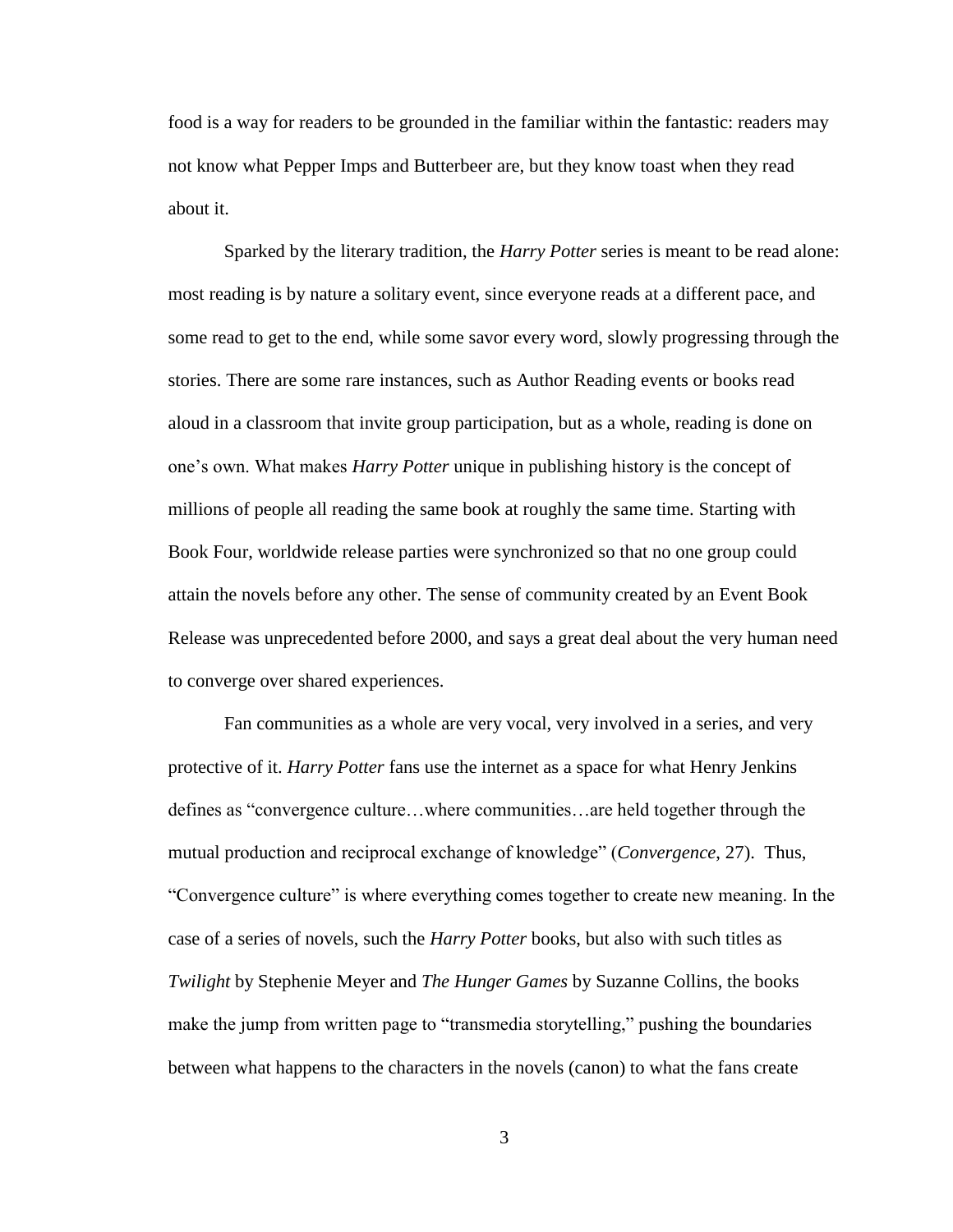food is a way for readers to be grounded in the familiar within the fantastic: readers may not know what Pepper Imps and Butterbeer are, but they know toast when they read about it.

Sparked by the literary tradition, the *Harry Potter* series is meant to be read alone: most reading is by nature a solitary event, since everyone reads at a different pace, and some read to get to the end, while some savor every word, slowly progressing through the stories. There are some rare instances, such as Author Reading events or books read aloud in a classroom that invite group participation, but as a whole, reading is done on one's own. What makes *Harry Potter* unique in publishing history is the concept of millions of people all reading the same book at roughly the same time. Starting with Book Four, worldwide release parties were synchronized so that no one group could attain the novels before any other. The sense of community created by an Event Book Release was unprecedented before 2000, and says a great deal about the very human need to converge over shared experiences.

Fan communities as a whole are very vocal, very involved in a series, and very protective of it. *Harry Potter* fans use the internet as a space for what Henry Jenkins defines as "convergence culture…where communities…are held together through the mutual production and reciprocal exchange of knowledge" (*Convergence*, 27). Thus, "Convergence culture" is where everything comes together to create new meaning. In the case of a series of novels, such the *Harry Potter* books, but also with such titles as *Twilight* by Stephenie Meyer and *The Hunger Games* by Suzanne Collins, the books make the jump from written page to "transmedia storytelling," pushing the boundaries between what happens to the characters in the novels (canon) to what the fans create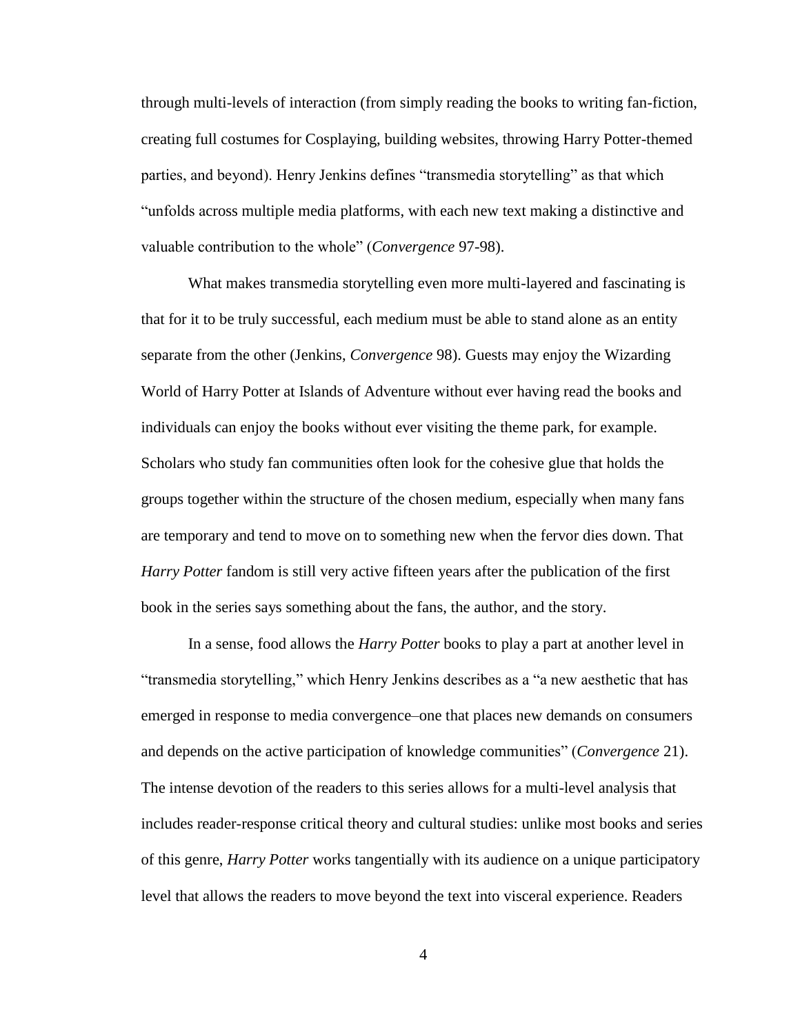through multi-levels of interaction (from simply reading the books to writing fan-fiction, creating full costumes for Cosplaying, building websites, throwing Harry Potter-themed parties, and beyond). Henry Jenkins defines "transmedia storytelling" as that which "unfolds across multiple media platforms, with each new text making a distinctive and valuable contribution to the whole" (*Convergence* 97-98).

What makes transmedia storytelling even more multi-layered and fascinating is that for it to be truly successful, each medium must be able to stand alone as an entity separate from the other (Jenkins, *Convergence* 98). Guests may enjoy the Wizarding World of Harry Potter at Islands of Adventure without ever having read the books and individuals can enjoy the books without ever visiting the theme park, for example. Scholars who study fan communities often look for the cohesive glue that holds the groups together within the structure of the chosen medium, especially when many fans are temporary and tend to move on to something new when the fervor dies down. That *Harry Potter* fandom is still very active fifteen years after the publication of the first book in the series says something about the fans, the author, and the story.

In a sense, food allows the *Harry Potter* books to play a part at another level in "transmedia storytelling," which Henry Jenkins describes as a "a new aesthetic that has emerged in response to media convergence–one that places new demands on consumers and depends on the active participation of knowledge communities" (*Convergence* 21). The intense devotion of the readers to this series allows for a multi-level analysis that includes reader-response critical theory and cultural studies: unlike most books and series of this genre, *Harry Potter* works tangentially with its audience on a unique participatory level that allows the readers to move beyond the text into visceral experience. Readers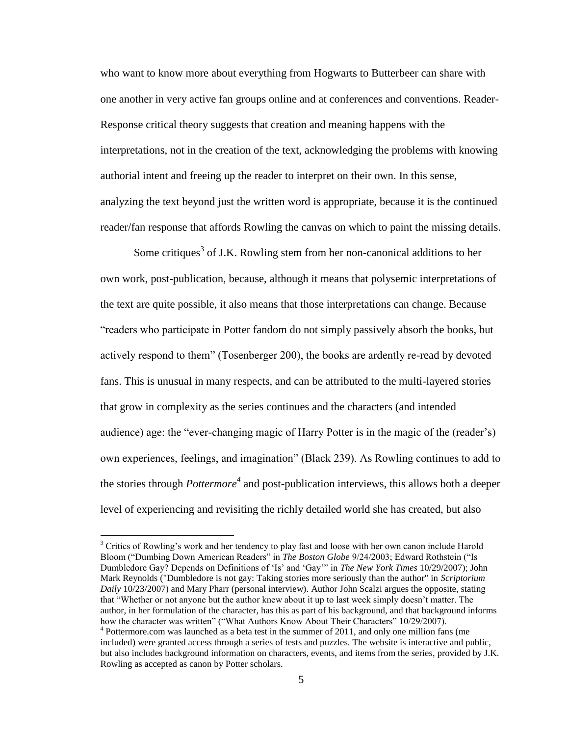who want to know more about everything from Hogwarts to Butterbeer can share with one another in very active fan groups online and at conferences and conventions. Reader-Response critical theory suggests that creation and meaning happens with the interpretations, not in the creation of the text, acknowledging the problems with knowing authorial intent and freeing up the reader to interpret on their own. In this sense, analyzing the text beyond just the written word is appropriate, because it is the continued reader/fan response that affords Rowling the canvas on which to paint the missing details.

Some critiques[3] of J.K. Rowling stem from her non-canonical additions to her own work, post-publication, because, although it means that polysemic interpretations of the text are quite possible, it also means that those interpretations can change. Because "readers who participate in Potter fandom do not simply passively absorb the books, but actively respond to them" (Tosenberger 200), the books are ardently re-read by devoted fans. This is unusual in many respects, and can be attributed to the multi-layered stories that grow in complexity as the series continues and the characters (and intended audience) age: the "ever-changing magic of Harry Potter is in the magic of the (reader's) own experiences, feelings, and imagination" (Black 239). As Rowling continues to add to the stories through *Pottermore*[4] and post-publication interviews, this allows both a deeper level of experiencing and revisiting the richly detailed world she has created, but also

---

[3] Critics of Rowling's work and her tendency to play fast and loose with her own canon include Harold Bloom ("Dumbing Down American Readers" in *The Boston Globe* 9/24/2003; Edward Rothstein ("Is Dumbledore Gay? Depends on Definitions of 'Is' and 'Gay'" in *The New York Times* 10/29/2007); John Mark Reynolds ("Dumbledore is not gay: Taking stories more seriously than the author" in *Scriptorium Daily* 10/23/2007) and Mary Pharr (personal interview). Author John Scalzi argues the opposite, stating that "Whether or not anyone but the author knew about it up to last week simply doesn't matter. The author, in her formulation of the character, has this as part of his background, and that background informs how the character was written" ("What Authors Know About Their Characters" 10/29/2007).

[4] Pottermore.com was launched as a beta test in the summer of 2011, and only one million fans (me included) were granted access through a series of tests and puzzles. The website is interactive and public, but also includes background information on characters, events, and items from the series, provided by J.K. Rowling as accepted as canon by Potter scholars.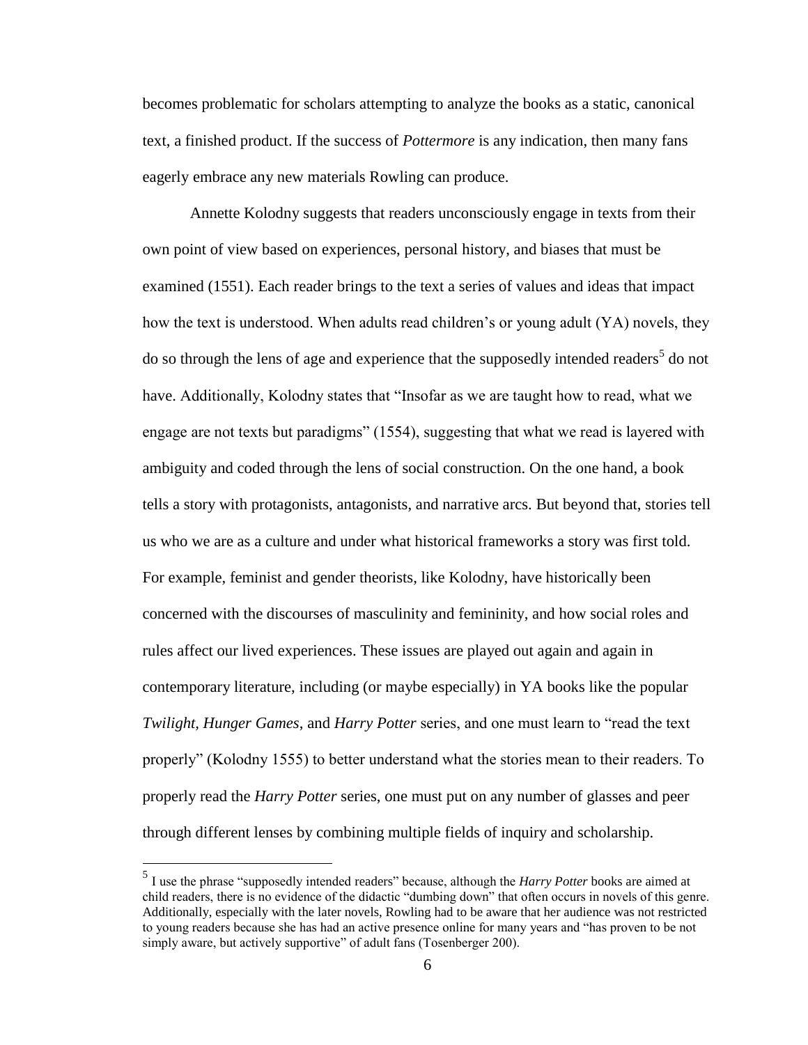becomes problematic for scholars attempting to analyze the books as a static, canonical text, a finished product. If the success of *Pottermore* is any indication, then many fans eagerly embrace any new materials Rowling can produce.

Annette Kolodny suggests that readers unconsciously engage in texts from their own point of view based on experiences, personal history, and biases that must be examined (1551). Each reader brings to the text a series of values and ideas that impact how the text is understood. When adults read children's or young adult (YA) novels, they do so through the lens of age and experience that the supposedly intended readers[5] do not have. Additionally, Kolodny states that "Insofar as we are taught how to read, what we engage are not texts but paradigms" (1554), suggesting that what we read is layered with ambiguity and coded through the lens of social construction. On the one hand, a book tells a story with protagonists, antagonists, and narrative arcs. But beyond that, stories tell us who we are as a culture and under what historical frameworks a story was first told. For example, feminist and gender theorists, like Kolodny, have historically been concerned with the discourses of masculinity and femininity, and how social roles and rules affect our lived experiences. These issues are played out again and again in contemporary literature, including (or maybe especially) in YA books like the popular *Twilight*, *Hunger Games*, and *Harry Potter* series, and one must learn to "read the text properly" (Kolodny 1555) to better understand what the stories mean to their readers. To properly read the *Harry Potter* series, one must put on any number of glasses and peer through different lenses by combining multiple fields of inquiry and scholarship.

[5] I use the phrase "supposedly intended readers" because, although the *Harry Potter* books are aimed at child readers, there is no evidence of the didactic "dumbing down" that often occurs in novels of this genre. Additionally, especially with the later novels, Rowling had to be aware that her audience was not restricted to young readers because she has had an active presence online for many years and "has proven to be not simply aware, but actively supportive" of adult fans (Tosenberger 200).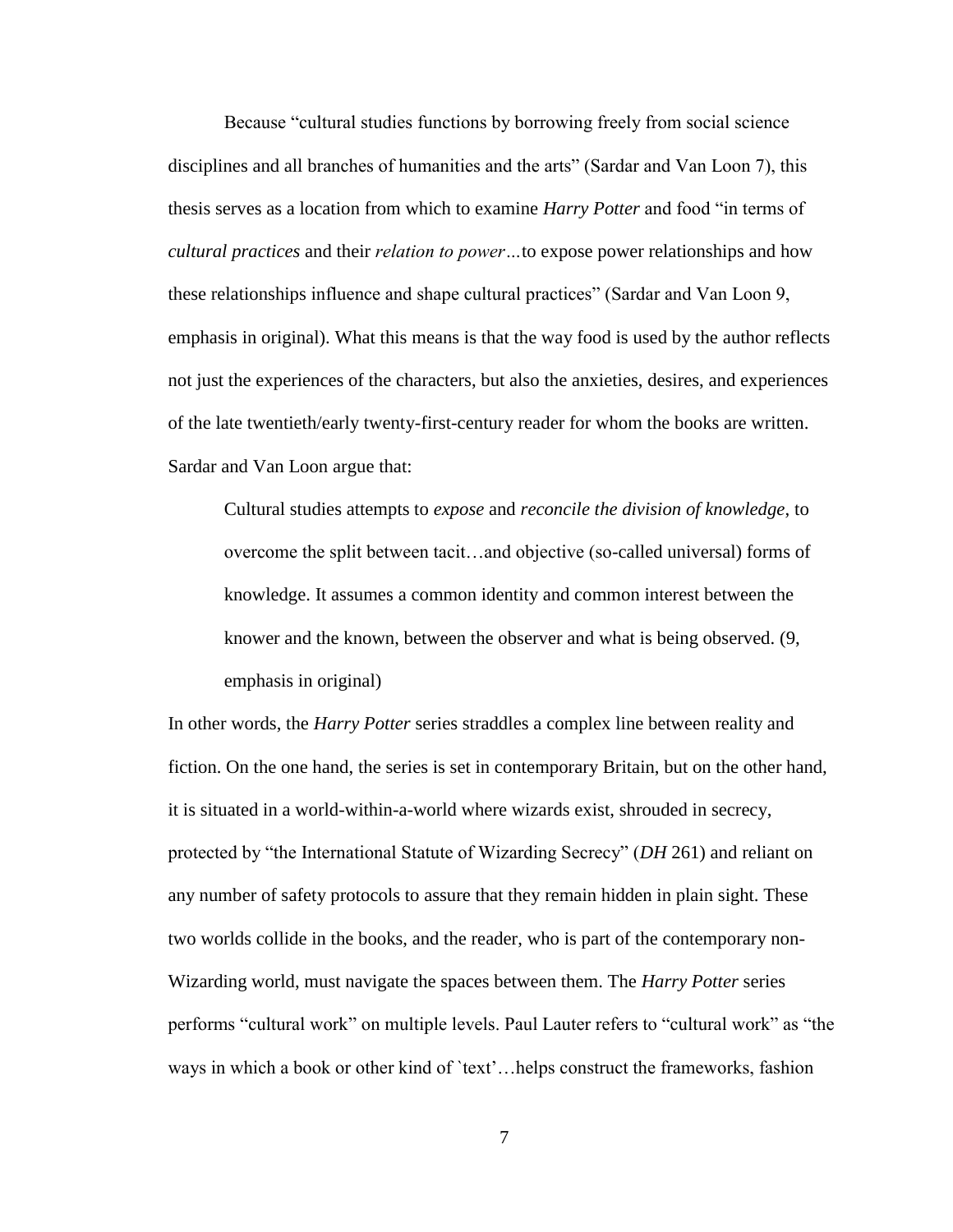Because "cultural studies functions by borrowing freely from social science disciplines and all branches of humanities and the arts" (Sardar and Van Loon 7), this thesis serves as a location from which to examine *Harry Potter* and food "in terms of *cultural practices* and their *relation to power*…to expose power relationships and how these relationships influence and shape cultural practices" (Sardar and Van Loon 9, emphasis in original). What this means is that the way food is used by the author reflects not just the experiences of the characters, but also the anxieties, desires, and experiences of the late twentieth/early twenty-first-century reader for whom the books are written. Sardar and Van Loon argue that:

> Cultural studies attempts to *expose* and *reconcile the division of knowledge*, to overcome the split between tacit…and objective (so-called universal) forms of knowledge. It assumes a common identity and common interest between the knower and the known, between the observer and what is being observed. (9, emphasis in original)

In other words, the *Harry Potter* series straddles a complex line between reality and fiction. On the one hand, the series is set in contemporary Britain, but on the other hand, it is situated in a world-within-a-world where wizards exist, shrouded in secrecy, protected by "the International Statute of Wizarding Secrecy" (*DH* 261) and reliant on any number of safety protocols to assure that they remain hidden in plain sight. These two worlds collide in the books, and the reader, who is part of the contemporary non-Wizarding world, must navigate the spaces between them. The *Harry Potter* series performs "cultural work" on multiple levels. Paul Lauter refers to "cultural work" as "the ways in which a book or other kind of `text'…helps construct the frameworks, fashion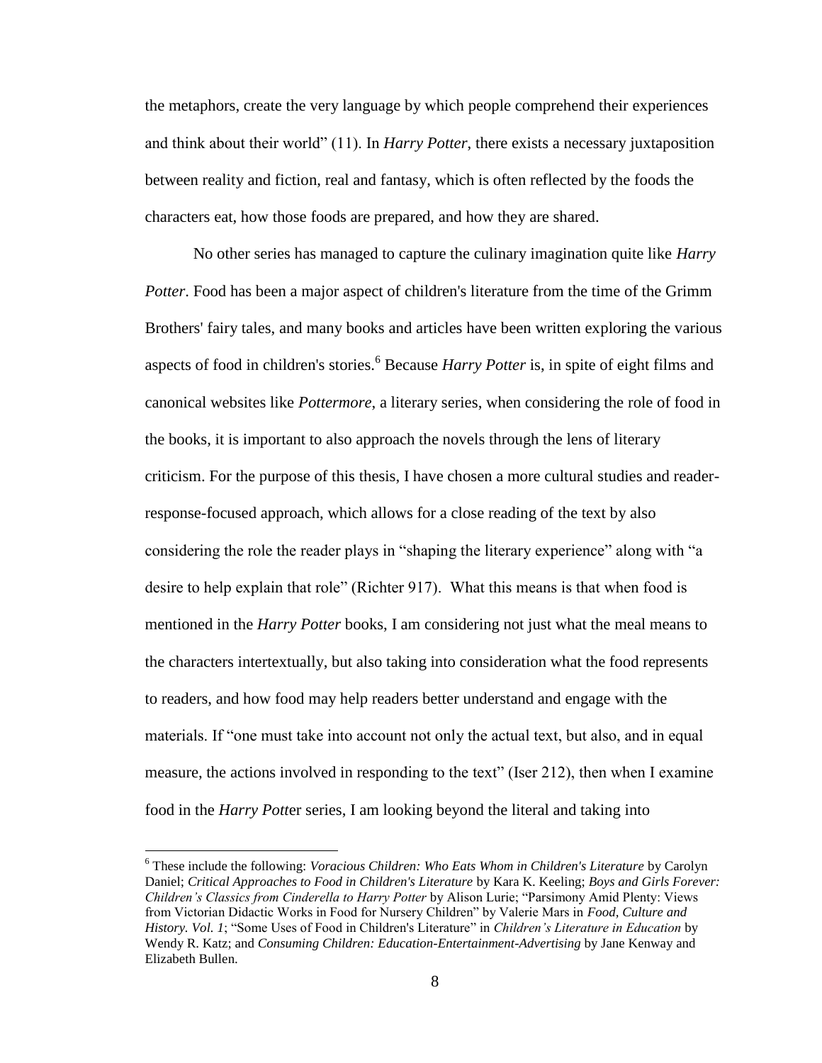the metaphors, create the very language by which people comprehend their experiences and think about their world" (11). In *Harry Potter*, there exists a necessary juxtaposition between reality and fiction, real and fantasy, which is often reflected by the foods the characters eat, how those foods are prepared, and how they are shared.

No other series has managed to capture the culinary imagination quite like *Harry Potter*. Food has been a major aspect of children's literature from the time of the Grimm Brothers' fairy tales, and many books and articles have been written exploring the various aspects of food in children's stories.[6] Because *Harry Potter* is, in spite of eight films and canonical websites like *Pottermore*, a literary series, when considering the role of food in the books, it is important to also approach the novels through the lens of literary criticism. For the purpose of this thesis, I have chosen a more cultural studies and reader-response-focused approach, which allows for a close reading of the text by also considering the role the reader plays in "shaping the literary experience" along with "a desire to help explain that role" (Richter 917). What this means is that when food is mentioned in the *Harry Potter* books, I am considering not just what the meal means to the characters intertextually, but also taking into consideration what the food represents to readers, and how food may help readers better understand and engage with the materials. If "one must take into account not only the actual text, but also, and in equal measure, the actions involved in responding to the text" (Iser 212), then when I examine food in the *Harry Pott*er series, I am looking beyond the literal and taking into

[6] These include the following: *Voracious Children: Who Eats Whom in Children's Literature* by Carolyn Daniel; *Critical Approaches to Food in Children's Literature* by Kara K. Keeling; *Boys and Girls Forever: Children's Classics from Cinderella to Harry Potter* by Alison Lurie; "Parsimony Amid Plenty: Views from Victorian Didactic Works in Food for Nursery Children" by Valerie Mars in *Food, Culture and History. Vol. 1*; "Some Uses of Food in Children's Literature" in *Children's Literature in Education* by Wendy R. Katz; and *Consuming Children: Education-Entertainment-Advertising* by Jane Kenway and Elizabeth Bullen.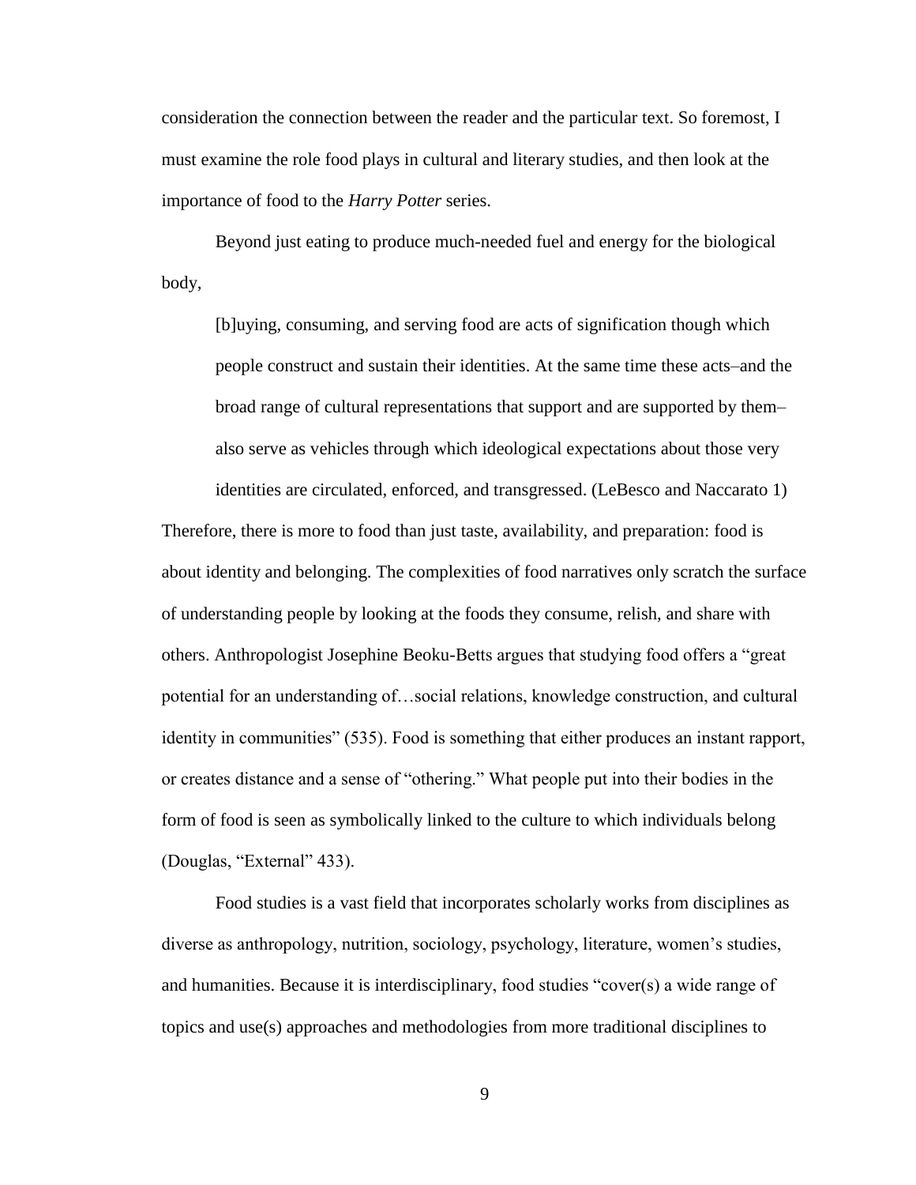consideration the connection between the reader and the particular text. So foremost, I must examine the role food plays in cultural and literary studies, and then look at the importance of food to the *Harry Potter* series.

Beyond just eating to produce much-needed fuel and energy for the biological body,

> [b]uying, consuming, and serving food are acts of signification though which people construct and sustain their identities. At the same time these acts–and the broad range of cultural representations that support and are supported by them–also serve as vehicles through which ideological expectations about those very identities are circulated, enforced, and transgressed. (LeBesco and Naccarato 1)

Therefore, there is more to food than just taste, availability, and preparation: food is about identity and belonging. The complexities of food narratives only scratch the surface of understanding people by looking at the foods they consume, relish, and share with others. Anthropologist Josephine Beoku-Betts argues that studying food offers a "great potential for an understanding of…social relations, knowledge construction, and cultural identity in communities" (535). Food is something that either produces an instant rapport, or creates distance and a sense of "othering." What people put into their bodies in the form of food is seen as symbolically linked to the culture to which individuals belong (Douglas, "External" 433).

Food studies is a vast field that incorporates scholarly works from disciplines as diverse as anthropology, nutrition, sociology, psychology, literature, women's studies, and humanities. Because it is interdisciplinary, food studies "cover(s) a wide range of topics and use(s) approaches and methodologies from more traditional disciplines to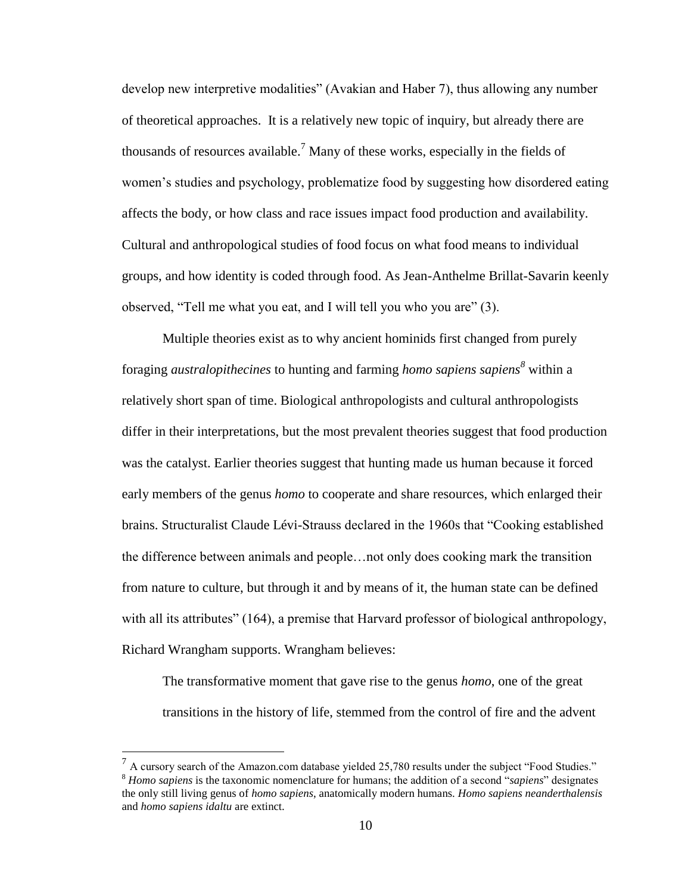develop new interpretive modalities" (Avakian and Haber 7), thus allowing any number of theoretical approaches. It is a relatively new topic of inquiry, but already there are thousands of resources available.[7] Many of these works, especially in the fields of women's studies and psychology, problematize food by suggesting how disordered eating affects the body, or how class and race issues impact food production and availability. Cultural and anthropological studies of food focus on what food means to individual groups, and how identity is coded through food. As Jean-Anthelme Brillat-Savarin keenly observed, "Tell me what you eat, and I will tell you who you are" (3).

Multiple theories exist as to why ancient hominids first changed from purely foraging *australopithecines* to hunting and farming *homo sapiens sapiens*[8] within a relatively short span of time. Biological anthropologists and cultural anthropologists differ in their interpretations, but the most prevalent theories suggest that food production was the catalyst. Earlier theories suggest that hunting made us human because it forced early members of the genus *homo* to cooperate and share resources, which enlarged their brains. Structuralist Claude Lévi-Strauss declared in the 1960s that "Cooking established the difference between animals and people…not only does cooking mark the transition from nature to culture, but through it and by means of it, the human state can be defined with all its attributes" (164), a premise that Harvard professor of biological anthropology, Richard Wrangham supports. Wrangham believes:

> The transformative moment that gave rise to the genus *homo*, one of the great transitions in the history of life, stemmed from the control of fire and the advent

---

[7] A cursory search of the Amazon.com database yielded 25,780 results under the subject "Food Studies."

[8] *Homo sapiens* is the taxonomic nomenclature for humans; the addition of a second "*sapiens*" designates the only still living genus of *homo sapiens*, anatomically modern humans. *Homo sapiens neanderthalensis* and *homo sapiens idaltu* are extinct.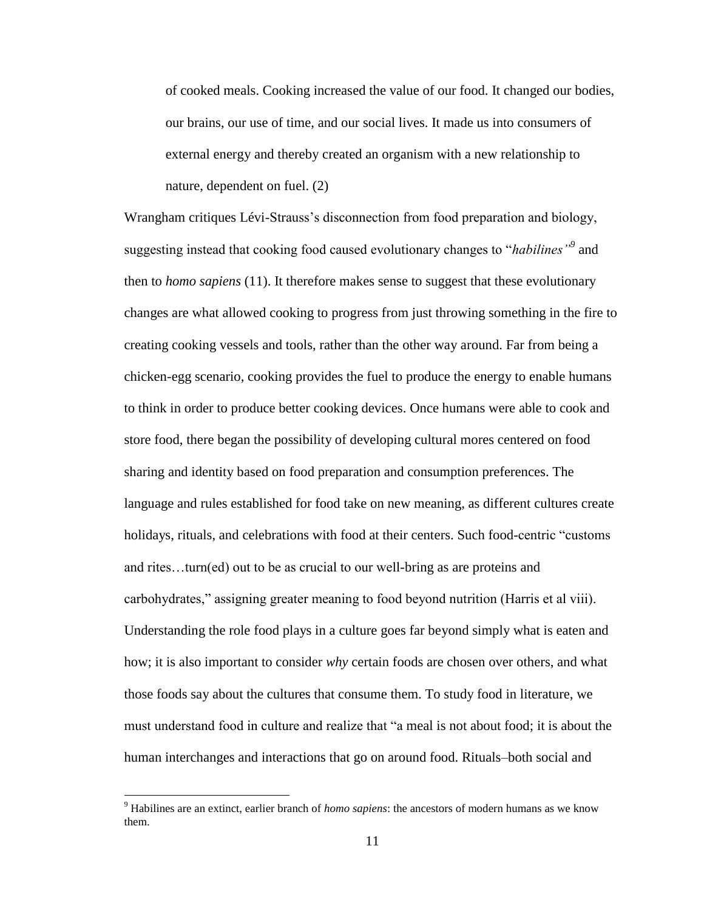> of cooked meals. Cooking increased the value of our food. It changed our bodies, our brains, our use of time, and our social lives. It made us into consumers of external energy and thereby created an organism with a new relationship to nature, dependent on fuel. (2)

Wrangham critiques Lévi-Strauss's disconnection from food preparation and biology, suggesting instead that cooking food caused evolutionary changes to "*habilines*"[9] and then to *homo sapiens* (11). It therefore makes sense to suggest that these evolutionary changes are what allowed cooking to progress from just throwing something in the fire to creating cooking vessels and tools, rather than the other way around. Far from being a chicken-egg scenario, cooking provides the fuel to produce the energy to enable humans to think in order to produce better cooking devices. Once humans were able to cook and store food, there began the possibility of developing cultural mores centered on food sharing and identity based on food preparation and consumption preferences. The language and rules established for food take on new meaning, as different cultures create holidays, rituals, and celebrations with food at their centers. Such food-centric "customs and rites…turn(ed) out to be as crucial to our well-bring as are proteins and carbohydrates," assigning greater meaning to food beyond nutrition (Harris et al viii). Understanding the role food plays in a culture goes far beyond simply what is eaten and how; it is also important to consider *why* certain foods are chosen over others, and what those foods say about the cultures that consume them. To study food in literature, we must understand food in culture and realize that "a meal is not about food; it is about the human interchanges and interactions that go on around food. Rituals–both social and

[9] Habilines are an extinct, earlier branch of *homo sapiens*: the ancestors of modern humans as we know them.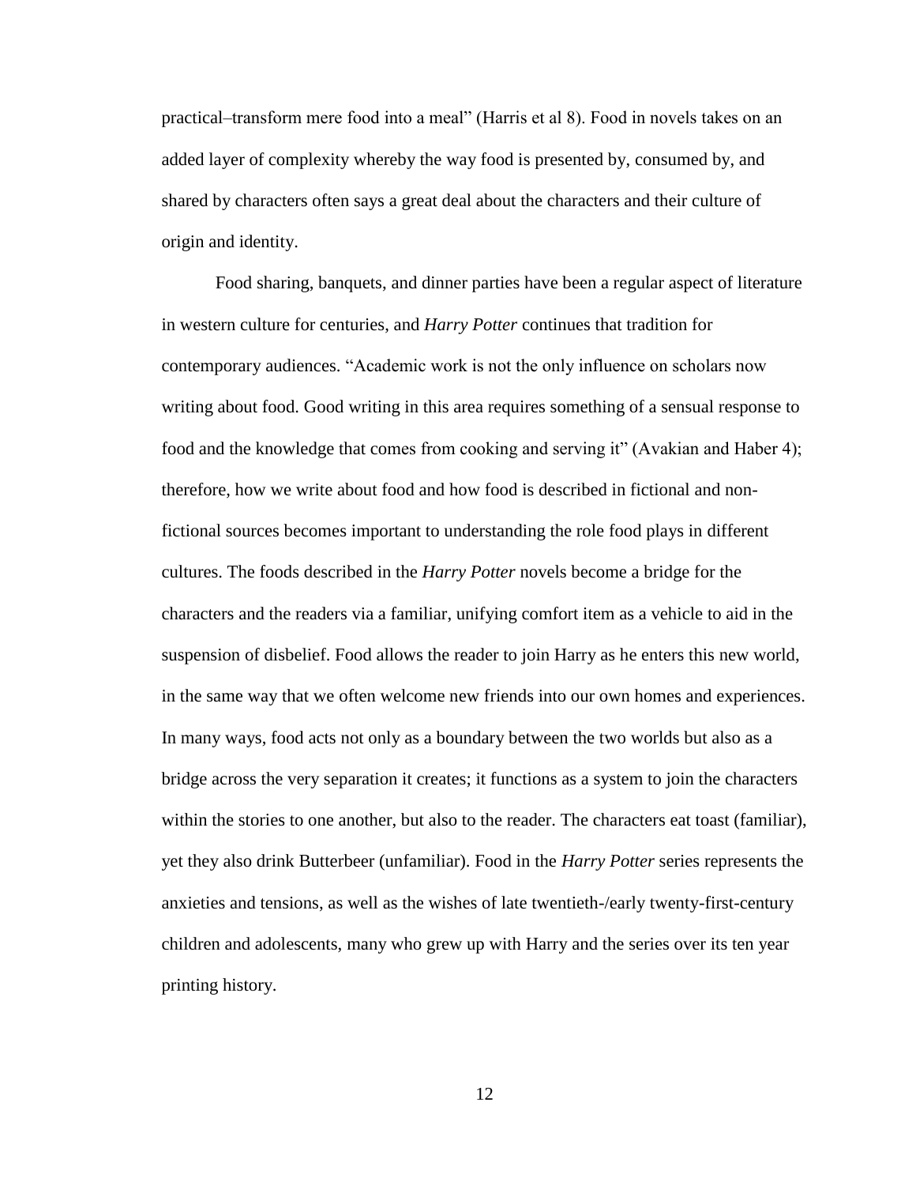practical–transform mere food into a meal" (Harris et al 8). Food in novels takes on an added layer of complexity whereby the way food is presented by, consumed by, and shared by characters often says a great deal about the characters and their culture of origin and identity.

Food sharing, banquets, and dinner parties have been a regular aspect of literature in western culture for centuries, and *Harry Potter* continues that tradition for contemporary audiences. "Academic work is not the only influence on scholars now writing about food. Good writing in this area requires something of a sensual response to food and the knowledge that comes from cooking and serving it" (Avakian and Haber 4); therefore, how we write about food and how food is described in fictional and non-fictional sources becomes important to understanding the role food plays in different cultures. The foods described in the *Harry Potter* novels become a bridge for the characters and the readers via a familiar, unifying comfort item as a vehicle to aid in the suspension of disbelief. Food allows the reader to join Harry as he enters this new world, in the same way that we often welcome new friends into our own homes and experiences. In many ways, food acts not only as a boundary between the two worlds but also as a bridge across the very separation it creates; it functions as a system to join the characters within the stories to one another, but also to the reader. The characters eat toast (familiar), yet they also drink Butterbeer (unfamiliar). Food in the *Harry Potter* series represents the anxieties and tensions, as well as the wishes of late twentieth-/early twenty-first-century children and adolescents, many who grew up with Harry and the series over its ten year printing history.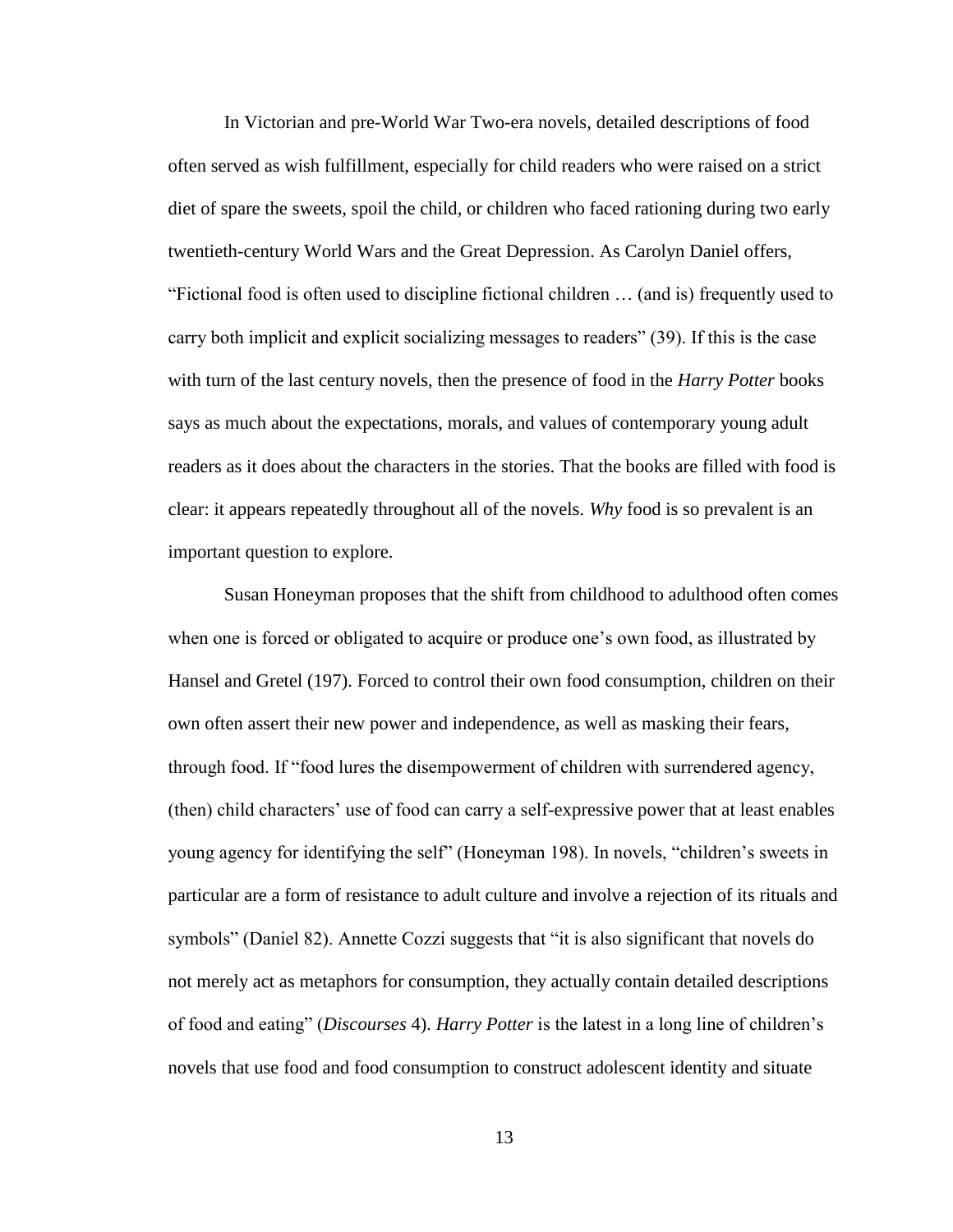In Victorian and pre-World War Two-era novels, detailed descriptions of food often served as wish fulfillment, especially for child readers who were raised on a strict diet of spare the sweets, spoil the child, or children who faced rationing during two early twentieth-century World Wars and the Great Depression. As Carolyn Daniel offers, "Fictional food is often used to discipline fictional children … (and is) frequently used to carry both implicit and explicit socializing messages to readers" (39). If this is the case with turn of the last century novels, then the presence of food in the *Harry Potter* books says as much about the expectations, morals, and values of contemporary young adult readers as it does about the characters in the stories. That the books are filled with food is clear: it appears repeatedly throughout all of the novels. *Why* food is so prevalent is an important question to explore.

Susan Honeyman proposes that the shift from childhood to adulthood often comes when one is forced or obligated to acquire or produce one's own food, as illustrated by Hansel and Gretel (197). Forced to control their own food consumption, children on their own often assert their new power and independence, as well as masking their fears, through food. If "food lures the disempowerment of children with surrendered agency, (then) child characters' use of food can carry a self-expressive power that at least enables young agency for identifying the self" (Honeyman 198). In novels, "children's sweets in particular are a form of resistance to adult culture and involve a rejection of its rituals and symbols" (Daniel 82). Annette Cozzi suggests that "it is also significant that novels do not merely act as metaphors for consumption, they actually contain detailed descriptions of food and eating" (*Discourses* 4). *Harry Potter* is the latest in a long line of children's novels that use food and food consumption to construct adolescent identity and situate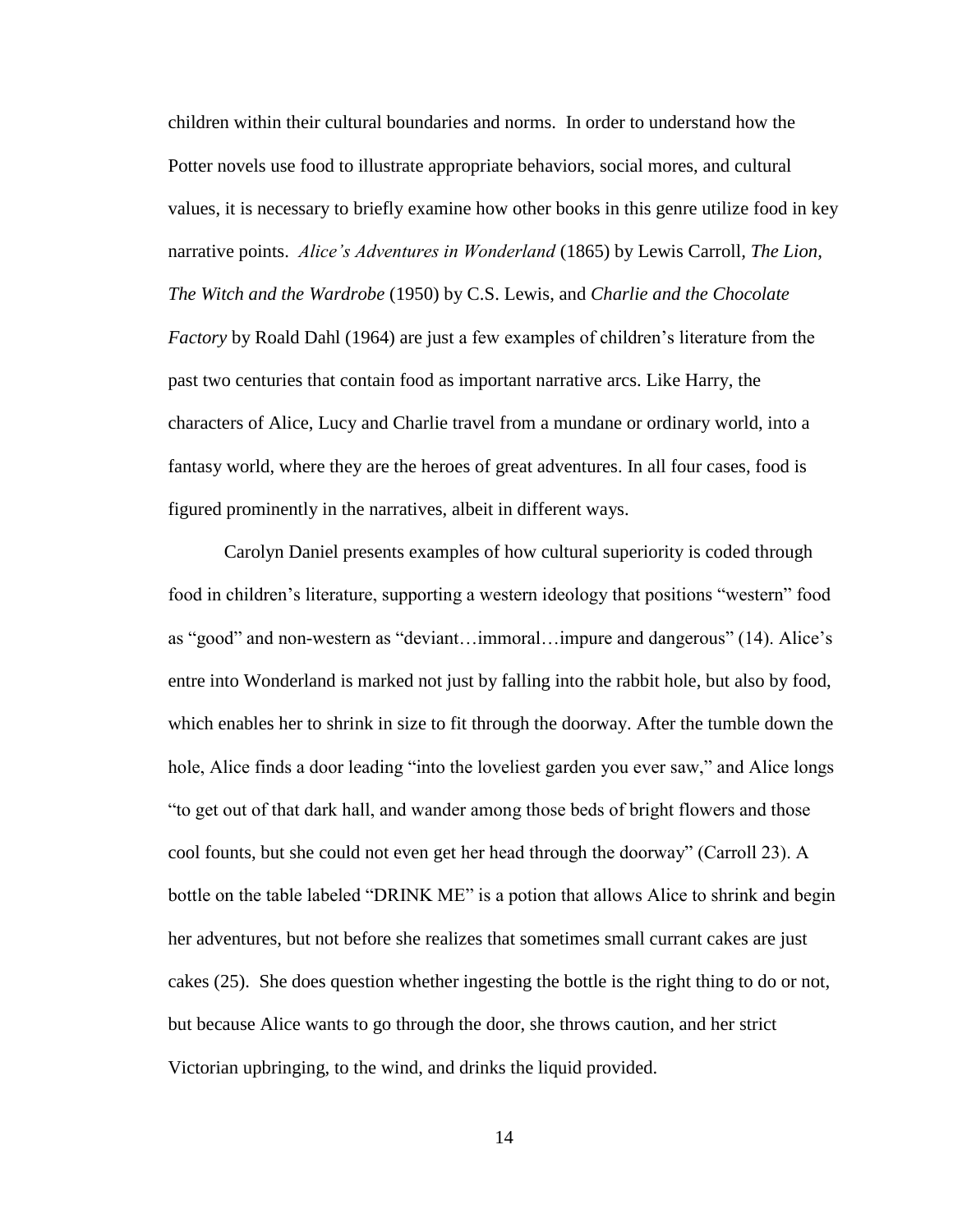children within their cultural boundaries and norms. In order to understand how the Potter novels use food to illustrate appropriate behaviors, social mores, and cultural values, it is necessary to briefly examine how other books in this genre utilize food in key narrative points. *Alice's Adventures in Wonderland* (1865) by Lewis Carroll, *The Lion, The Witch and the Wardrobe* (1950) by C.S. Lewis, and *Charlie and the Chocolate Factory* by Roald Dahl (1964) are just a few examples of children's literature from the past two centuries that contain food as important narrative arcs. Like Harry, the characters of Alice, Lucy and Charlie travel from a mundane or ordinary world, into a fantasy world, where they are the heroes of great adventures. In all four cases, food is figured prominently in the narratives, albeit in different ways.

Carolyn Daniel presents examples of how cultural superiority is coded through food in children's literature, supporting a western ideology that positions "western" food as "good" and non-western as "deviant…immoral…impure and dangerous" (14). Alice's entre into Wonderland is marked not just by falling into the rabbit hole, but also by food, which enables her to shrink in size to fit through the doorway. After the tumble down the hole, Alice finds a door leading "into the loveliest garden you ever saw," and Alice longs "to get out of that dark hall, and wander among those beds of bright flowers and those cool founts, but she could not even get her head through the doorway" (Carroll 23). A bottle on the table labeled "DRINK ME" is a potion that allows Alice to shrink and begin her adventures, but not before she realizes that sometimes small currant cakes are just cakes (25). She does question whether ingesting the bottle is the right thing to do or not, but because Alice wants to go through the door, she throws caution, and her strict Victorian upbringing, to the wind, and drinks the liquid provided.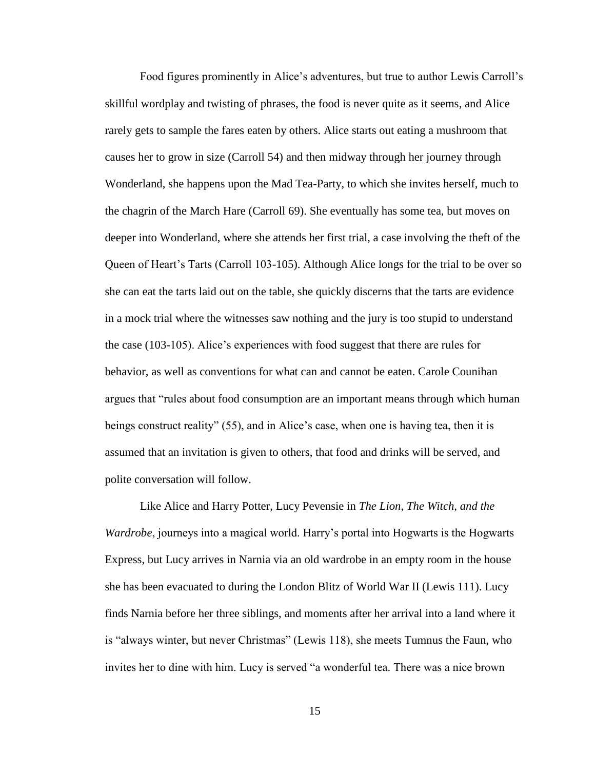Food figures prominently in Alice's adventures, but true to author Lewis Carroll's skillful wordplay and twisting of phrases, the food is never quite as it seems, and Alice rarely gets to sample the fares eaten by others. Alice starts out eating a mushroom that causes her to grow in size (Carroll 54) and then midway through her journey through Wonderland, she happens upon the Mad Tea-Party, to which she invites herself, much to the chagrin of the March Hare (Carroll 69). She eventually has some tea, but moves on deeper into Wonderland, where she attends her first trial, a case involving the theft of the Queen of Heart's Tarts (Carroll 103-105). Although Alice longs for the trial to be over so she can eat the tarts laid out on the table, she quickly discerns that the tarts are evidence in a mock trial where the witnesses saw nothing and the jury is too stupid to understand the case (103-105). Alice's experiences with food suggest that there are rules for behavior, as well as conventions for what can and cannot be eaten. Carole Counihan argues that "rules about food consumption are an important means through which human beings construct reality" (55), and in Alice's case, when one is having tea, then it is assumed that an invitation is given to others, that food and drinks will be served, and polite conversation will follow.

Like Alice and Harry Potter, Lucy Pevensie in *The Lion, The Witch, and the Wardrobe*, journeys into a magical world. Harry's portal into Hogwarts is the Hogwarts Express, but Lucy arrives in Narnia via an old wardrobe in an empty room in the house she has been evacuated to during the London Blitz of World War II (Lewis 111). Lucy finds Narnia before her three siblings, and moments after her arrival into a land where it is "always winter, but never Christmas" (Lewis 118), she meets Tumnus the Faun, who invites her to dine with him. Lucy is served "a wonderful tea. There was a nice brown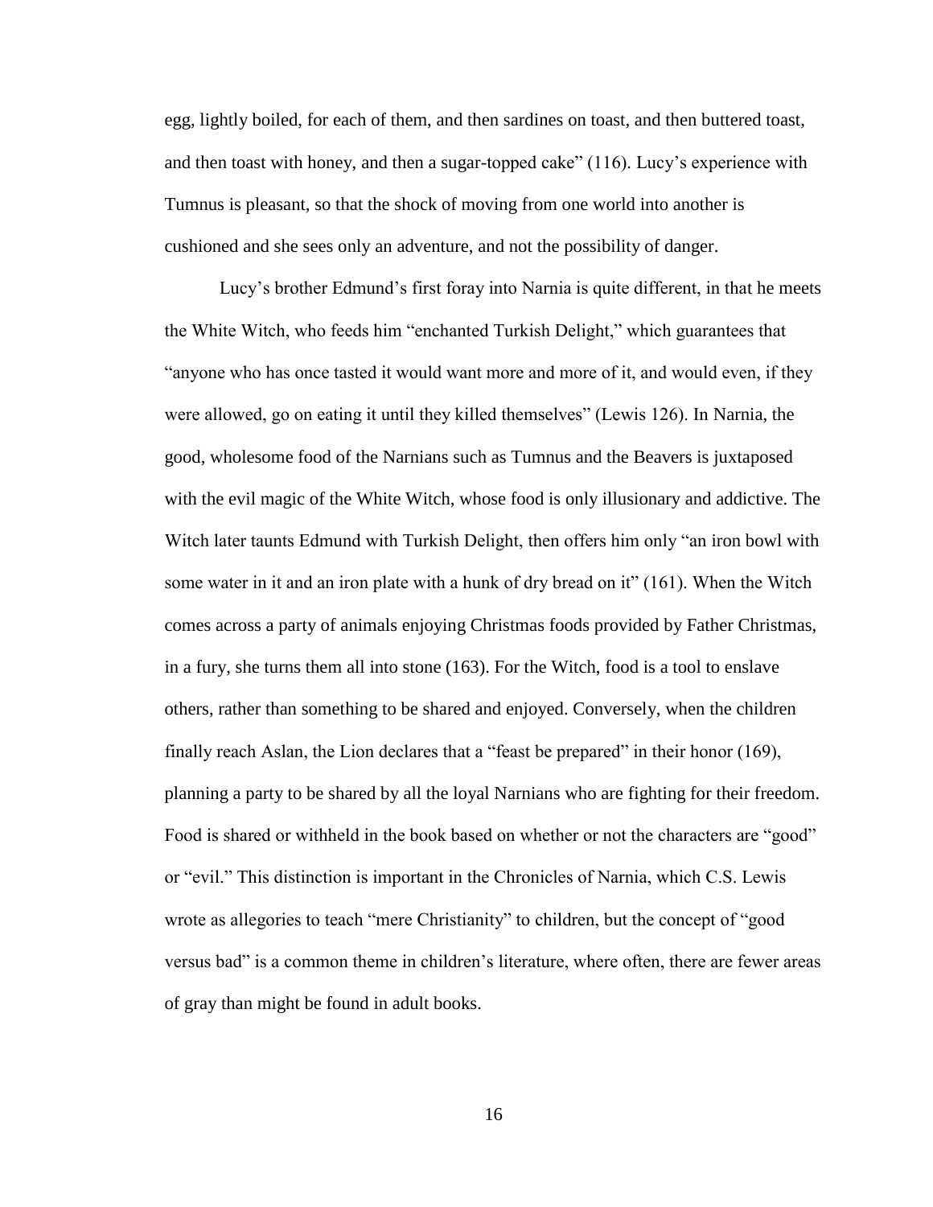egg, lightly boiled, for each of them, and then sardines on toast, and then buttered toast, and then toast with honey, and then a sugar-topped cake" (116). Lucy's experience with Tumnus is pleasant, so that the shock of moving from one world into another is cushioned and she sees only an adventure, and not the possibility of danger.

Lucy's brother Edmund's first foray into Narnia is quite different, in that he meets the White Witch, who feeds him "enchanted Turkish Delight," which guarantees that "anyone who has once tasted it would want more and more of it, and would even, if they were allowed, go on eating it until they killed themselves" (Lewis 126). In Narnia, the good, wholesome food of the Narnians such as Tumnus and the Beavers is juxtaposed with the evil magic of the White Witch, whose food is only illusionary and addictive. The Witch later taunts Edmund with Turkish Delight, then offers him only "an iron bowl with some water in it and an iron plate with a hunk of dry bread on it" (161). When the Witch comes across a party of animals enjoying Christmas foods provided by Father Christmas, in a fury, she turns them all into stone (163). For the Witch, food is a tool to enslave others, rather than something to be shared and enjoyed. Conversely, when the children finally reach Aslan, the Lion declares that a "feast be prepared" in their honor (169), planning a party to be shared by all the loyal Narnians who are fighting for their freedom. Food is shared or withheld in the book based on whether or not the characters are "good" or "evil." This distinction is important in the Chronicles of Narnia, which C.S. Lewis wrote as allegories to teach "mere Christianity" to children, but the concept of "good versus bad" is a common theme in children's literature, where often, there are fewer areas of gray than might be found in adult books.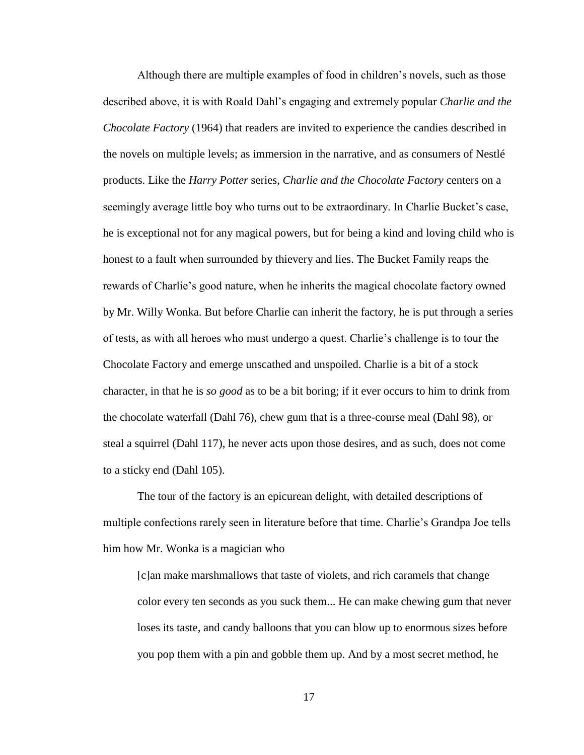Although there are multiple examples of food in children's novels, such as those described above, it is with Roald Dahl's engaging and extremely popular *Charlie and the Chocolate Factory* (1964) that readers are invited to experience the candies described in the novels on multiple levels; as immersion in the narrative, and as consumers of Nestlé products. Like the *Harry Potter* series, *Charlie and the Chocolate Factory* centers on a seemingly average little boy who turns out to be extraordinary. In Charlie Bucket's case, he is exceptional not for any magical powers, but for being a kind and loving child who is honest to a fault when surrounded by thievery and lies. The Bucket Family reaps the rewards of Charlie's good nature, when he inherits the magical chocolate factory owned by Mr. Willy Wonka. But before Charlie can inherit the factory, he is put through a series of tests, as with all heroes who must undergo a quest. Charlie's challenge is to tour the Chocolate Factory and emerge unscathed and unspoiled. Charlie is a bit of a stock character, in that he is *so good* as to be a bit boring; if it ever occurs to him to drink from the chocolate waterfall (Dahl 76), chew gum that is a three-course meal (Dahl 98), or steal a squirrel (Dahl 117), he never acts upon those desires, and as such, does not come to a sticky end (Dahl 105).

The tour of the factory is an epicurean delight, with detailed descriptions of multiple confections rarely seen in literature before that time. Charlie's Grandpa Joe tells him how Mr. Wonka is a magician who

> [c]an make marshmallows that taste of violets, and rich caramels that change color every ten seconds as you suck them... He can make chewing gum that never loses its taste, and candy balloons that you can blow up to enormous sizes before you pop them with a pin and gobble them up. And by a most secret method, he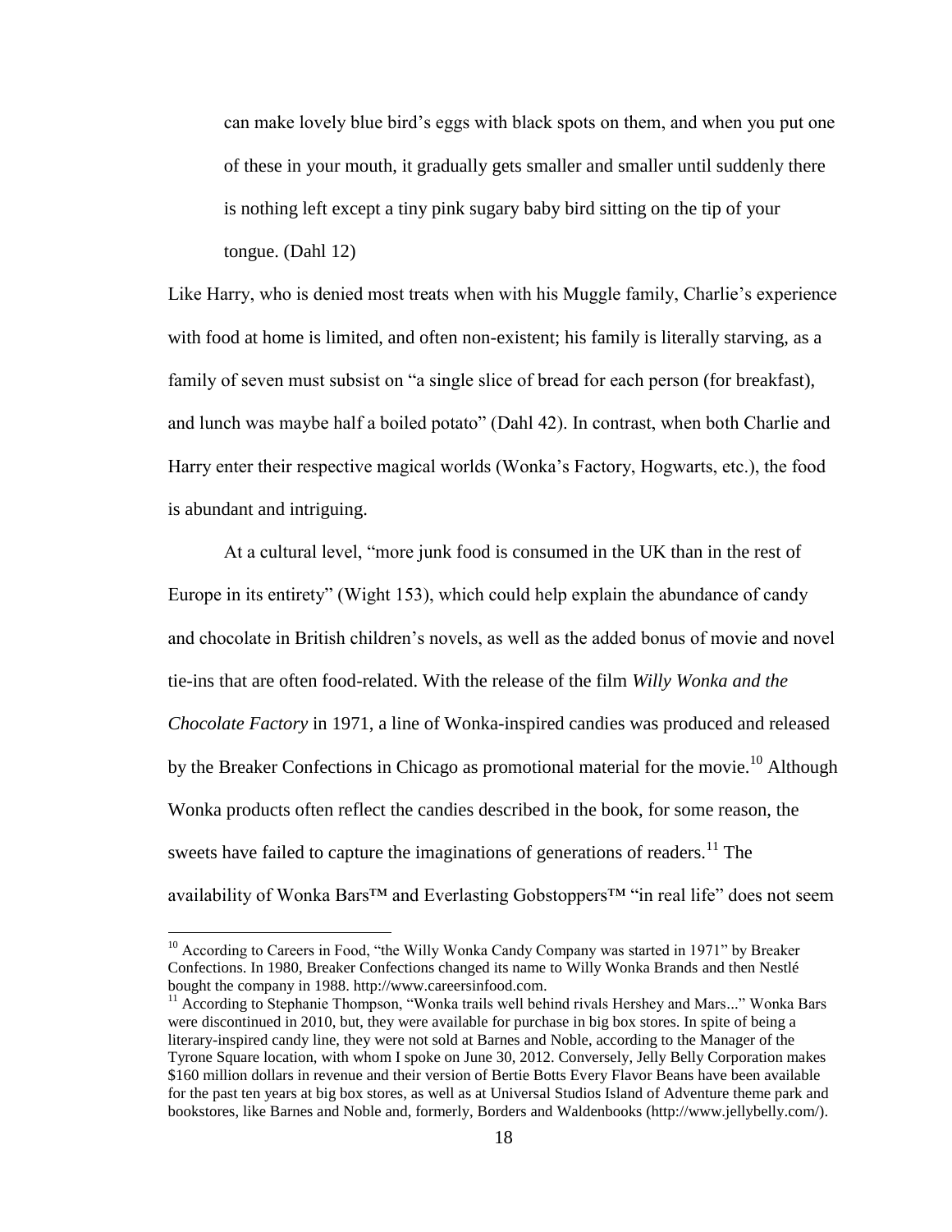> can make lovely blue bird's eggs with black spots on them, and when you put one of these in your mouth, it gradually gets smaller and smaller until suddenly there is nothing left except a tiny pink sugary baby bird sitting on the tip of your tongue. (Dahl 12)

Like Harry, who is denied most treats when with his Muggle family, Charlie's experience with food at home is limited, and often non-existent; his family is literally starving, as a family of seven must subsist on "a single slice of bread for each person (for breakfast), and lunch was maybe half a boiled potato" (Dahl 42). In contrast, when both Charlie and Harry enter their respective magical worlds (Wonka's Factory, Hogwarts, etc.), the food is abundant and intriguing.

At a cultural level, "more junk food is consumed in the UK than in the rest of Europe in its entirety" (Wight 153), which could help explain the abundance of candy and chocolate in British children's novels, as well as the added bonus of movie and novel tie-ins that are often food-related. With the release of the film *Willy Wonka and the Chocolate Factory* in 1971, a line of Wonka-inspired candies was produced and released by the Breaker Confections in Chicago as promotional material for the movie.[10] Although Wonka products often reflect the candies described in the book, for some reason, the sweets have failed to capture the imaginations of generations of readers.[11] The availability of Wonka Bars™ and Everlasting Gobstoppers™ "in real life" does not seem

[10] According to Careers in Food, "the Willy Wonka Candy Company was started in 1971" by Breaker Confections. In 1980, Breaker Confections changed its name to Willy Wonka Brands and then Nestlé bought the company in 1988. http://www.careersinfood.com.

[11] According to Stephanie Thompson, "Wonka trails well behind rivals Hershey and Mars..." Wonka Bars were discontinued in 2010, but, they were available for purchase in big box stores. In spite of being a literary-inspired candy line, they were not sold at Barnes and Noble, according to the Manager of the Tyrone Square location, with whom I spoke on June 30, 2012. Conversely, Jelly Belly Corporation makes $160 million dollars in revenue and their version of Bertie Botts Every Flavor Beans have been available for the past ten years at big box stores, as well as at Universal Studios Island of Adventure theme park and bookstores, like Barnes and Noble and, formerly, Borders and Waldenbooks (http://www.jellybelly.com/).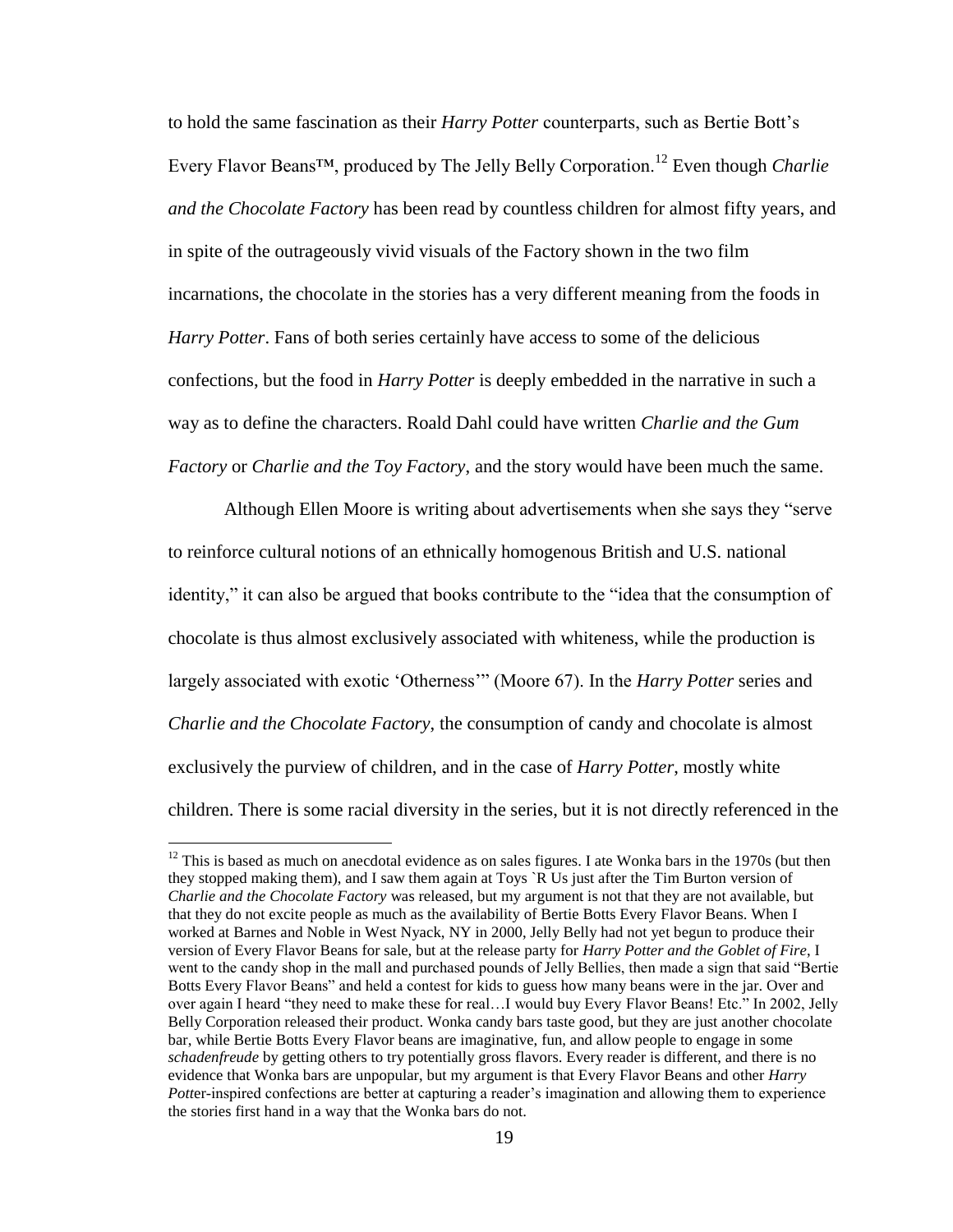to hold the same fascination as their *Harry Potter* counterparts, such as Bertie Bott's Every Flavor Beans™, produced by The Jelly Belly Corporation.[12] Even though *Charlie and the Chocolate Factory* has been read by countless children for almost fifty years, and in spite of the outrageously vivid visuals of the Factory shown in the two film incarnations, the chocolate in the stories has a very different meaning from the foods in *Harry Potter*. Fans of both series certainly have access to some of the delicious confections, but the food in *Harry Potter* is deeply embedded in the narrative in such a way as to define the characters. Roald Dahl could have written *Charlie and the Gum Factory* or *Charlie and the Toy Factory*, and the story would have been much the same.

Although Ellen Moore is writing about advertisements when she says they "serve to reinforce cultural notions of an ethnically homogenous British and U.S. national identity," it can also be argued that books contribute to the "idea that the consumption of chocolate is thus almost exclusively associated with whiteness, while the production is largely associated with exotic 'Otherness'" (Moore 67). In the *Harry Potter* series and *Charlie and the Chocolate Factory*, the consumption of candy and chocolate is almost exclusively the purview of children, and in the case of *Harry Potter*, mostly white children. There is some racial diversity in the series, but it is not directly referenced in the

[12] This is based as much on anecdotal evidence as on sales figures. I ate Wonka bars in the 1970s (but then they stopped making them), and I saw them again at Toys `R Us just after the Tim Burton version of *Charlie and the Chocolate Factory* was released, but my argument is not that they are not available, but that they do not excite people as much as the availability of Bertie Botts Every Flavor Beans. When I worked at Barnes and Noble in West Nyack, NY in 2000, Jelly Belly had not yet begun to produce their version of Every Flavor Beans for sale, but at the release party for *Harry Potter and the Goblet of Fire*, I went to the candy shop in the mall and purchased pounds of Jelly Bellies, then made a sign that said "Bertie Botts Every Flavor Beans" and held a contest for kids to guess how many beans were in the jar. Over and over again I heard "they need to make these for real…I would buy Every Flavor Beans! Etc." In 2002, Jelly Belly Corporation released their product. Wonka candy bars taste good, but they are just another chocolate bar, while Bertie Botts Every Flavor beans are imaginative, fun, and allow people to engage in some *schadenfreude* by getting others to try potentially gross flavors. Every reader is different, and there is no evidence that Wonka bars are unpopular, but my argument is that Every Flavor Beans and other *Harry Pott*er-inspired confections are better at capturing a reader's imagination and allowing them to experience the stories first hand in a way that the Wonka bars do not.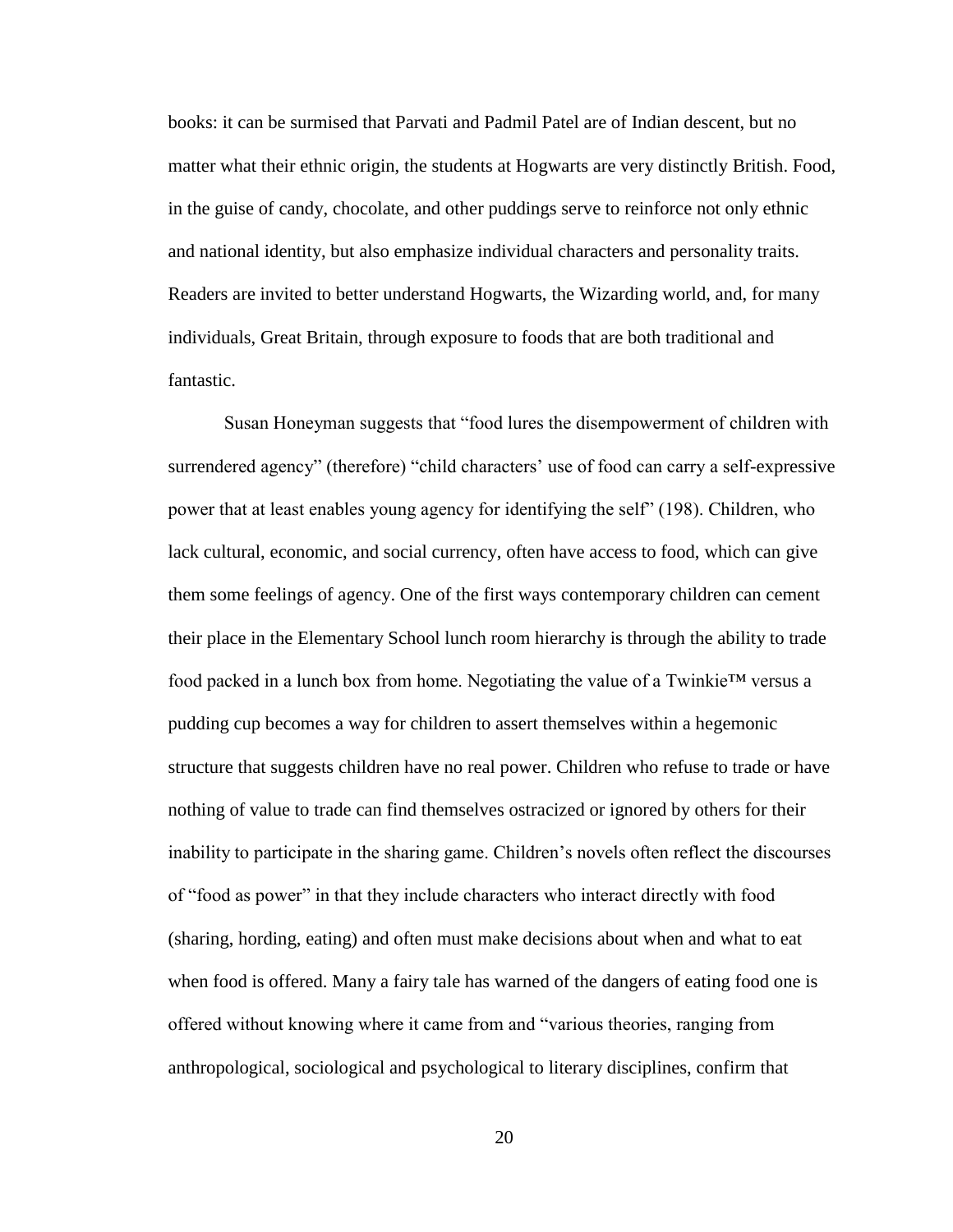books: it can be surmised that Parvati and Padmil Patel are of Indian descent, but no matter what their ethnic origin, the students at Hogwarts are very distinctly British. Food, in the guise of candy, chocolate, and other puddings serve to reinforce not only ethnic and national identity, but also emphasize individual characters and personality traits. Readers are invited to better understand Hogwarts, the Wizarding world, and, for many individuals, Great Britain, through exposure to foods that are both traditional and fantastic.

Susan Honeyman suggests that "food lures the disempowerment of children with surrendered agency" (therefore) "child characters' use of food can carry a self-expressive power that at least enables young agency for identifying the self" (198). Children, who lack cultural, economic, and social currency, often have access to food, which can give them some feelings of agency. One of the first ways contemporary children can cement their place in the Elementary School lunch room hierarchy is through the ability to trade food packed in a lunch box from home. Negotiating the value of a Twinkie™ versus a pudding cup becomes a way for children to assert themselves within a hegemonic structure that suggests children have no real power. Children who refuse to trade or have nothing of value to trade can find themselves ostracized or ignored by others for their inability to participate in the sharing game. Children's novels often reflect the discourses of "food as power" in that they include characters who interact directly with food (sharing, hording, eating) and often must make decisions about when and what to eat when food is offered. Many a fairy tale has warned of the dangers of eating food one is offered without knowing where it came from and "various theories, ranging from anthropological, sociological and psychological to literary disciplines, confirm that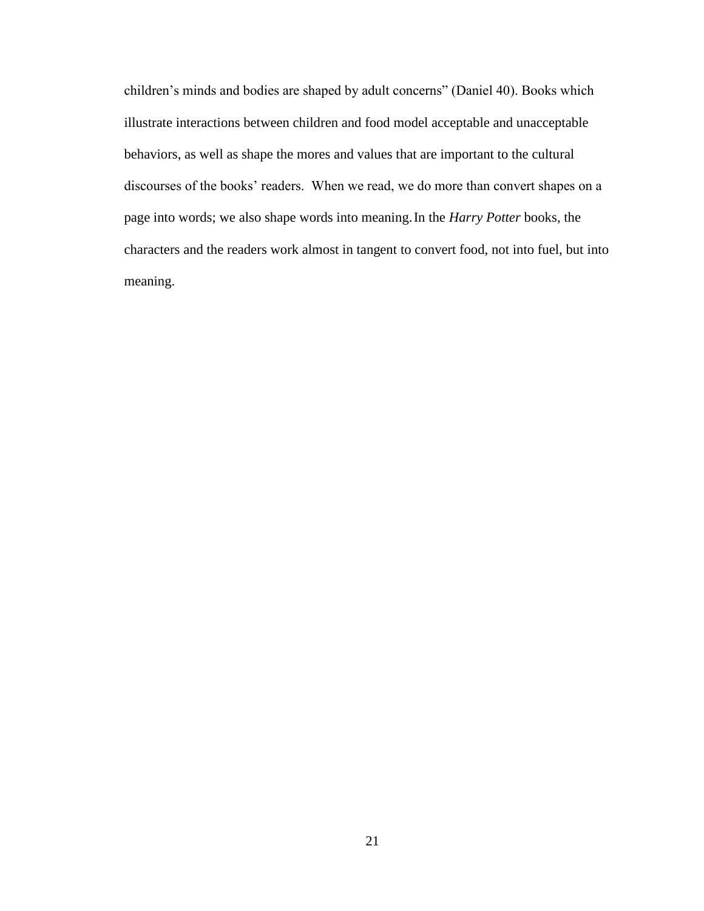children's minds and bodies are shaped by adult concerns" (Daniel 40). Books which illustrate interactions between children and food model acceptable and unacceptable behaviors, as well as shape the mores and values that are important to the cultural discourses of the books' readers.  When we read, we do more than convert shapes on a page into words; we also shape words into meaning. In the *Harry Potter* books, the characters and the readers work almost in tangent to convert food, not into fuel, but into meaning.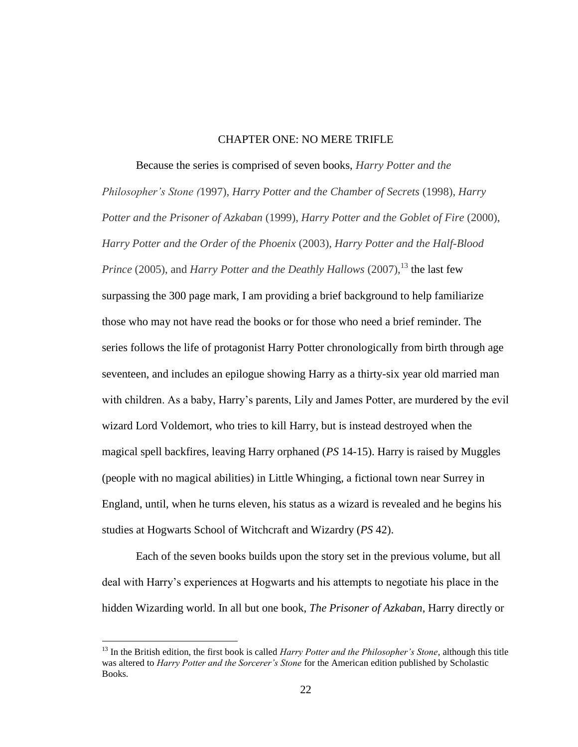# CHAPTER ONE: NO MERE TRIFLE

Because the series is comprised of seven books, *Harry Potter and the Philosopher's Stone (*1997), *Harry Potter and the Chamber of Secrets* (1998), *Harry Potter and the Prisoner of Azkaban* (1999), *Harry Potter and the Goblet of Fire* (2000), *Harry Potter and the Order of the Phoenix* (2003), *Harry Potter and the Half-Blood Prince* (2005), and *Harry Potter and the Deathly Hallows* (2007),[13] the last few surpassing the 300 page mark, I am providing a brief background to help familiarize those who may not have read the books or for those who need a brief reminder. The series follows the life of protagonist Harry Potter chronologically from birth through age seventeen, and includes an epilogue showing Harry as a thirty-six year old married man with children. As a baby, Harry's parents, Lily and James Potter, are murdered by the evil wizard Lord Voldemort, who tries to kill Harry, but is instead destroyed when the magical spell backfires, leaving Harry orphaned (*PS* 14-15). Harry is raised by Muggles (people with no magical abilities) in Little Whinging, a fictional town near Surrey in England, until, when he turns eleven, his status as a wizard is revealed and he begins his studies at Hogwarts School of Witchcraft and Wizardry (*PS* 42).

Each of the seven books builds upon the story set in the previous volume, but all deal with Harry's experiences at Hogwarts and his attempts to negotiate his place in the hidden Wizarding world. In all but one book, *The Prisoner of Azkaban*, Harry directly or

---

[13] In the British edition, the first book is called *Harry Potter and the Philosopher's Stone*, although this title was altered to *Harry Potter and the Sorcerer's Stone* for the American edition published by Scholastic Books.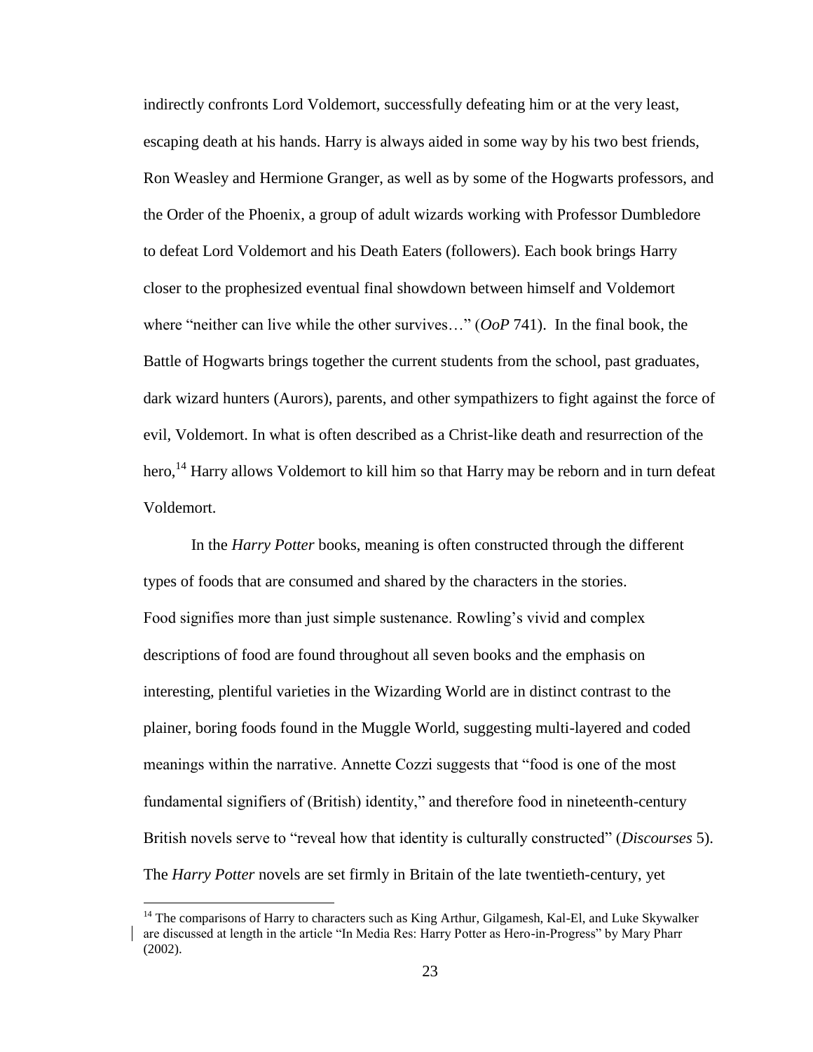indirectly confronts Lord Voldemort, successfully defeating him or at the very least, escaping death at his hands. Harry is always aided in some way by his two best friends, Ron Weasley and Hermione Granger, as well as by some of the Hogwarts professors, and the Order of the Phoenix, a group of adult wizards working with Professor Dumbledore to defeat Lord Voldemort and his Death Eaters (followers). Each book brings Harry closer to the prophesized eventual final showdown between himself and Voldemort where "neither can live while the other survives…" (*OoP* 741). In the final book, the Battle of Hogwarts brings together the current students from the school, past graduates, dark wizard hunters (Aurors), parents, and other sympathizers to fight against the force of evil, Voldemort. In what is often described as a Christ-like death and resurrection of the hero,[14] Harry allows Voldemort to kill him so that Harry may be reborn and in turn defeat Voldemort.

In the *Harry Potter* books, meaning is often constructed through the different types of foods that are consumed and shared by the characters in the stories. Food signifies more than just simple sustenance. Rowling's vivid and complex descriptions of food are found throughout all seven books and the emphasis on interesting, plentiful varieties in the Wizarding World are in distinct contrast to the plainer, boring foods found in the Muggle World, suggesting multi-layered and coded meanings within the narrative. Annette Cozzi suggests that "food is one of the most fundamental signifiers of (British) identity," and therefore food in nineteenth-century British novels serve to "reveal how that identity is culturally constructed" (*Discourses* 5). The *Harry Potter* novels are set firmly in Britain of the late twentieth-century, yet

---

[14] The comparisons of Harry to characters such as King Arthur, Gilgamesh, Kal-El, and Luke Skywalker are discussed at length in the article "In Media Res: Harry Potter as Hero-in-Progress" by Mary Pharr (2002).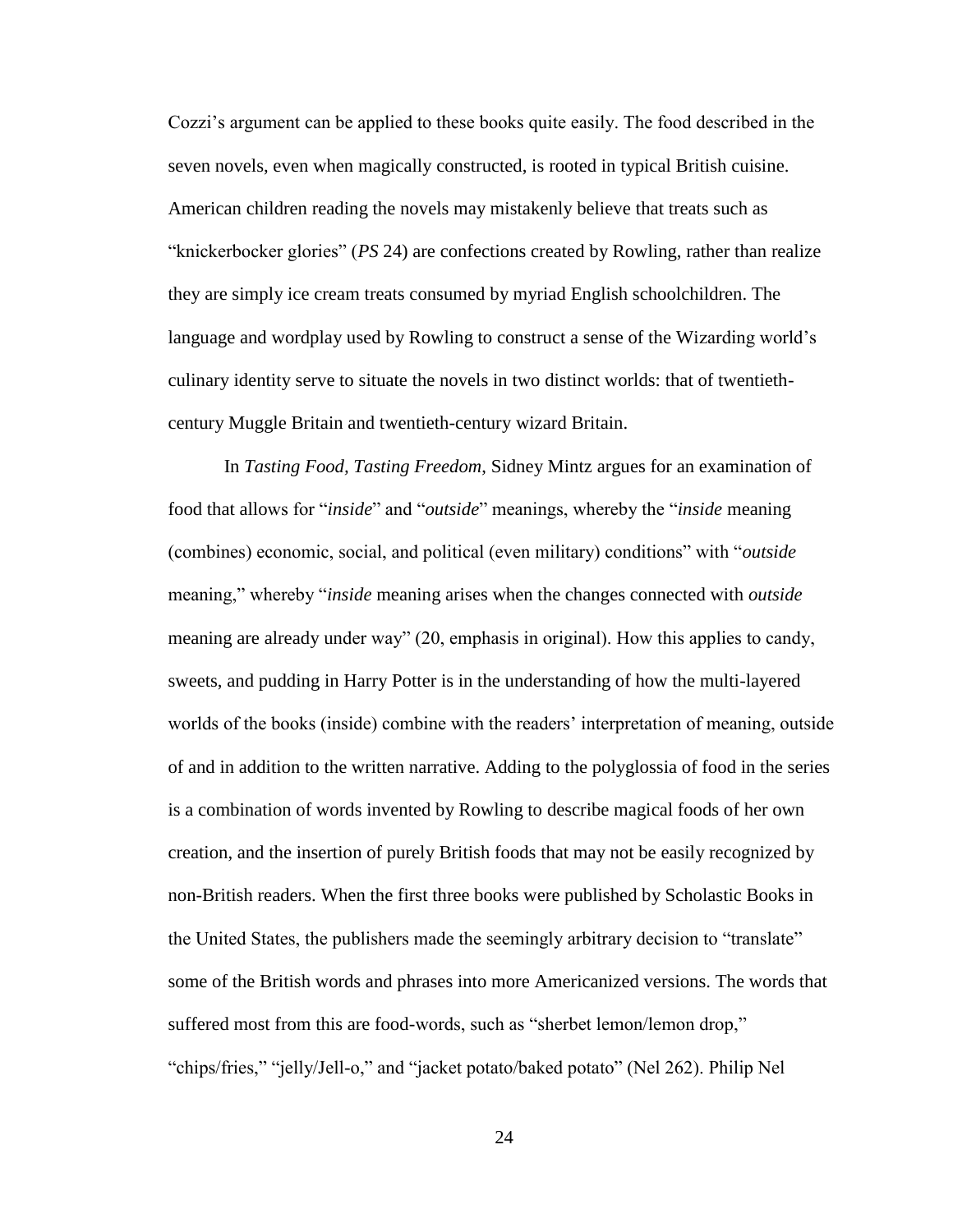Cozzi's argument can be applied to these books quite easily. The food described in the seven novels, even when magically constructed, is rooted in typical British cuisine. American children reading the novels may mistakenly believe that treats such as "knickerbocker glories" (*PS* 24) are confections created by Rowling, rather than realize they are simply ice cream treats consumed by myriad English schoolchildren. The language and wordplay used by Rowling to construct a sense of the Wizarding world's culinary identity serve to situate the novels in two distinct worlds: that of twentieth-century Muggle Britain and twentieth-century wizard Britain.

In *Tasting Food, Tasting Freedom*, Sidney Mintz argues for an examination of food that allows for "*inside*" and "*outside*" meanings, whereby the "*inside* meaning (combines) economic, social, and political (even military) conditions" with "*outside* meaning," whereby "*inside* meaning arises when the changes connected with *outside* meaning are already under way" (20, emphasis in original). How this applies to candy, sweets, and pudding in Harry Potter is in the understanding of how the multi-layered worlds of the books (inside) combine with the readers' interpretation of meaning, outside of and in addition to the written narrative. Adding to the polyglossia of food in the series is a combination of words invented by Rowling to describe magical foods of her own creation, and the insertion of purely British foods that may not be easily recognized by non-British readers. When the first three books were published by Scholastic Books in the United States, the publishers made the seemingly arbitrary decision to "translate" some of the British words and phrases into more Americanized versions. The words that suffered most from this are food-words, such as "sherbet lemon/lemon drop," "chips/fries," "jelly/Jell-o," and "jacket potato/baked potato" (Nel 262). Philip Nel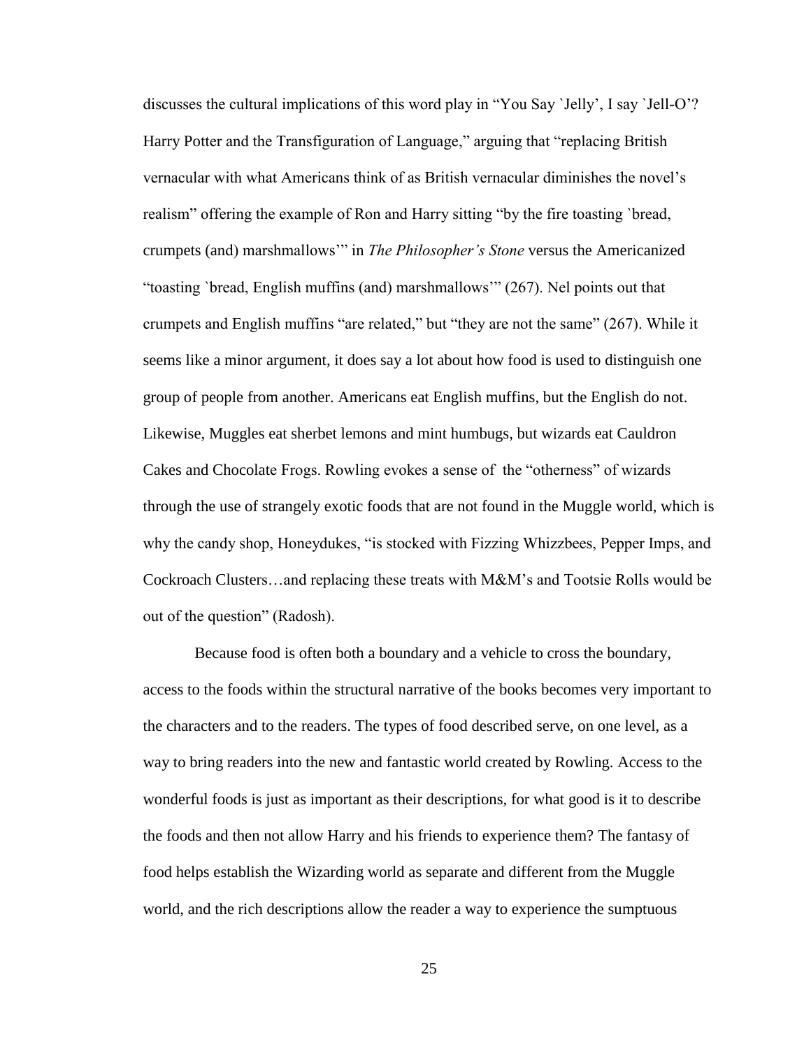discusses the cultural implications of this word play in "You Say `Jelly', I say `Jell-O'? Harry Potter and the Transfiguration of Language," arguing that "replacing British vernacular with what Americans think of as British vernacular diminishes the novel's realism" offering the example of Ron and Harry sitting "by the fire toasting `bread, crumpets (and) marshmallows'" in *The Philosopher's Stone* versus the Americanized "toasting `bread, English muffins (and) marshmallows'" (267). Nel points out that crumpets and English muffins "are related," but "they are not the same" (267). While it seems like a minor argument, it does say a lot about how food is used to distinguish one group of people from another. Americans eat English muffins, but the English do not. Likewise, Muggles eat sherbet lemons and mint humbugs, but wizards eat Cauldron Cakes and Chocolate Frogs. Rowling evokes a sense of the "otherness" of wizards through the use of strangely exotic foods that are not found in the Muggle world, which is why the candy shop, Honeydukes, "is stocked with Fizzing Whizzbees, Pepper Imps, and Cockroach Clusters…and replacing these treats with M&M's and Tootsie Rolls would be out of the question" (Radosh).

Because food is often both a boundary and a vehicle to cross the boundary, access to the foods within the structural narrative of the books becomes very important to the characters and to the readers. The types of food described serve, on one level, as a way to bring readers into the new and fantastic world created by Rowling. Access to the wonderful foods is just as important as their descriptions, for what good is it to describe the foods and then not allow Harry and his friends to experience them? The fantasy of food helps establish the Wizarding world as separate and different from the Muggle world, and the rich descriptions allow the reader a way to experience the sumptuous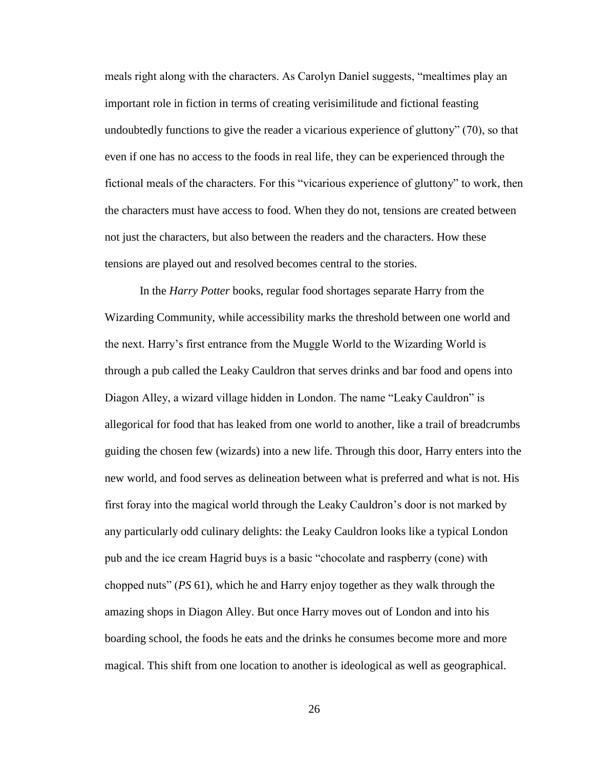meals right along with the characters. As Carolyn Daniel suggests, "mealtimes play an important role in fiction in terms of creating verisimilitude and fictional feasting undoubtedly functions to give the reader a vicarious experience of gluttony" (70), so that even if one has no access to the foods in real life, they can be experienced through the fictional meals of the characters. For this "vicarious experience of gluttony" to work, then the characters must have access to food. When they do not, tensions are created between not just the characters, but also between the readers and the characters. How these tensions are played out and resolved becomes central to the stories.

In the *Harry Potter* books, regular food shortages separate Harry from the Wizarding Community, while accessibility marks the threshold between one world and the next. Harry's first entrance from the Muggle World to the Wizarding World is through a pub called the Leaky Cauldron that serves drinks and bar food and opens into Diagon Alley, a wizard village hidden in London. The name "Leaky Cauldron" is allegorical for food that has leaked from one world to another, like a trail of breadcrumbs guiding the chosen few (wizards) into a new life. Through this door, Harry enters into the new world, and food serves as delineation between what is preferred and what is not. His first foray into the magical world through the Leaky Cauldron's door is not marked by any particularly odd culinary delights: the Leaky Cauldron looks like a typical London pub and the ice cream Hagrid buys is a basic "chocolate and raspberry (cone) with chopped nuts" (*PS* 61), which he and Harry enjoy together as they walk through the amazing shops in Diagon Alley. But once Harry moves out of London and into his boarding school, the foods he eats and the drinks he consumes become more and more magical. This shift from one location to another is ideological as well as geographical.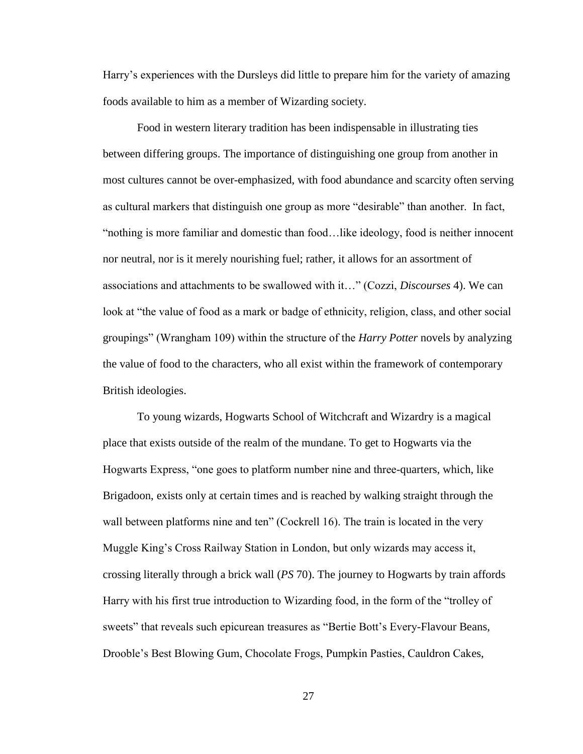Harry's experiences with the Dursleys did little to prepare him for the variety of amazing foods available to him as a member of Wizarding society.

Food in western literary tradition has been indispensable in illustrating ties between differing groups. The importance of distinguishing one group from another in most cultures cannot be over-emphasized, with food abundance and scarcity often serving as cultural markers that distinguish one group as more "desirable" than another. In fact, "nothing is more familiar and domestic than food…like ideology, food is neither innocent nor neutral, nor is it merely nourishing fuel; rather, it allows for an assortment of associations and attachments to be swallowed with it…" (Cozzi, *Discourses* 4). We can look at "the value of food as a mark or badge of ethnicity, religion, class, and other social groupings" (Wrangham 109) within the structure of the *Harry Potter* novels by analyzing the value of food to the characters, who all exist within the framework of contemporary British ideologies.

To young wizards, Hogwarts School of Witchcraft and Wizardry is a magical place that exists outside of the realm of the mundane. To get to Hogwarts via the Hogwarts Express, "one goes to platform number nine and three-quarters, which, like Brigadoon, exists only at certain times and is reached by walking straight through the wall between platforms nine and ten" (Cockrell 16). The train is located in the very Muggle King's Cross Railway Station in London, but only wizards may access it, crossing literally through a brick wall (*PS* 70). The journey to Hogwarts by train affords Harry with his first true introduction to Wizarding food, in the form of the "trolley of sweets" that reveals such epicurean treasures as "Bertie Bott's Every-Flavour Beans, Drooble's Best Blowing Gum, Chocolate Frogs, Pumpkin Pasties, Cauldron Cakes,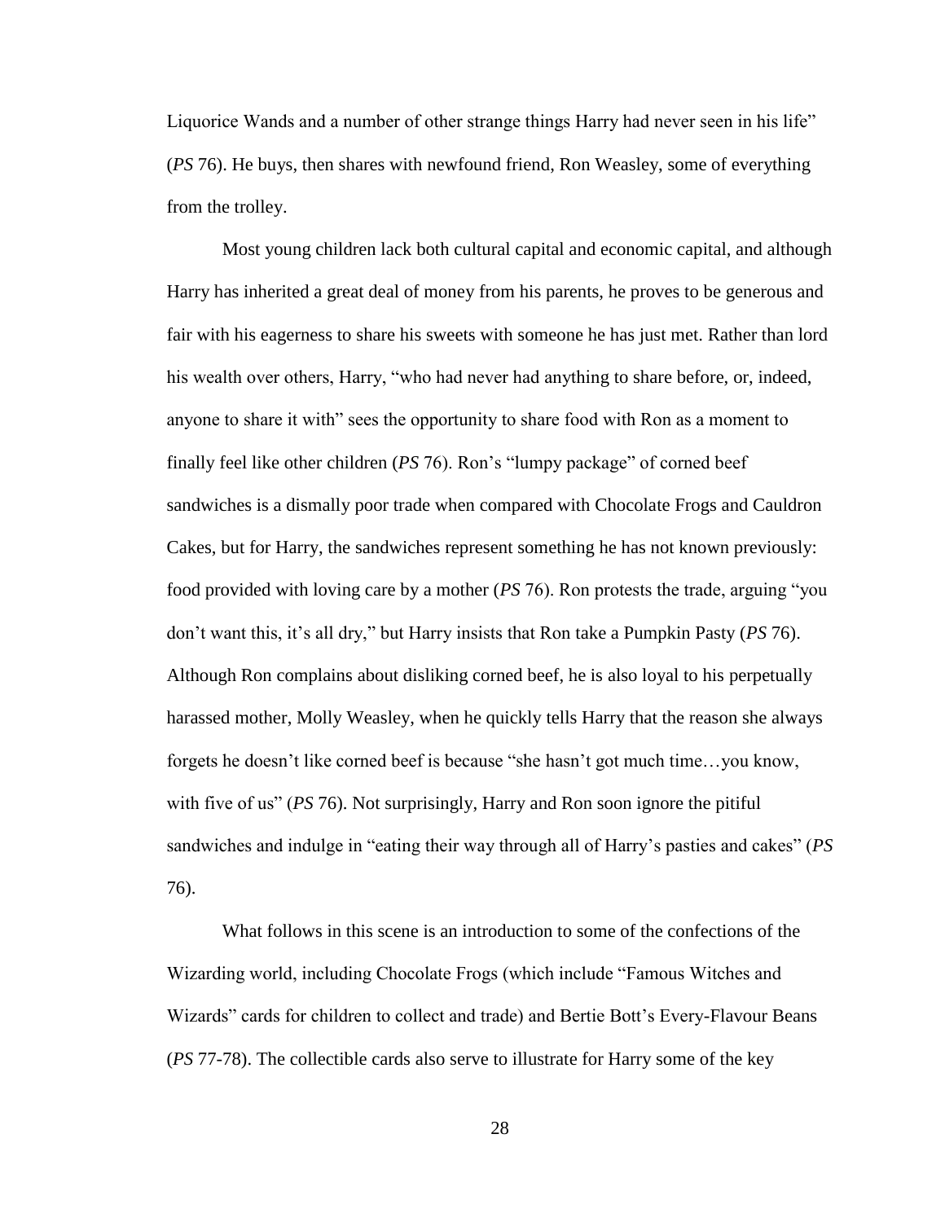Liquorice Wands and a number of other strange things Harry had never seen in his life" (*PS* 76). He buys, then shares with newfound friend, Ron Weasley, some of everything from the trolley.

Most young children lack both cultural capital and economic capital, and although Harry has inherited a great deal of money from his parents, he proves to be generous and fair with his eagerness to share his sweets with someone he has just met. Rather than lord his wealth over others, Harry, "who had never had anything to share before, or, indeed, anyone to share it with" sees the opportunity to share food with Ron as a moment to finally feel like other children (*PS* 76). Ron's "lumpy package" of corned beef sandwiches is a dismally poor trade when compared with Chocolate Frogs and Cauldron Cakes, but for Harry, the sandwiches represent something he has not known previously: food provided with loving care by a mother (*PS* 76). Ron protests the trade, arguing "you don't want this, it's all dry," but Harry insists that Ron take a Pumpkin Pasty (*PS* 76). Although Ron complains about disliking corned beef, he is also loyal to his perpetually harassed mother, Molly Weasley, when he quickly tells Harry that the reason she always forgets he doesn't like corned beef is because "she hasn't got much time…you know, with five of us" (*PS* 76). Not surprisingly, Harry and Ron soon ignore the pitiful sandwiches and indulge in "eating their way through all of Harry's pasties and cakes" (*PS* 76).

What follows in this scene is an introduction to some of the confections of the Wizarding world, including Chocolate Frogs (which include "Famous Witches and Wizards" cards for children to collect and trade) and Bertie Bott's Every-Flavour Beans (*PS* 77-78). The collectible cards also serve to illustrate for Harry some of the key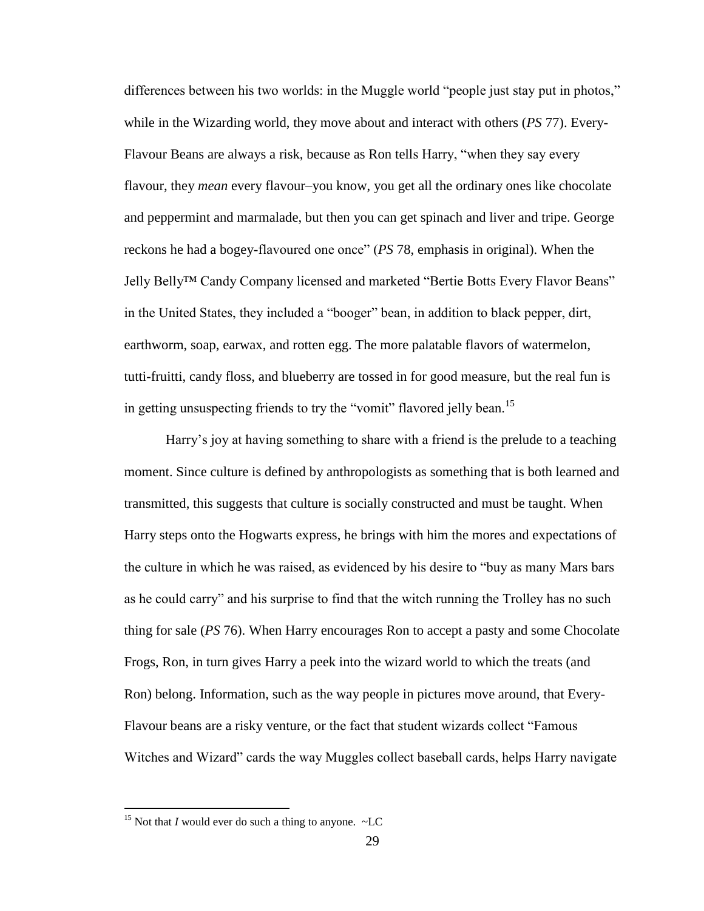differences between his two worlds: in the Muggle world "people just stay put in photos," while in the Wizarding world, they move about and interact with others (*PS* 77). Every-Flavour Beans are always a risk, because as Ron tells Harry, "when they say every flavour, they *mean* every flavour–you know, you get all the ordinary ones like chocolate and peppermint and marmalade, but then you can get spinach and liver and tripe. George reckons he had a bogey-flavoured one once" (*PS* 78, emphasis in original). When the Jelly Belly™ Candy Company licensed and marketed "Bertie Botts Every Flavor Beans" in the United States, they included a "booger" bean, in addition to black pepper, dirt, earthworm, soap, earwax, and rotten egg. The more palatable flavors of watermelon, tutti-fruitti, candy floss, and blueberry are tossed in for good measure, but the real fun is in getting unsuspecting friends to try the "vomit" flavored jelly bean.[15]

Harry's joy at having something to share with a friend is the prelude to a teaching moment. Since culture is defined by anthropologists as something that is both learned and transmitted, this suggests that culture is socially constructed and must be taught. When Harry steps onto the Hogwarts express, he brings with him the mores and expectations of the culture in which he was raised, as evidenced by his desire to "buy as many Mars bars as he could carry" and his surprise to find that the witch running the Trolley has no such thing for sale (*PS* 76). When Harry encourages Ron to accept a pasty and some Chocolate Frogs, Ron, in turn gives Harry a peek into the wizard world to which the treats (and Ron) belong. Information, such as the way people in pictures move around, that Every-Flavour beans are a risky venture, or the fact that student wizards collect "Famous Witches and Wizard" cards the way Muggles collect baseball cards, helps Harry navigate

[15] Not that *I* would ever do such a thing to anyone. ~LC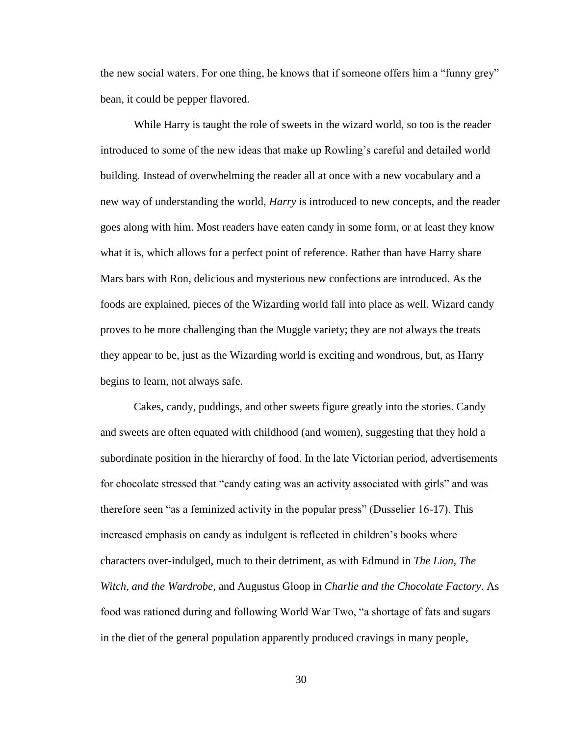the new social waters. For one thing, he knows that if someone offers him a "funny grey" bean, it could be pepper flavored.

While Harry is taught the role of sweets in the wizard world, so too is the reader introduced to some of the new ideas that make up Rowling's careful and detailed world building. Instead of overwhelming the reader all at once with a new vocabulary and a new way of understanding the world, *Harry* is introduced to new concepts, and the reader goes along with him. Most readers have eaten candy in some form, or at least they know what it is, which allows for a perfect point of reference. Rather than have Harry share Mars bars with Ron, delicious and mysterious new confections are introduced. As the foods are explained, pieces of the Wizarding world fall into place as well. Wizard candy proves to be more challenging than the Muggle variety; they are not always the treats they appear to be, just as the Wizarding world is exciting and wondrous, but, as Harry begins to learn, not always safe.

Cakes, candy, puddings, and other sweets figure greatly into the stories. Candy and sweets are often equated with childhood (and women), suggesting that they hold a subordinate position in the hierarchy of food. In the late Victorian period, advertisements for chocolate stressed that "candy eating was an activity associated with girls" and was therefore seen "as a feminized activity in the popular press" (Dusselier 16-17). This increased emphasis on candy as indulgent is reflected in children's books where characters over-indulged, much to their detriment, as with Edmund in *The Lion, The Witch, and the Wardrobe*, and Augustus Gloop in *Charlie and the Chocolate Factory*. As food was rationed during and following World War Two, "a shortage of fats and sugars in the diet of the general population apparently produced cravings in many people,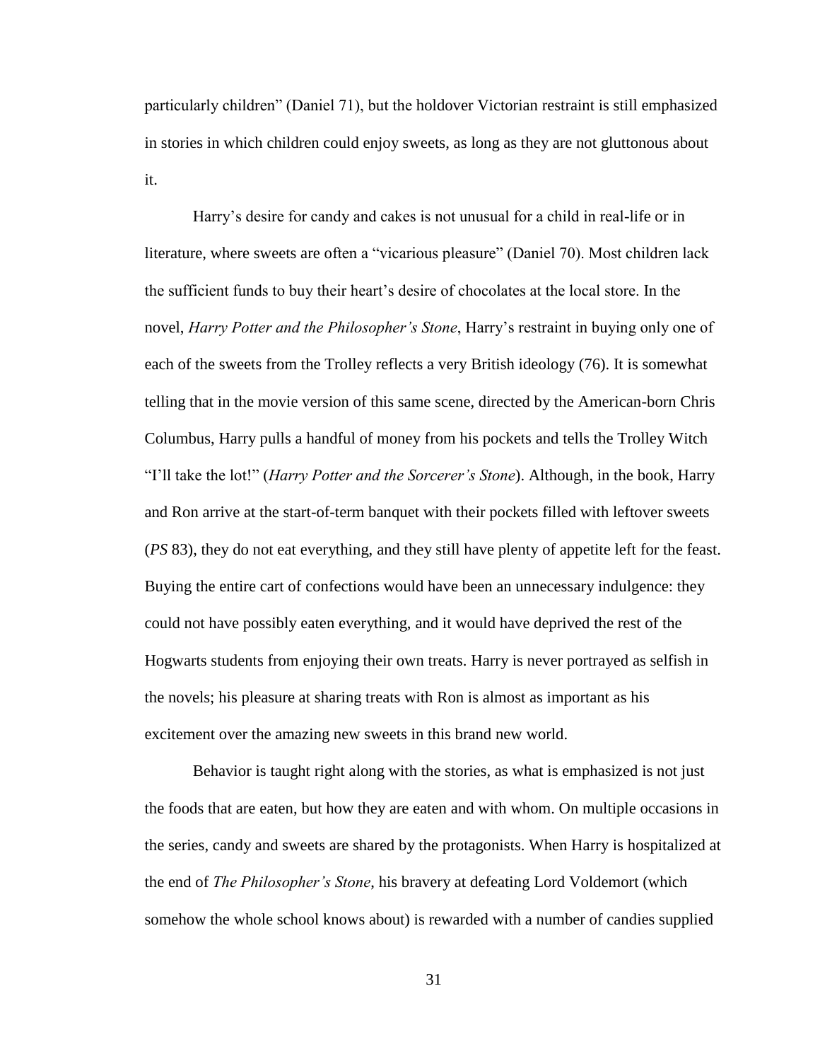particularly children" (Daniel 71), but the holdover Victorian restraint is still emphasized in stories in which children could enjoy sweets, as long as they are not gluttonous about it.

Harry's desire for candy and cakes is not unusual for a child in real-life or in literature, where sweets are often a "vicarious pleasure" (Daniel 70). Most children lack the sufficient funds to buy their heart's desire of chocolates at the local store. In the novel, *Harry Potter and the Philosopher's Stone*, Harry's restraint in buying only one of each of the sweets from the Trolley reflects a very British ideology (76). It is somewhat telling that in the movie version of this same scene, directed by the American-born Chris Columbus, Harry pulls a handful of money from his pockets and tells the Trolley Witch "I'll take the lot!" (*Harry Potter and the Sorcerer's Stone*). Although, in the book, Harry and Ron arrive at the start-of-term banquet with their pockets filled with leftover sweets (*PS* 83), they do not eat everything, and they still have plenty of appetite left for the feast. Buying the entire cart of confections would have been an unnecessary indulgence: they could not have possibly eaten everything, and it would have deprived the rest of the Hogwarts students from enjoying their own treats. Harry is never portrayed as selfish in the novels; his pleasure at sharing treats with Ron is almost as important as his excitement over the amazing new sweets in this brand new world.

Behavior is taught right along with the stories, as what is emphasized is not just the foods that are eaten, but how they are eaten and with whom. On multiple occasions in the series, candy and sweets are shared by the protagonists. When Harry is hospitalized at the end of *The Philosopher's Stone*, his bravery at defeating Lord Voldemort (which somehow the whole school knows about) is rewarded with a number of candies supplied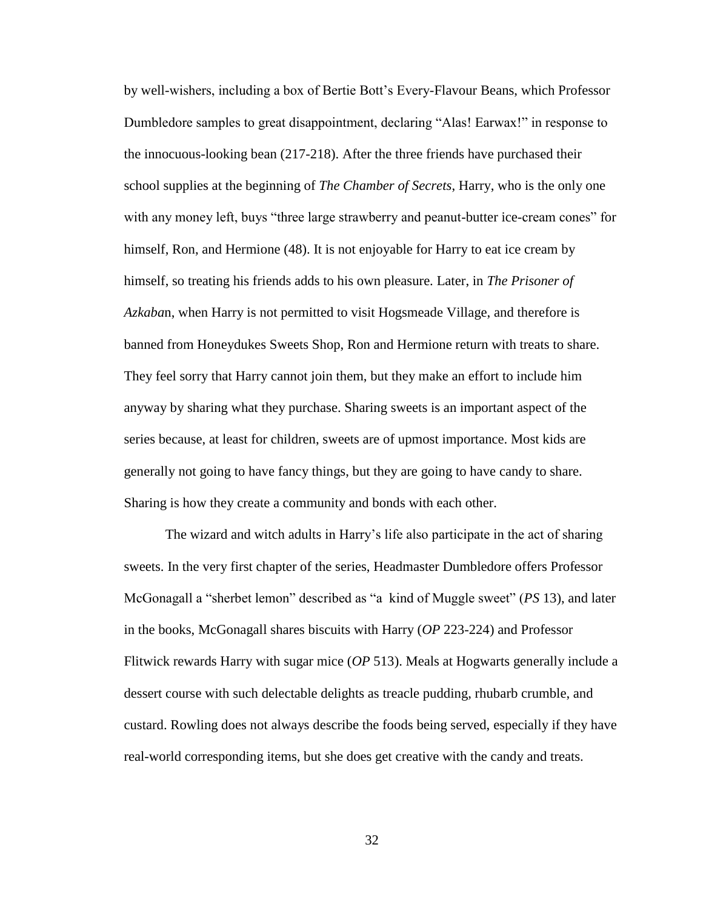by well-wishers, including a box of Bertie Bott's Every-Flavour Beans, which Professor Dumbledore samples to great disappointment, declaring "Alas! Earwax!" in response to the innocuous-looking bean (217-218). After the three friends have purchased their school supplies at the beginning of *The Chamber of Secrets*, Harry, who is the only one with any money left, buys "three large strawberry and peanut-butter ice-cream cones" for himself, Ron, and Hermione (48). It is not enjoyable for Harry to eat ice cream by himself, so treating his friends adds to his own pleasure. Later, in *The Prisoner of Azkaba*n, when Harry is not permitted to visit Hogsmeade Village, and therefore is banned from Honeydukes Sweets Shop, Ron and Hermione return with treats to share. They feel sorry that Harry cannot join them, but they make an effort to include him anyway by sharing what they purchase. Sharing sweets is an important aspect of the series because, at least for children, sweets are of upmost importance. Most kids are generally not going to have fancy things, but they are going to have candy to share. Sharing is how they create a community and bonds with each other.

The wizard and witch adults in Harry's life also participate in the act of sharing sweets. In the very first chapter of the series, Headmaster Dumbledore offers Professor McGonagall a "sherbet lemon" described as "a kind of Muggle sweet" (*PS* 13), and later in the books, McGonagall shares biscuits with Harry (*OP* 223-224) and Professor Flitwick rewards Harry with sugar mice (*OP* 513). Meals at Hogwarts generally include a dessert course with such delectable delights as treacle pudding, rhubarb crumble, and custard. Rowling does not always describe the foods being served, especially if they have real-world corresponding items, but she does get creative with the candy and treats.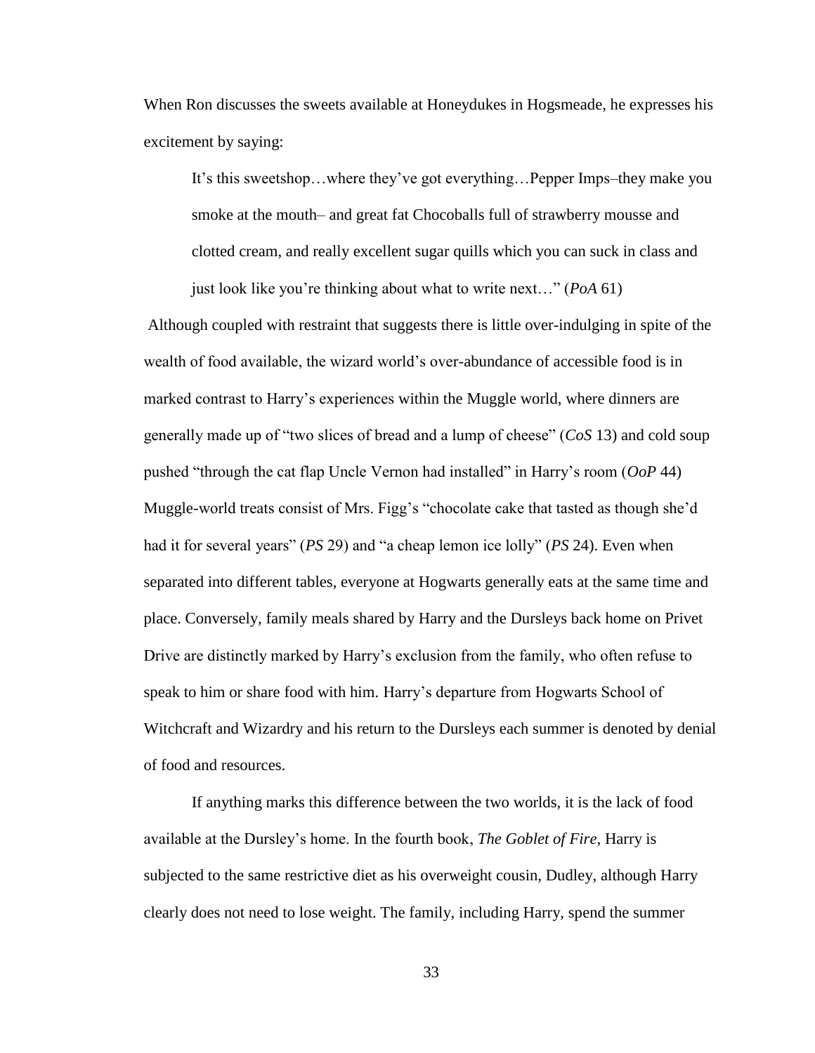When Ron discusses the sweets available at Honeydukes in Hogsmeade, he expresses his excitement by saying:

> It's this sweetshop…where they've got everything…Pepper Imps–they make you smoke at the mouth– and great fat Chocoballs full of strawberry mousse and clotted cream, and really excellent sugar quills which you can suck in class and just look like you're thinking about what to write next…" (*PoA* 61)

Although coupled with restraint that suggests there is little over-indulging in spite of the wealth of food available, the wizard world's over-abundance of accessible food is in marked contrast to Harry's experiences within the Muggle world, where dinners are generally made up of "two slices of bread and a lump of cheese" (*CoS* 13) and cold soup pushed "through the cat flap Uncle Vernon had installed" in Harry's room (*OoP* 44) Muggle-world treats consist of Mrs. Figg's "chocolate cake that tasted as though she'd had it for several years" (*PS* 29) and "a cheap lemon ice lolly" (*PS* 24). Even when separated into different tables, everyone at Hogwarts generally eats at the same time and place. Conversely, family meals shared by Harry and the Dursleys back home on Privet Drive are distinctly marked by Harry's exclusion from the family, who often refuse to speak to him or share food with him. Harry's departure from Hogwarts School of Witchcraft and Wizardry and his return to the Dursleys each summer is denoted by denial of food and resources.

If anything marks this difference between the two worlds, it is the lack of food available at the Dursley's home. In the fourth book, *The Goblet of Fire*, Harry is subjected to the same restrictive diet as his overweight cousin, Dudley, although Harry clearly does not need to lose weight. The family, including Harry, spend the summer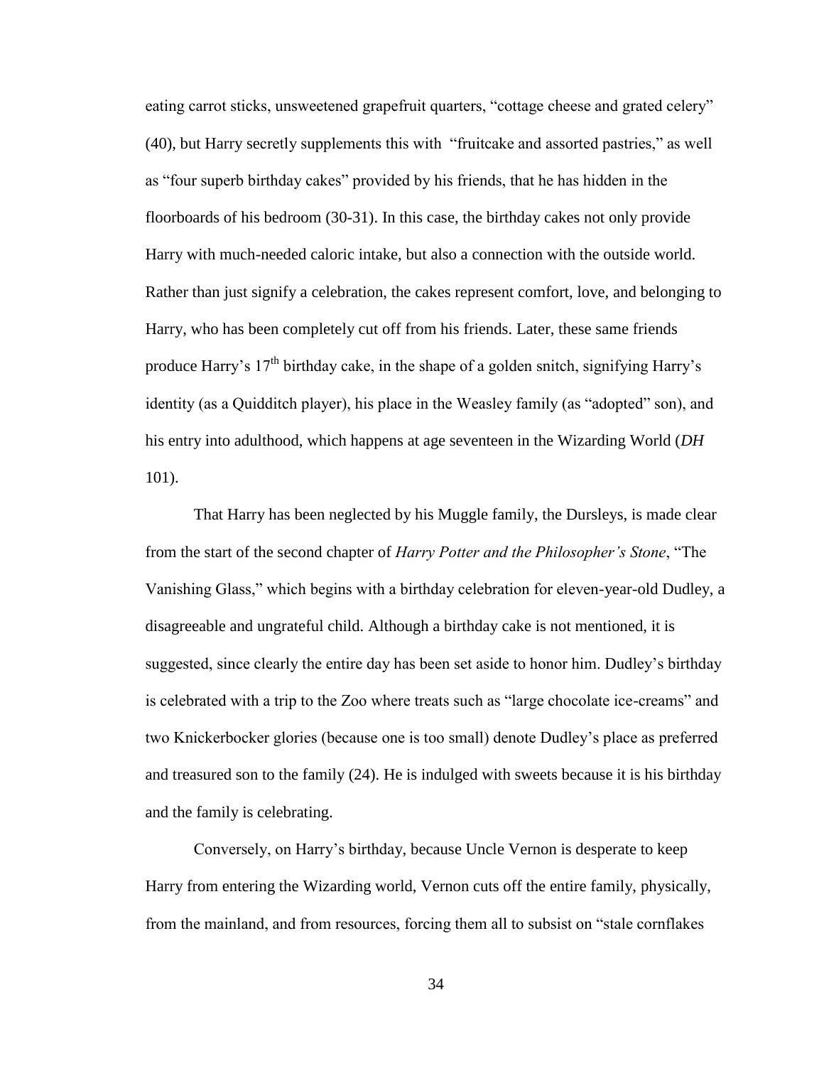eating carrot sticks, unsweetened grapefruit quarters, "cottage cheese and grated celery" (40), but Harry secretly supplements this with "fruitcake and assorted pastries," as well as "four superb birthday cakes" provided by his friends, that he has hidden in the floorboards of his bedroom (30-31). In this case, the birthday cakes not only provide Harry with much-needed caloric intake, but also a connection with the outside world. Rather than just signify a celebration, the cakes represent comfort, love, and belonging to Harry, who has been completely cut off from his friends. Later, these same friends produce Harry's 17th birthday cake, in the shape of a golden snitch, signifying Harry's identity (as a Quidditch player), his place in the Weasley family (as "adopted" son), and his entry into adulthood, which happens at age seventeen in the Wizarding World (*DH* 101).

That Harry has been neglected by his Muggle family, the Dursleys, is made clear from the start of the second chapter of *Harry Potter and the Philosopher's Stone*, "The Vanishing Glass," which begins with a birthday celebration for eleven-year-old Dudley, a disagreeable and ungrateful child. Although a birthday cake is not mentioned, it is suggested, since clearly the entire day has been set aside to honor him. Dudley's birthday is celebrated with a trip to the Zoo where treats such as "large chocolate ice-creams" and two Knickerbocker glories (because one is too small) denote Dudley's place as preferred and treasured son to the family (24). He is indulged with sweets because it is his birthday and the family is celebrating.

Conversely, on Harry's birthday, because Uncle Vernon is desperate to keep Harry from entering the Wizarding world, Vernon cuts off the entire family, physically, from the mainland, and from resources, forcing them all to subsist on "stale cornflakes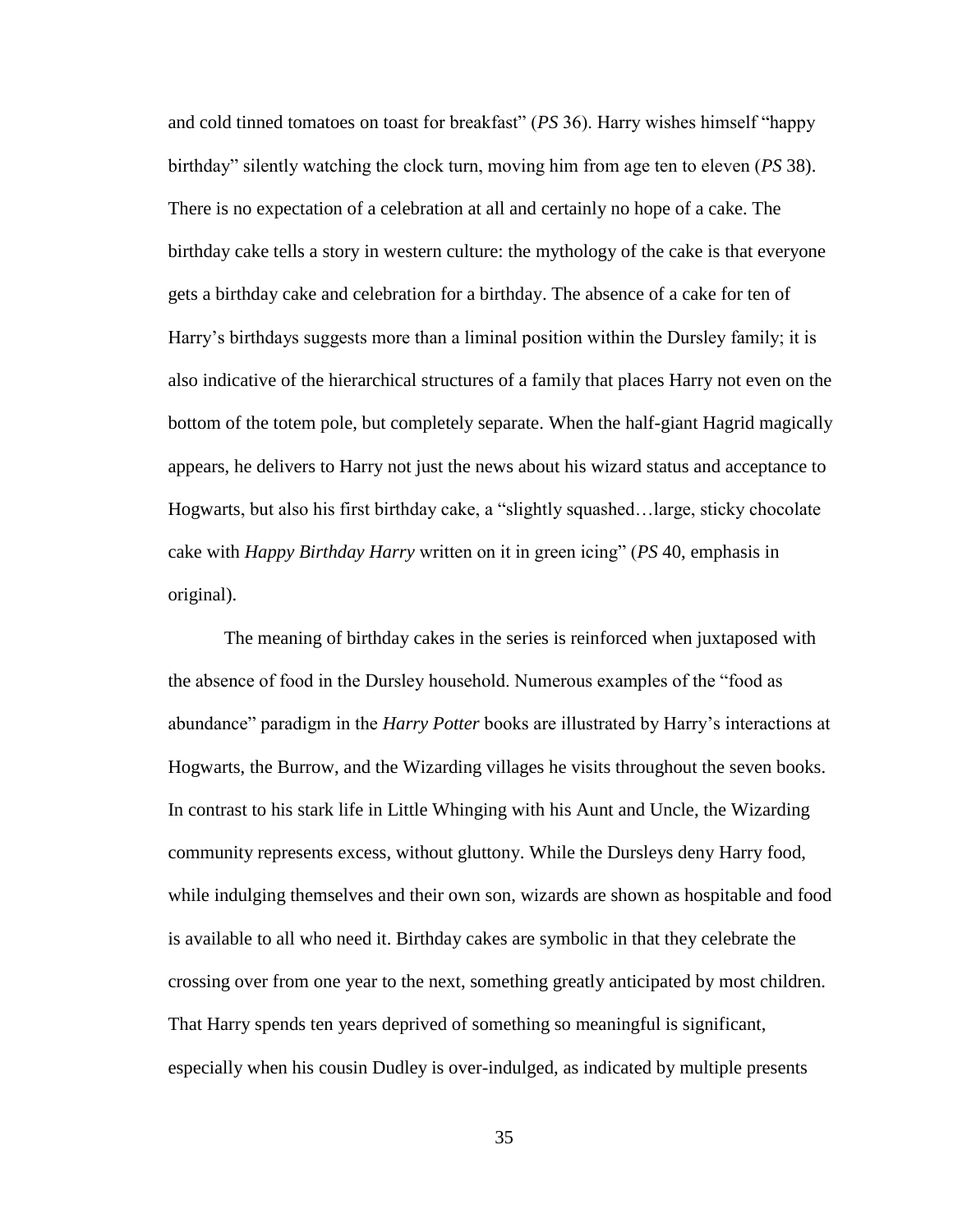and cold tinned tomatoes on toast for breakfast" (*PS* 36). Harry wishes himself "happy birthday" silently watching the clock turn, moving him from age ten to eleven (*PS* 38). There is no expectation of a celebration at all and certainly no hope of a cake. The birthday cake tells a story in western culture: the mythology of the cake is that everyone gets a birthday cake and celebration for a birthday. The absence of a cake for ten of Harry's birthdays suggests more than a liminal position within the Dursley family; it is also indicative of the hierarchical structures of a family that places Harry not even on the bottom of the totem pole, but completely separate. When the half-giant Hagrid magically appears, he delivers to Harry not just the news about his wizard status and acceptance to Hogwarts, but also his first birthday cake, a "slightly squashed…large, sticky chocolate cake with *Happy Birthday Harry* written on it in green icing" (*PS* 40, emphasis in original).

The meaning of birthday cakes in the series is reinforced when juxtaposed with the absence of food in the Dursley household. Numerous examples of the "food as abundance" paradigm in the *Harry Potter* books are illustrated by Harry's interactions at Hogwarts, the Burrow, and the Wizarding villages he visits throughout the seven books. In contrast to his stark life in Little Whinging with his Aunt and Uncle, the Wizarding community represents excess, without gluttony. While the Dursleys deny Harry food, while indulging themselves and their own son, wizards are shown as hospitable and food is available to all who need it. Birthday cakes are symbolic in that they celebrate the crossing over from one year to the next, something greatly anticipated by most children. That Harry spends ten years deprived of something so meaningful is significant, especially when his cousin Dudley is over-indulged, as indicated by multiple presents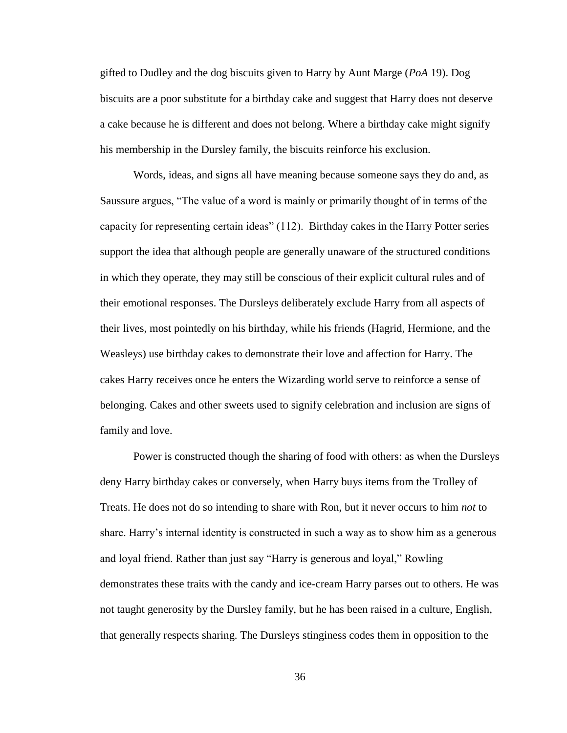gifted to Dudley and the dog biscuits given to Harry by Aunt Marge (*PoA* 19). Dog biscuits are a poor substitute for a birthday cake and suggest that Harry does not deserve a cake because he is different and does not belong. Where a birthday cake might signify his membership in the Dursley family, the biscuits reinforce his exclusion.

Words, ideas, and signs all have meaning because someone says they do and, as Saussure argues, "The value of a word is mainly or primarily thought of in terms of the capacity for representing certain ideas" (112). Birthday cakes in the Harry Potter series support the idea that although people are generally unaware of the structured conditions in which they operate, they may still be conscious of their explicit cultural rules and of their emotional responses. The Dursleys deliberately exclude Harry from all aspects of their lives, most pointedly on his birthday, while his friends (Hagrid, Hermione, and the Weasleys) use birthday cakes to demonstrate their love and affection for Harry. The cakes Harry receives once he enters the Wizarding world serve to reinforce a sense of belonging. Cakes and other sweets used to signify celebration and inclusion are signs of family and love.

Power is constructed though the sharing of food with others: as when the Dursleys deny Harry birthday cakes or conversely, when Harry buys items from the Trolley of Treats. He does not do so intending to share with Ron, but it never occurs to him *not* to share. Harry's internal identity is constructed in such a way as to show him as a generous and loyal friend. Rather than just say "Harry is generous and loyal," Rowling demonstrates these traits with the candy and ice-cream Harry parses out to others. He was not taught generosity by the Dursley family, but he has been raised in a culture, English, that generally respects sharing. The Dursleys stinginess codes them in opposition to the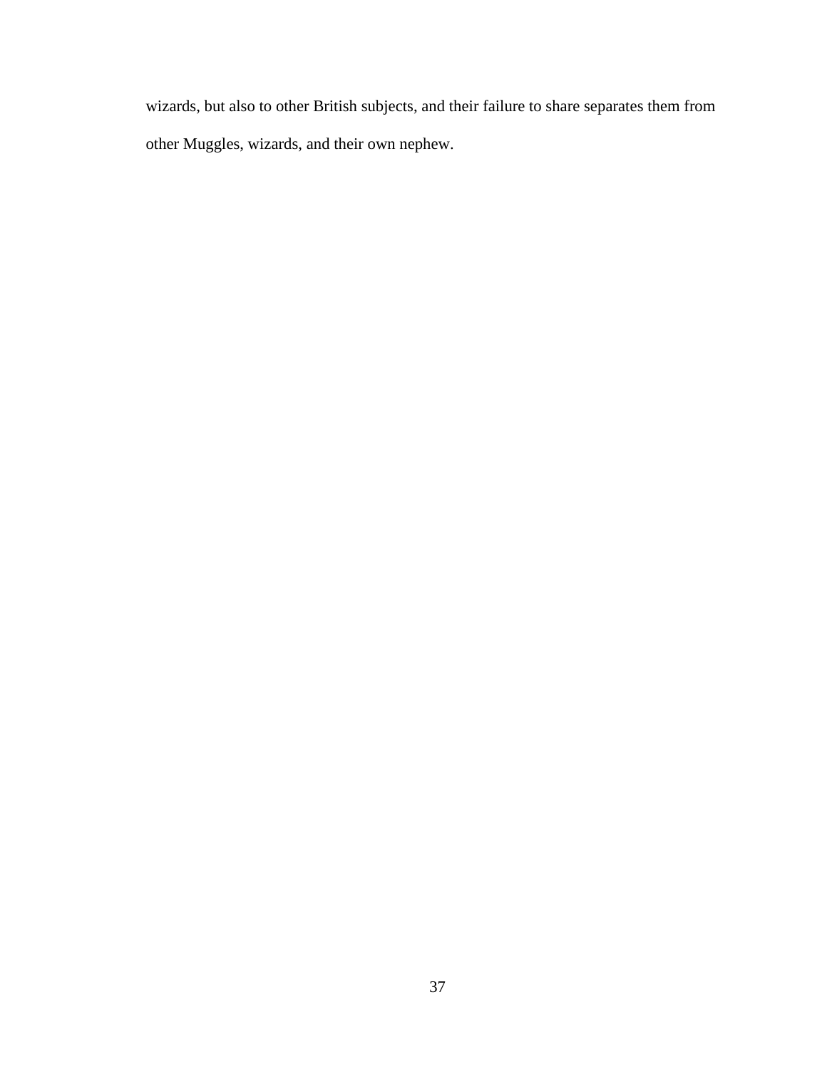wizards, but also to other British subjects, and their failure to share separates them from other Muggles, wizards, and their own nephew.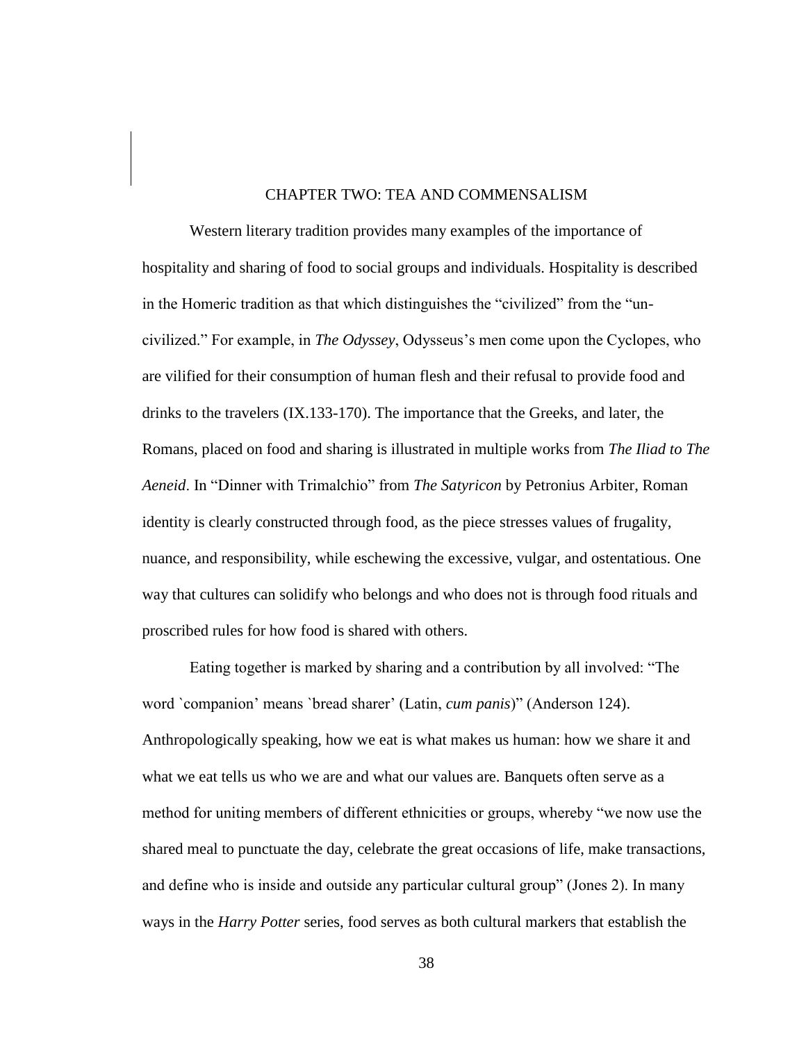## CHAPTER TWO: TEA AND COMMENSALISM

Western literary tradition provides many examples of the importance of hospitality and sharing of food to social groups and individuals. Hospitality is described in the Homeric tradition as that which distinguishes the "civilized" from the "un-civilized." For example, in *The Odyssey*, Odysseus's men come upon the Cyclopes, who are vilified for their consumption of human flesh and their refusal to provide food and drinks to the travelers (IX.133-170). The importance that the Greeks, and later, the Romans, placed on food and sharing is illustrated in multiple works from *The Iliad to The Aeneid*. In "Dinner with Trimalchio" from *The Satyricon* by Petronius Arbiter, Roman identity is clearly constructed through food, as the piece stresses values of frugality, nuance, and responsibility, while eschewing the excessive, vulgar, and ostentatious. One way that cultures can solidify who belongs and who does not is through food rituals and proscribed rules for how food is shared with others.

Eating together is marked by sharing and a contribution by all involved: "The word `companion' means `bread sharer' (Latin, *cum panis*)" (Anderson 124). Anthropologically speaking, how we eat is what makes us human: how we share it and what we eat tells us who we are and what our values are. Banquets often serve as a method for uniting members of different ethnicities or groups, whereby "we now use the shared meal to punctuate the day, celebrate the great occasions of life, make transactions, and define who is inside and outside any particular cultural group" (Jones 2). In many ways in the *Harry Potter* series, food serves as both cultural markers that establish the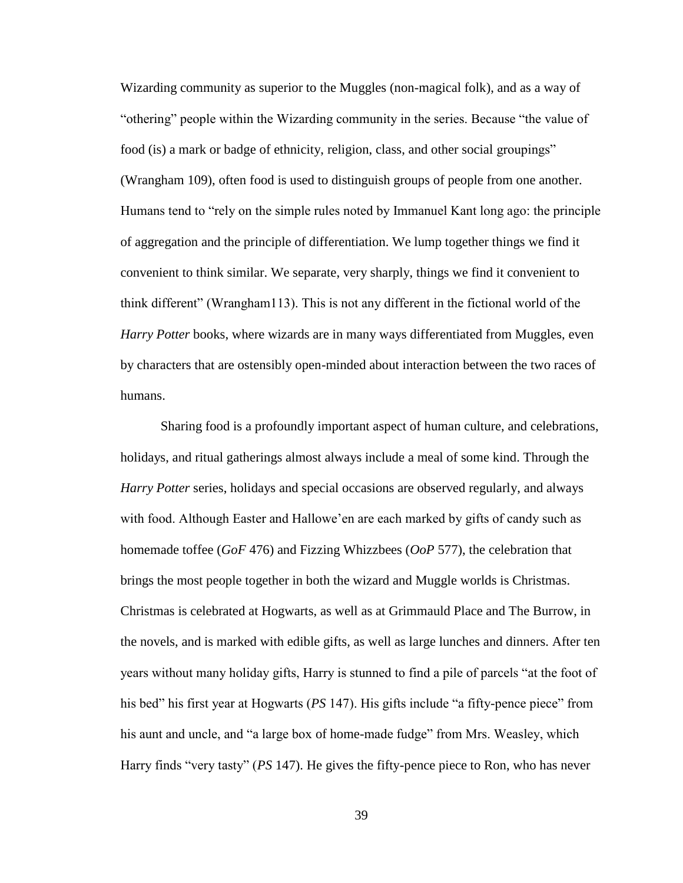Wizarding community as superior to the Muggles (non-magical folk), and as a way of "othering" people within the Wizarding community in the series. Because "the value of food (is) a mark or badge of ethnicity, religion, class, and other social groupings" (Wrangham 109), often food is used to distinguish groups of people from one another. Humans tend to "rely on the simple rules noted by Immanuel Kant long ago: the principle of aggregation and the principle of differentiation. We lump together things we find it convenient to think similar. We separate, very sharply, things we find it convenient to think different" (Wrangham113). This is not any different in the fictional world of the *Harry Potter* books, where wizards are in many ways differentiated from Muggles, even by characters that are ostensibly open-minded about interaction between the two races of humans.

Sharing food is a profoundly important aspect of human culture, and celebrations, holidays, and ritual gatherings almost always include a meal of some kind. Through the *Harry Potter* series, holidays and special occasions are observed regularly, and always with food. Although Easter and Hallowe'en are each marked by gifts of candy such as homemade toffee (*GoF* 476) and Fizzing Whizzbees (*OoP* 577), the celebration that brings the most people together in both the wizard and Muggle worlds is Christmas. Christmas is celebrated at Hogwarts, as well as at Grimmauld Place and The Burrow, in the novels, and is marked with edible gifts, as well as large lunches and dinners. After ten years without many holiday gifts, Harry is stunned to find a pile of parcels "at the foot of his bed" his first year at Hogwarts (*PS* 147). His gifts include "a fifty-pence piece" from his aunt and uncle, and "a large box of home-made fudge" from Mrs. Weasley, which Harry finds "very tasty" (*PS* 147). He gives the fifty-pence piece to Ron, who has never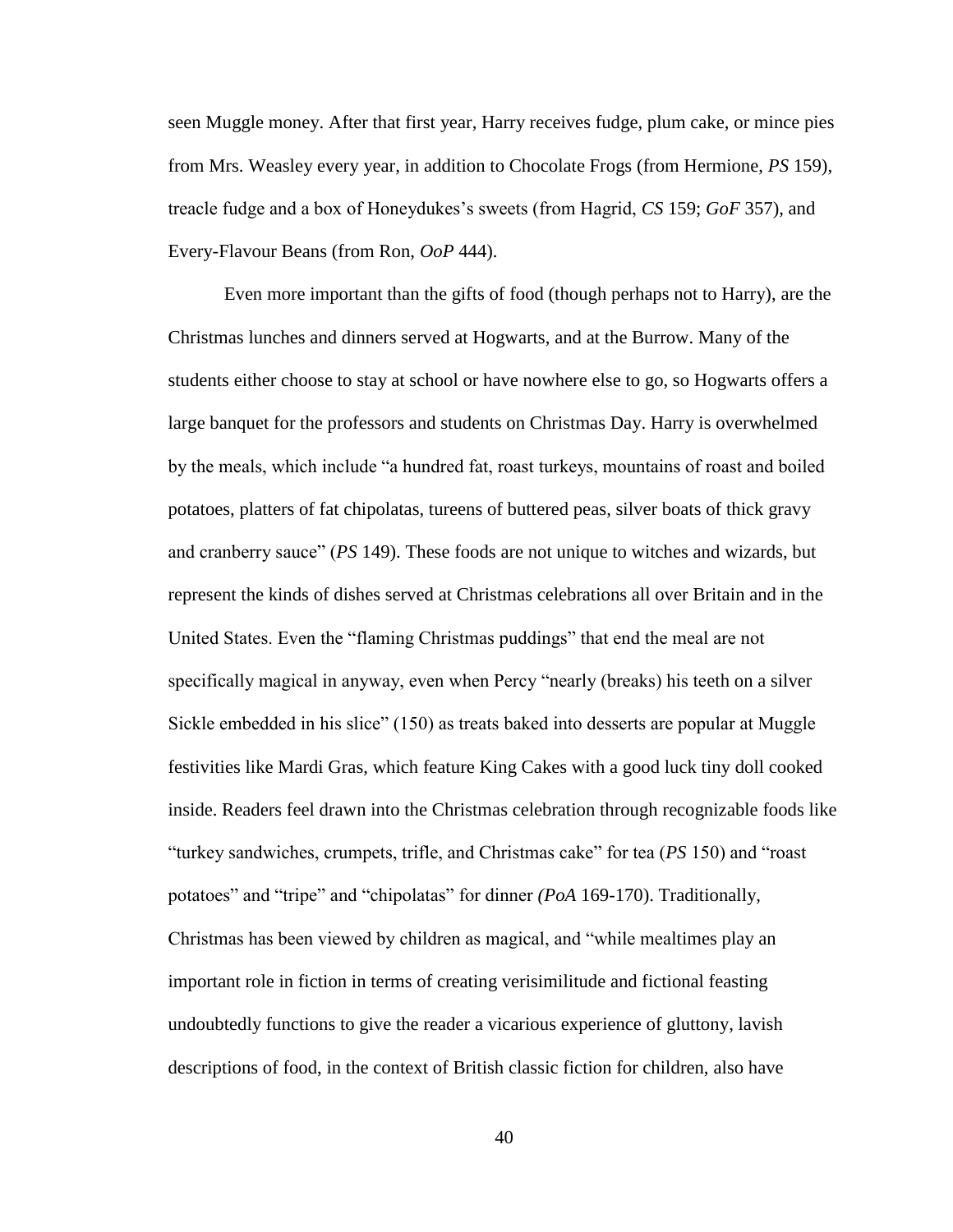seen Muggle money. After that first year, Harry receives fudge, plum cake, or mince pies from Mrs. Weasley every year, in addition to Chocolate Frogs (from Hermione, *PS* 159), treacle fudge and a box of Honeydukes's sweets (from Hagrid, *CS* 159; *GoF* 357), and Every-Flavour Beans (from Ron, *OoP* 444).

Even more important than the gifts of food (though perhaps not to Harry), are the Christmas lunches and dinners served at Hogwarts, and at the Burrow. Many of the students either choose to stay at school or have nowhere else to go, so Hogwarts offers a large banquet for the professors and students on Christmas Day. Harry is overwhelmed by the meals, which include "a hundred fat, roast turkeys, mountains of roast and boiled potatoes, platters of fat chipolatas, tureens of buttered peas, silver boats of thick gravy and cranberry sauce" (*PS* 149). These foods are not unique to witches and wizards, but represent the kinds of dishes served at Christmas celebrations all over Britain and in the United States. Even the "flaming Christmas puddings" that end the meal are not specifically magical in anyway, even when Percy "nearly (breaks) his teeth on a silver Sickle embedded in his slice" (150) as treats baked into desserts are popular at Muggle festivities like Mardi Gras, which feature King Cakes with a good luck tiny doll cooked inside. Readers feel drawn into the Christmas celebration through recognizable foods like "turkey sandwiches, crumpets, trifle, and Christmas cake" for tea (*PS* 150) and "roast potatoes" and "tripe" and "chipolatas" for dinner *(PoA* 169-170). Traditionally, Christmas has been viewed by children as magical, and "while mealtimes play an important role in fiction in terms of creating verisimilitude and fictional feasting undoubtedly functions to give the reader a vicarious experience of gluttony, lavish descriptions of food, in the context of British classic fiction for children, also have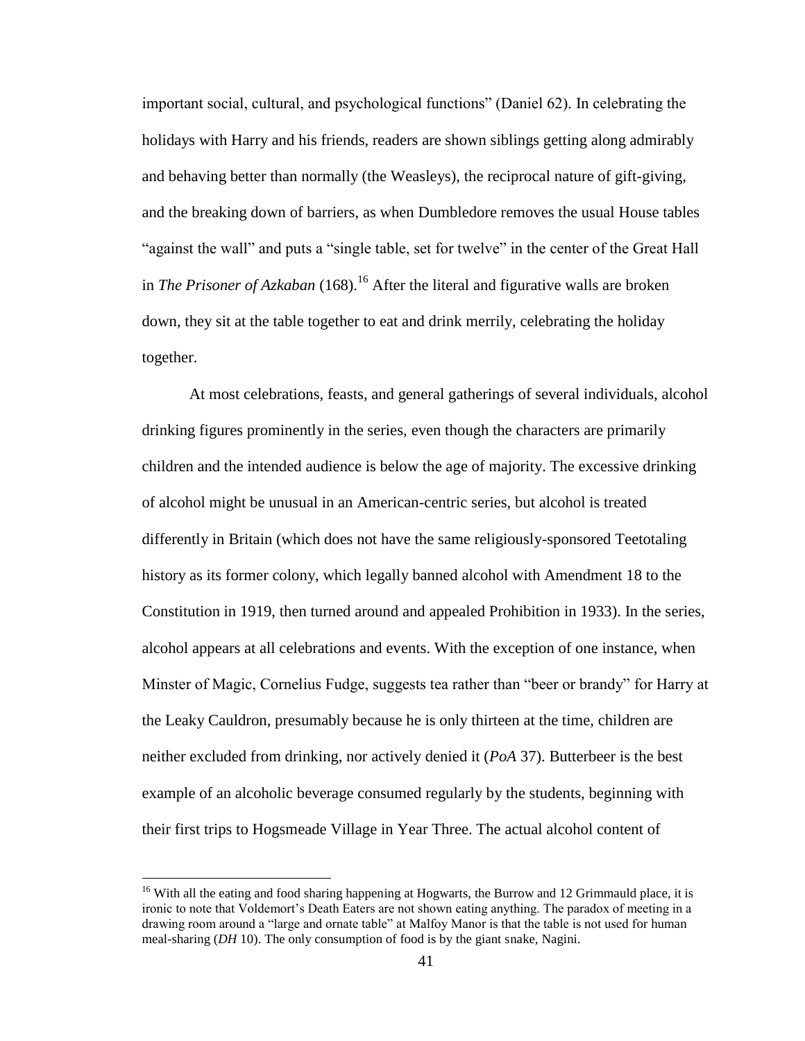important social, cultural, and psychological functions" (Daniel 62). In celebrating the holidays with Harry and his friends, readers are shown siblings getting along admirably and behaving better than normally (the Weasleys), the reciprocal nature of gift-giving, and the breaking down of barriers, as when Dumbledore removes the usual House tables "against the wall" and puts a "single table, set for twelve" in the center of the Great Hall in *The Prisoner of Azkaban* (168).[16] After the literal and figurative walls are broken down, they sit at the table together to eat and drink merrily, celebrating the holiday together.

At most celebrations, feasts, and general gatherings of several individuals, alcohol drinking figures prominently in the series, even though the characters are primarily children and the intended audience is below the age of majority. The excessive drinking of alcohol might be unusual in an American-centric series, but alcohol is treated differently in Britain (which does not have the same religiously-sponsored Teetotaling history as its former colony, which legally banned alcohol with Amendment 18 to the Constitution in 1919, then turned around and appealed Prohibition in 1933). In the series, alcohol appears at all celebrations and events. With the exception of one instance, when Minster of Magic, Cornelius Fudge, suggests tea rather than "beer or brandy" for Harry at the Leaky Cauldron, presumably because he is only thirteen at the time, children are neither excluded from drinking, nor actively denied it (*PoA* 37). Butterbeer is the best example of an alcoholic beverage consumed regularly by the students, beginning with their first trips to Hogsmeade Village in Year Three. The actual alcohol content of

[16] With all the eating and food sharing happening at Hogwarts, the Burrow and 12 Grimmauld place, it is ironic to note that Voldemort's Death Eaters are not shown eating anything. The paradox of meeting in a drawing room around a "large and ornate table" at Malfoy Manor is that the table is not used for human meal-sharing (*DH* 10). The only consumption of food is by the giant snake, Nagini.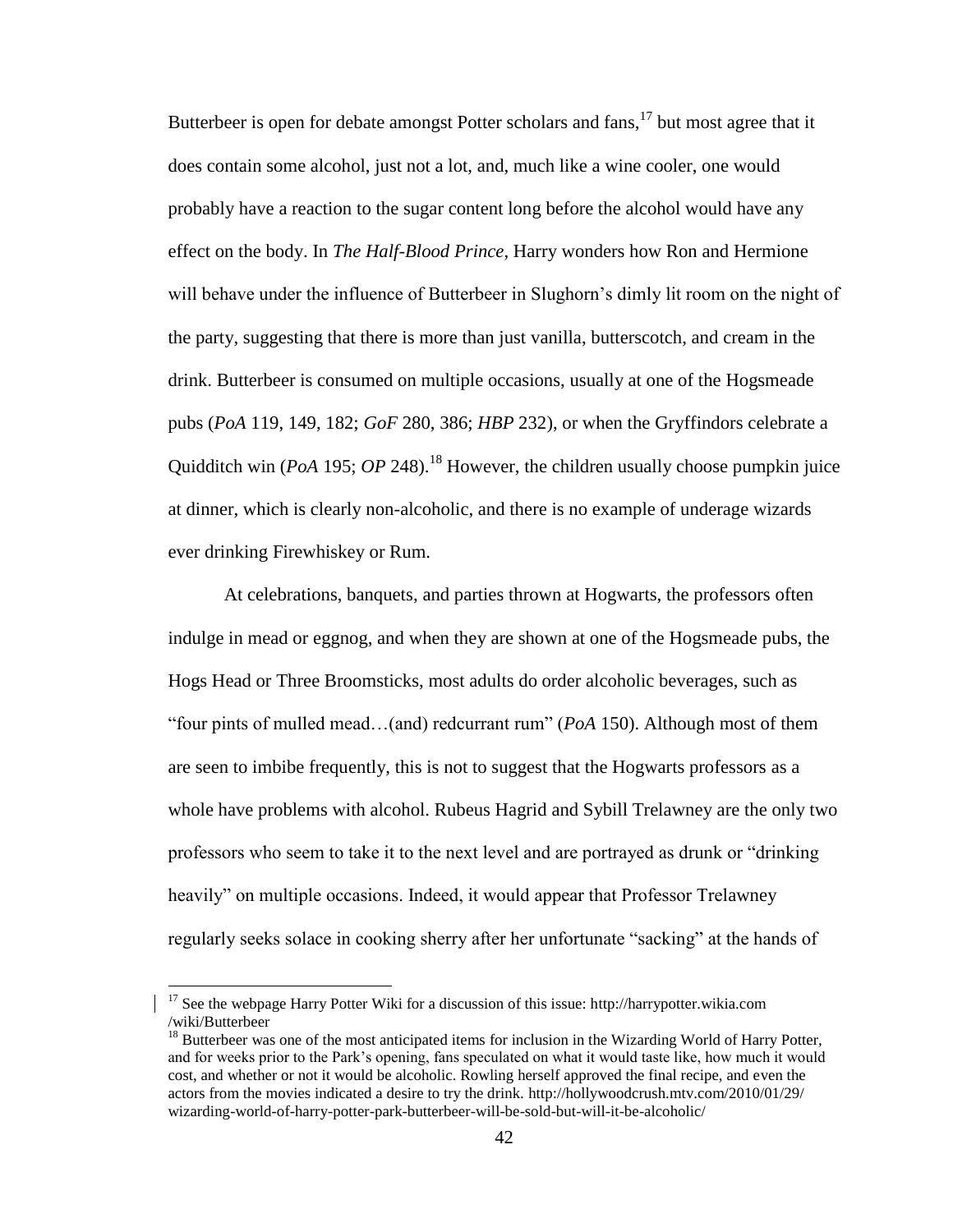Butterbeer is open for debate amongst Potter scholars and fans,[17] but most agree that it does contain some alcohol, just not a lot, and, much like a wine cooler, one would probably have a reaction to the sugar content long before the alcohol would have any effect on the body. In *The Half-Blood Prince*, Harry wonders how Ron and Hermione will behave under the influence of Butterbeer in Slughorn's dimly lit room on the night of the party, suggesting that there is more than just vanilla, butterscotch, and cream in the drink. Butterbeer is consumed on multiple occasions, usually at one of the Hogsmeade pubs (*PoA* 119, 149, 182; *GoF* 280, 386; *HBP* 232), or when the Gryffindors celebrate a Quidditch win (*PoA* 195; *OP* 248).[18] However, the children usually choose pumpkin juice at dinner, which is clearly non-alcoholic, and there is no example of underage wizards ever drinking Firewhiskey or Rum.

At celebrations, banquets, and parties thrown at Hogwarts, the professors often indulge in mead or eggnog, and when they are shown at one of the Hogsmeade pubs, the Hogs Head or Three Broomsticks, most adults do order alcoholic beverages, such as "four pints of mulled mead…(and) redcurrant rum" (*PoA* 150). Although most of them are seen to imbibe frequently, this is not to suggest that the Hogwarts professors as a whole have problems with alcohol. Rubeus Hagrid and Sybill Trelawney are the only two professors who seem to take it to the next level and are portrayed as drunk or "drinking heavily" on multiple occasions. Indeed, it would appear that Professor Trelawney regularly seeks solace in cooking sherry after her unfortunate "sacking" at the hands of

---

[17] See the webpage Harry Potter Wiki for a discussion of this issue: http://harrypotter.wikia.com /wiki/Butterbeer

[18] Butterbeer was one of the most anticipated items for inclusion in the Wizarding World of Harry Potter, and for weeks prior to the Park's opening, fans speculated on what it would taste like, how much it would cost, and whether or not it would be alcoholic. Rowling herself approved the final recipe, and even the actors from the movies indicated a desire to try the drink. http://hollywoodcrush.mtv.com/2010/01/29/ wizarding-world-of-harry-potter-park-butterbeer-will-be-sold-but-will-it-be-alcoholic/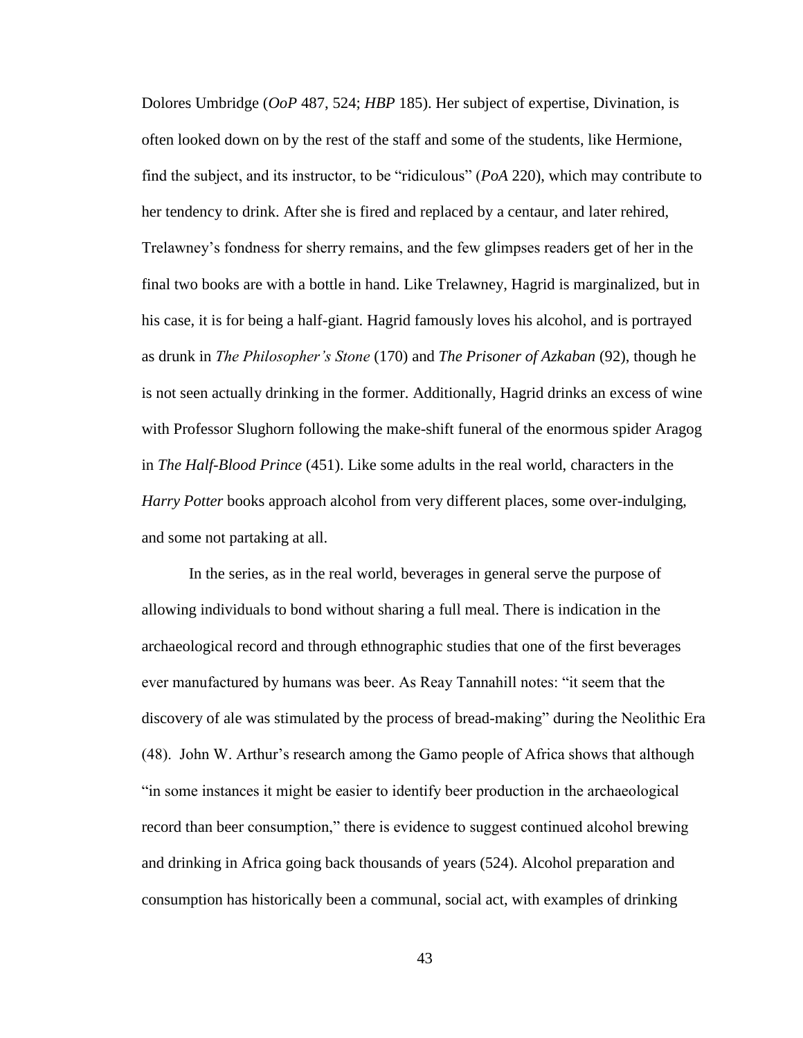Dolores Umbridge (*OoP* 487, 524; *HBP* 185). Her subject of expertise, Divination, is often looked down on by the rest of the staff and some of the students, like Hermione, find the subject, and its instructor, to be "ridiculous" (*PoA* 220), which may contribute to her tendency to drink. After she is fired and replaced by a centaur, and later rehired, Trelawney's fondness for sherry remains, and the few glimpses readers get of her in the final two books are with a bottle in hand. Like Trelawney, Hagrid is marginalized, but in his case, it is for being a half-giant. Hagrid famously loves his alcohol, and is portrayed as drunk in *The Philosopher's Stone* (170) and *The Prisoner of Azkaban* (92), though he is not seen actually drinking in the former. Additionally, Hagrid drinks an excess of wine with Professor Slughorn following the make-shift funeral of the enormous spider Aragog in *The Half-Blood Prince* (451). Like some adults in the real world, characters in the *Harry Potter* books approach alcohol from very different places, some over-indulging, and some not partaking at all.

In the series, as in the real world, beverages in general serve the purpose of allowing individuals to bond without sharing a full meal. There is indication in the archaeological record and through ethnographic studies that one of the first beverages ever manufactured by humans was beer. As Reay Tannahill notes: "it seem that the discovery of ale was stimulated by the process of bread-making" during the Neolithic Era (48). John W. Arthur's research among the Gamo people of Africa shows that although "in some instances it might be easier to identify beer production in the archaeological record than beer consumption," there is evidence to suggest continued alcohol brewing and drinking in Africa going back thousands of years (524). Alcohol preparation and consumption has historically been a communal, social act, with examples of drinking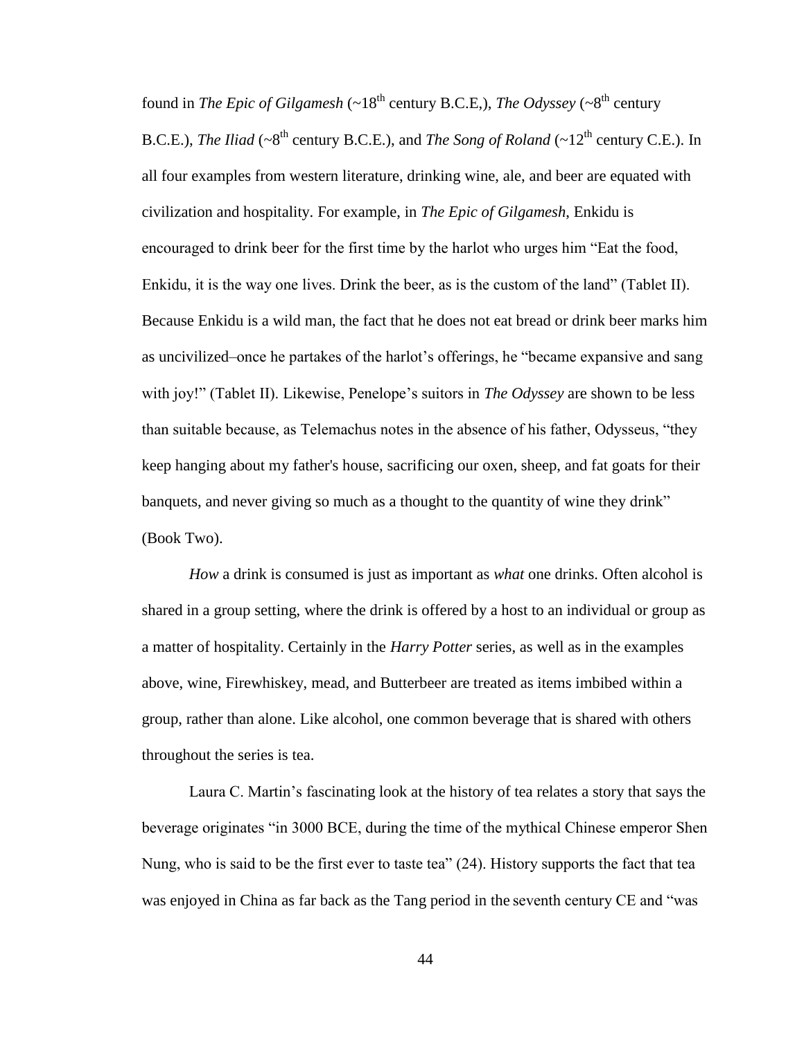found in *The Epic of Gilgamesh* (~18th century B.C.E,), *The Odyssey* (~8th century B.C.E.), *The Iliad* (~8th century B.C.E.), and *The Song of Roland* (~12th century C.E.). In all four examples from western literature, drinking wine, ale, and beer are equated with civilization and hospitality. For example, in *The Epic of Gilgamesh*, Enkidu is encouraged to drink beer for the first time by the harlot who urges him "Eat the food, Enkidu, it is the way one lives. Drink the beer, as is the custom of the land" (Tablet II). Because Enkidu is a wild man, the fact that he does not eat bread or drink beer marks him as uncivilized–once he partakes of the harlot's offerings, he "became expansive and sang with joy!" (Tablet II). Likewise, Penelope's suitors in *The Odyssey* are shown to be less than suitable because, as Telemachus notes in the absence of his father, Odysseus, "they keep hanging about my father's house, sacrificing our oxen, sheep, and fat goats for their banquets, and never giving so much as a thought to the quantity of wine they drink" (Book Two).

*How* a drink is consumed is just as important as *what* one drinks. Often alcohol is shared in a group setting, where the drink is offered by a host to an individual or group as a matter of hospitality. Certainly in the *Harry Potter* series, as well as in the examples above, wine, Firewhiskey, mead, and Butterbeer are treated as items imbibed within a group, rather than alone. Like alcohol, one common beverage that is shared with others throughout the series is tea.

Laura C. Martin's fascinating look at the history of tea relates a story that says the beverage originates "in 3000 BCE, during the time of the mythical Chinese emperor Shen Nung, who is said to be the first ever to taste tea" (24). History supports the fact that tea was enjoyed in China as far back as the Tang period in the seventh century CE and "was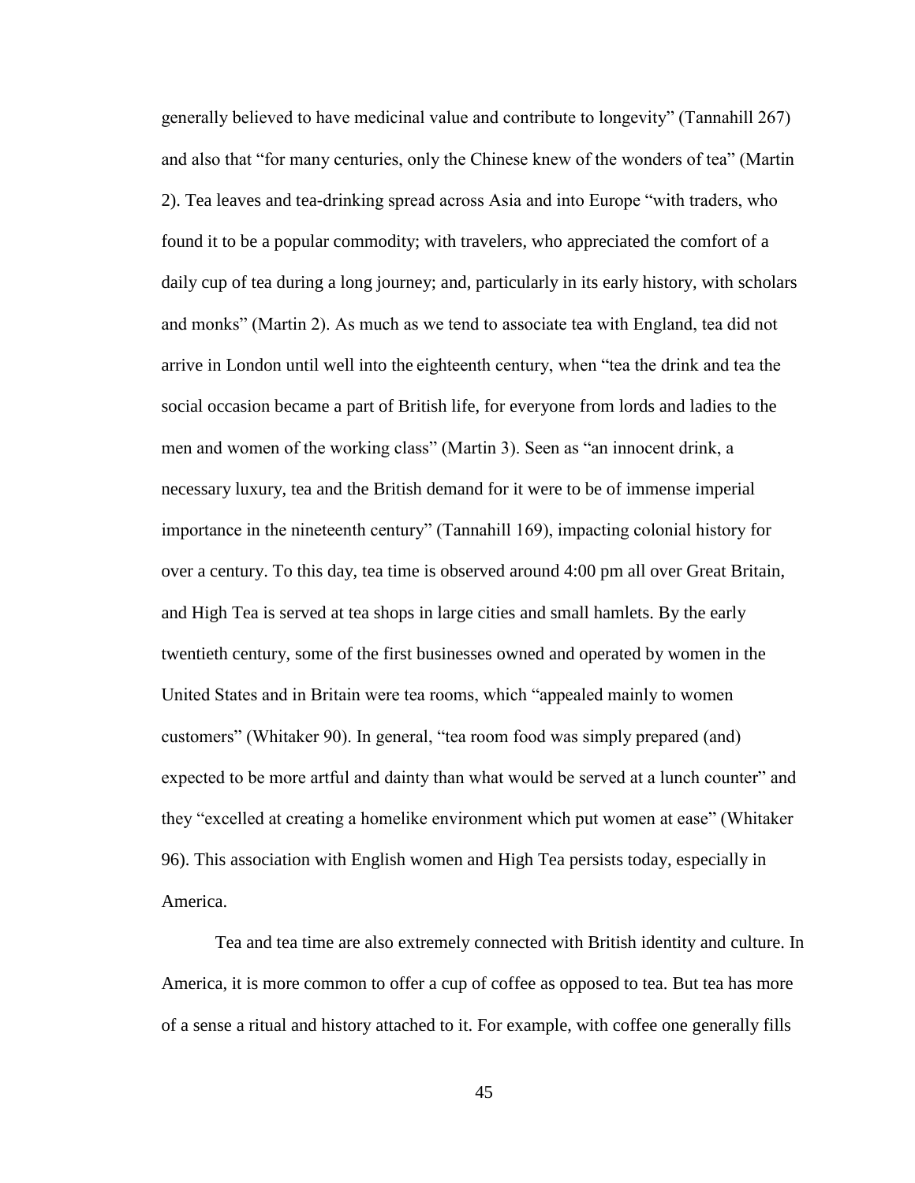generally believed to have medicinal value and contribute to longevity" (Tannahill 267) and also that "for many centuries, only the Chinese knew of the wonders of tea" (Martin 2). Tea leaves and tea-drinking spread across Asia and into Europe "with traders, who found it to be a popular commodity; with travelers, who appreciated the comfort of a daily cup of tea during a long journey; and, particularly in its early history, with scholars and monks" (Martin 2). As much as we tend to associate tea with England, tea did not arrive in London until well into the eighteenth century, when "tea the drink and tea the social occasion became a part of British life, for everyone from lords and ladies to the men and women of the working class" (Martin 3). Seen as "an innocent drink, a necessary luxury, tea and the British demand for it were to be of immense imperial importance in the nineteenth century" (Tannahill 169), impacting colonial history for over a century. To this day, tea time is observed around 4:00 pm all over Great Britain, and High Tea is served at tea shops in large cities and small hamlets. By the early twentieth century, some of the first businesses owned and operated by women in the United States and in Britain were tea rooms, which "appealed mainly to women customers" (Whitaker 90). In general, "tea room food was simply prepared (and) expected to be more artful and dainty than what would be served at a lunch counter" and they "excelled at creating a homelike environment which put women at ease" (Whitaker 96). This association with English women and High Tea persists today, especially in America.

Tea and tea time are also extremely connected with British identity and culture. In America, it is more common to offer a cup of coffee as opposed to tea. But tea has more of a sense a ritual and history attached to it. For example, with coffee one generally fills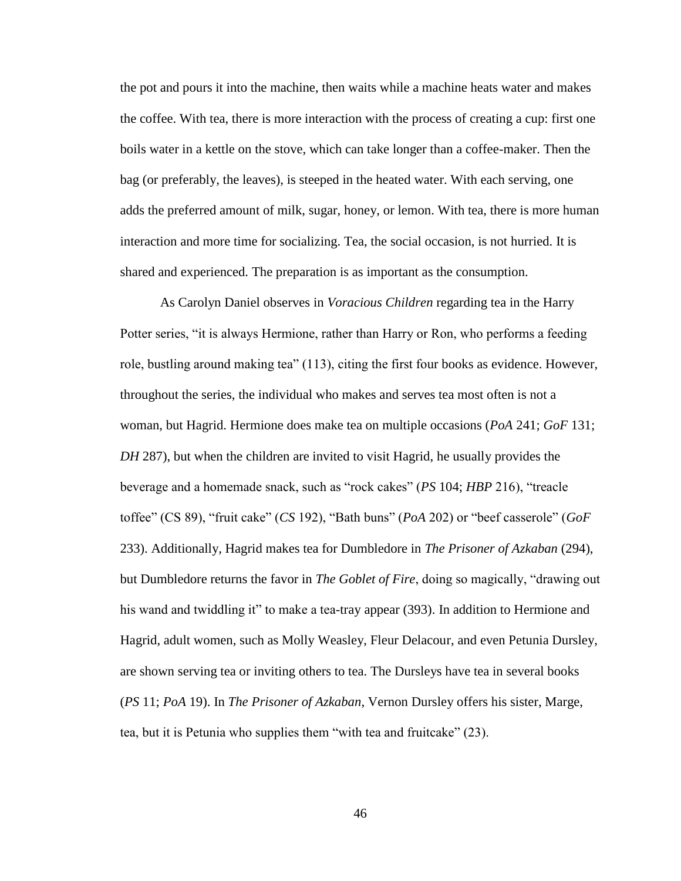the pot and pours it into the machine, then waits while a machine heats water and makes the coffee. With tea, there is more interaction with the process of creating a cup: first one boils water in a kettle on the stove, which can take longer than a coffee-maker. Then the bag (or preferably, the leaves), is steeped in the heated water. With each serving, one adds the preferred amount of milk, sugar, honey, or lemon. With tea, there is more human interaction and more time for socializing. Tea, the social occasion, is not hurried. It is shared and experienced. The preparation is as important as the consumption.

As Carolyn Daniel observes in *Voracious Children* regarding tea in the Harry Potter series, "it is always Hermione, rather than Harry or Ron, who performs a feeding role, bustling around making tea" (113), citing the first four books as evidence. However, throughout the series, the individual who makes and serves tea most often is not a woman, but Hagrid. Hermione does make tea on multiple occasions (*PoA* 241; *GoF* 131; *DH* 287), but when the children are invited to visit Hagrid, he usually provides the beverage and a homemade snack, such as "rock cakes" (*PS* 104; *HBP* 216), "treacle toffee" (CS 89), "fruit cake" (*CS* 192), "Bath buns" (*PoA* 202) or "beef casserole" (*GoF* 233). Additionally, Hagrid makes tea for Dumbledore in *The Prisoner of Azkaban* (294), but Dumbledore returns the favor in *The Goblet of Fire*, doing so magically, "drawing out his wand and twiddling it" to make a tea-tray appear (393). In addition to Hermione and Hagrid, adult women, such as Molly Weasley, Fleur Delacour, and even Petunia Dursley, are shown serving tea or inviting others to tea. The Dursleys have tea in several books (*PS* 11; *PoA* 19). In *The Prisoner of Azkaban*, Vernon Dursley offers his sister, Marge, tea, but it is Petunia who supplies them "with tea and fruitcake" (23).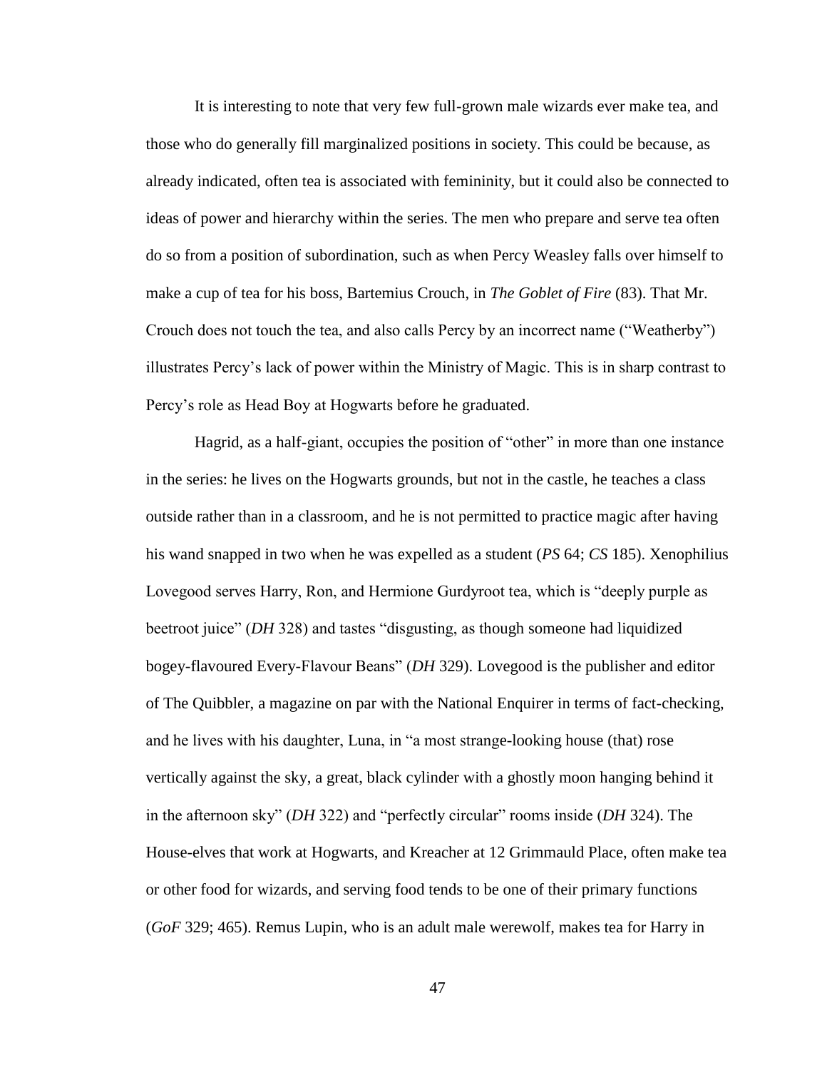It is interesting to note that very few full-grown male wizards ever make tea, and those who do generally fill marginalized positions in society. This could be because, as already indicated, often tea is associated with femininity, but it could also be connected to ideas of power and hierarchy within the series. The men who prepare and serve tea often do so from a position of subordination, such as when Percy Weasley falls over himself to make a cup of tea for his boss, Bartemius Crouch, in *The Goblet of Fire* (83). That Mr. Crouch does not touch the tea, and also calls Percy by an incorrect name ("Weatherby") illustrates Percy's lack of power within the Ministry of Magic. This is in sharp contrast to Percy's role as Head Boy at Hogwarts before he graduated.

Hagrid, as a half-giant, occupies the position of "other" in more than one instance in the series: he lives on the Hogwarts grounds, but not in the castle, he teaches a class outside rather than in a classroom, and he is not permitted to practice magic after having his wand snapped in two when he was expelled as a student (*PS* 64; *CS* 185). Xenophilius Lovegood serves Harry, Ron, and Hermione Gurdyroot tea, which is "deeply purple as beetroot juice" (*DH* 328) and tastes "disgusting, as though someone had liquidized bogey-flavoured Every-Flavour Beans" (*DH* 329). Lovegood is the publisher and editor of The Quibbler, a magazine on par with the National Enquirer in terms of fact-checking, and he lives with his daughter, Luna, in "a most strange-looking house (that) rose vertically against the sky, a great, black cylinder with a ghostly moon hanging behind it in the afternoon sky" (*DH* 322) and "perfectly circular" rooms inside (*DH* 324). The House-elves that work at Hogwarts, and Kreacher at 12 Grimmauld Place, often make tea or other food for wizards, and serving food tends to be one of their primary functions (*GoF* 329; 465). Remus Lupin, who is an adult male werewolf, makes tea for Harry in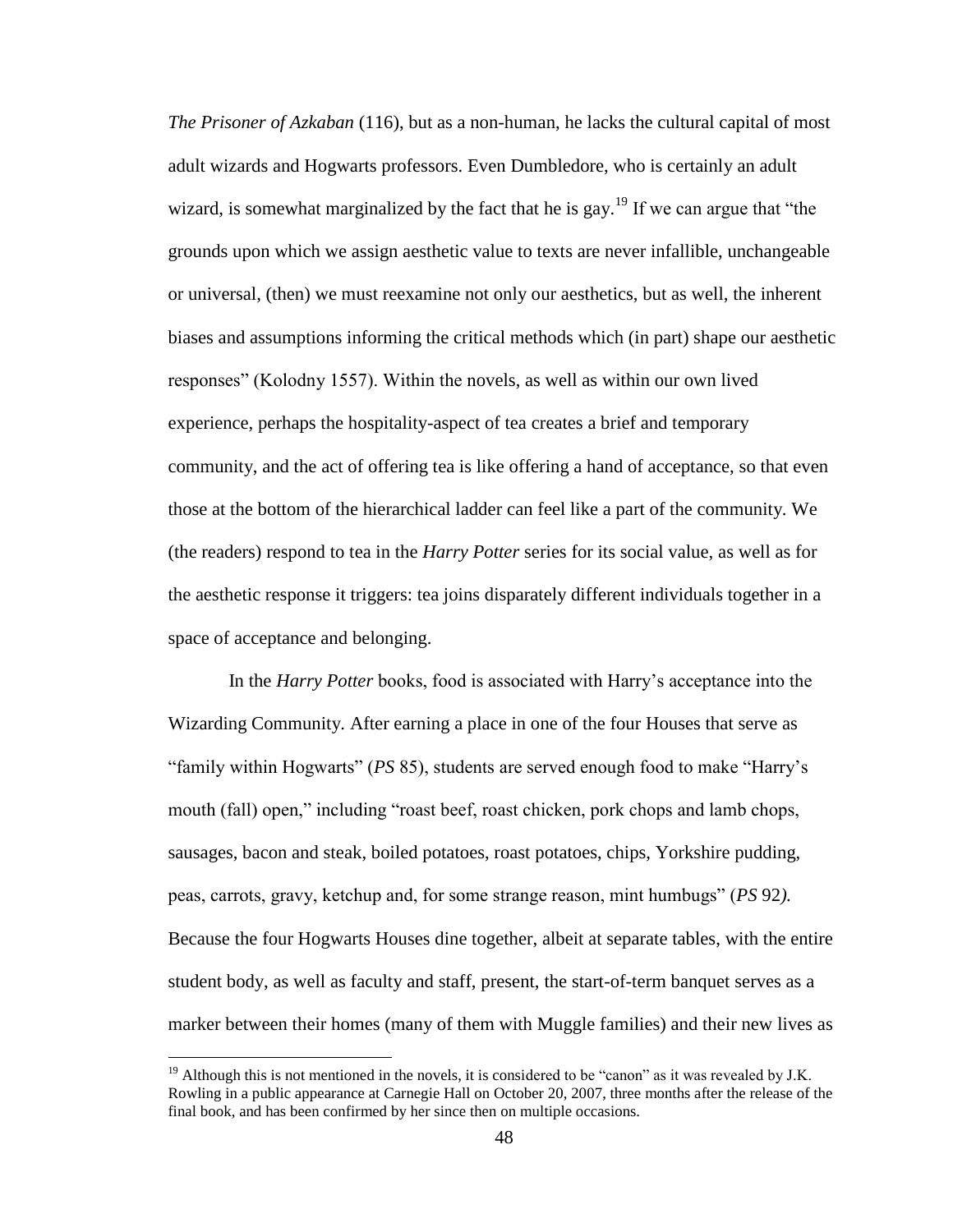*The Prisoner of Azkaban* (116), but as a non-human, he lacks the cultural capital of most adult wizards and Hogwarts professors. Even Dumbledore, who is certainly an adult wizard, is somewhat marginalized by the fact that he is gay.[19] If we can argue that "the grounds upon which we assign aesthetic value to texts are never infallible, unchangeable or universal, (then) we must reexamine not only our aesthetics, but as well, the inherent biases and assumptions informing the critical methods which (in part) shape our aesthetic responses" (Kolodny 1557). Within the novels, as well as within our own lived experience, perhaps the hospitality-aspect of tea creates a brief and temporary community, and the act of offering tea is like offering a hand of acceptance, so that even those at the bottom of the hierarchical ladder can feel like a part of the community. We (the readers) respond to tea in the *Harry Potter* series for its social value, as well as for the aesthetic response it triggers: tea joins disparately different individuals together in a space of acceptance and belonging.

In the *Harry Potter* books, food is associated with Harry's acceptance into the Wizarding Community. After earning a place in one of the four Houses that serve as "family within Hogwarts" (*PS* 85), students are served enough food to make "Harry's mouth (fall) open," including "roast beef, roast chicken, pork chops and lamb chops, sausages, bacon and steak, boiled potatoes, roast potatoes, chips, Yorkshire pudding, peas, carrots, gravy, ketchup and, for some strange reason, mint humbugs" (*PS* 92*).* Because the four Hogwarts Houses dine together, albeit at separate tables, with the entire student body, as well as faculty and staff, present, the start-of-term banquet serves as a marker between their homes (many of them with Muggle families) and their new lives as

[19] Although this is not mentioned in the novels, it is considered to be "canon" as it was revealed by J.K. Rowling in a public appearance at Carnegie Hall on October 20, 2007, three months after the release of the final book, and has been confirmed by her since then on multiple occasions.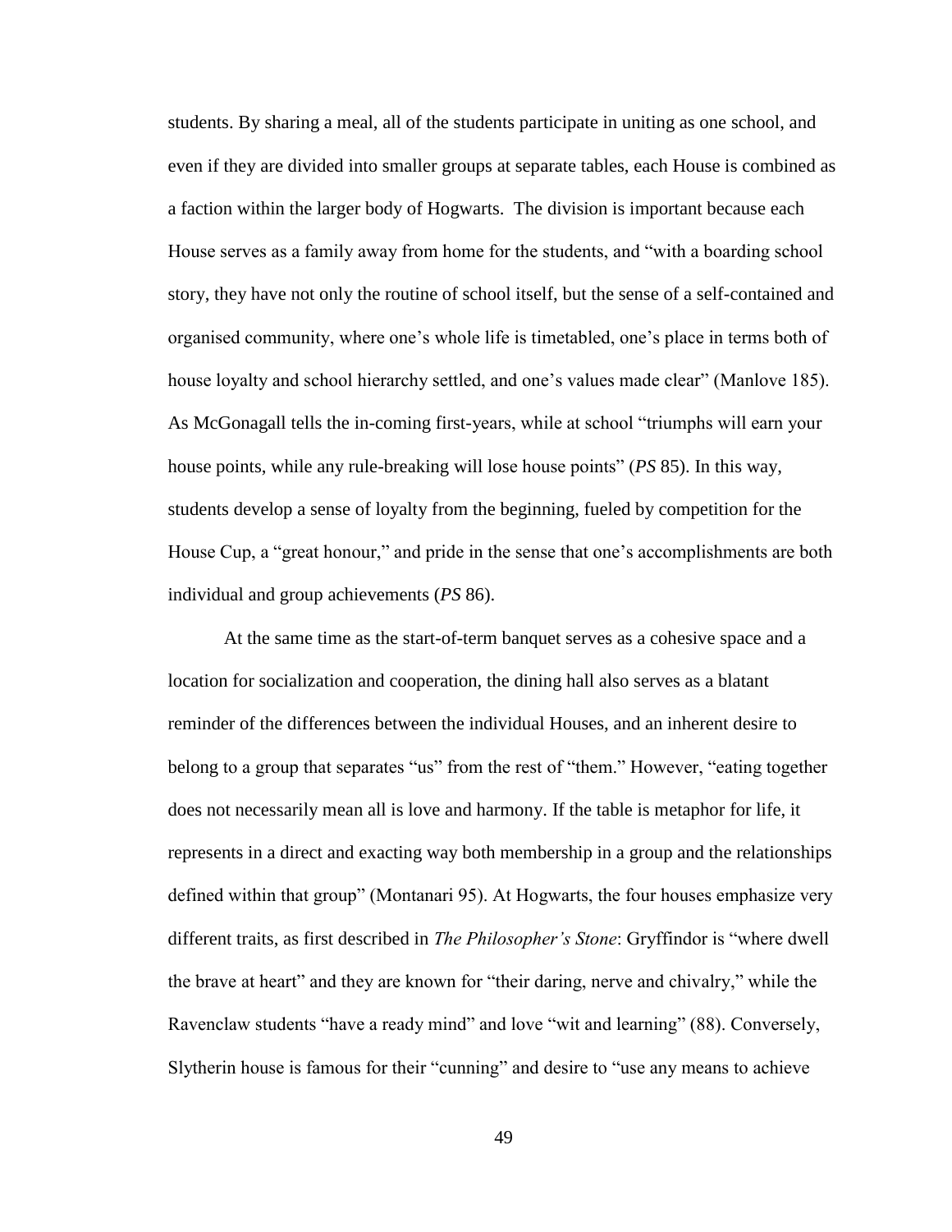students. By sharing a meal, all of the students participate in uniting as one school, and even if they are divided into smaller groups at separate tables, each House is combined as a faction within the larger body of Hogwarts. The division is important because each House serves as a family away from home for the students, and "with a boarding school story, they have not only the routine of school itself, but the sense of a self-contained and organised community, where one's whole life is timetabled, one's place in terms both of house loyalty and school hierarchy settled, and one's values made clear" (Manlove 185). As McGonagall tells the in-coming first-years, while at school "triumphs will earn your house points, while any rule-breaking will lose house points" (*PS* 85). In this way, students develop a sense of loyalty from the beginning, fueled by competition for the House Cup, a "great honour," and pride in the sense that one's accomplishments are both individual and group achievements (*PS* 86).

At the same time as the start-of-term banquet serves as a cohesive space and a location for socialization and cooperation, the dining hall also serves as a blatant reminder of the differences between the individual Houses, and an inherent desire to belong to a group that separates "us" from the rest of "them." However, "eating together does not necessarily mean all is love and harmony. If the table is metaphor for life, it represents in a direct and exacting way both membership in a group and the relationships defined within that group" (Montanari 95). At Hogwarts, the four houses emphasize very different traits, as first described in *The Philosopher's Stone*: Gryffindor is "where dwell the brave at heart" and they are known for "their daring, nerve and chivalry," while the Ravenclaw students "have a ready mind" and love "wit and learning" (88). Conversely, Slytherin house is famous for their "cunning" and desire to "use any means to achieve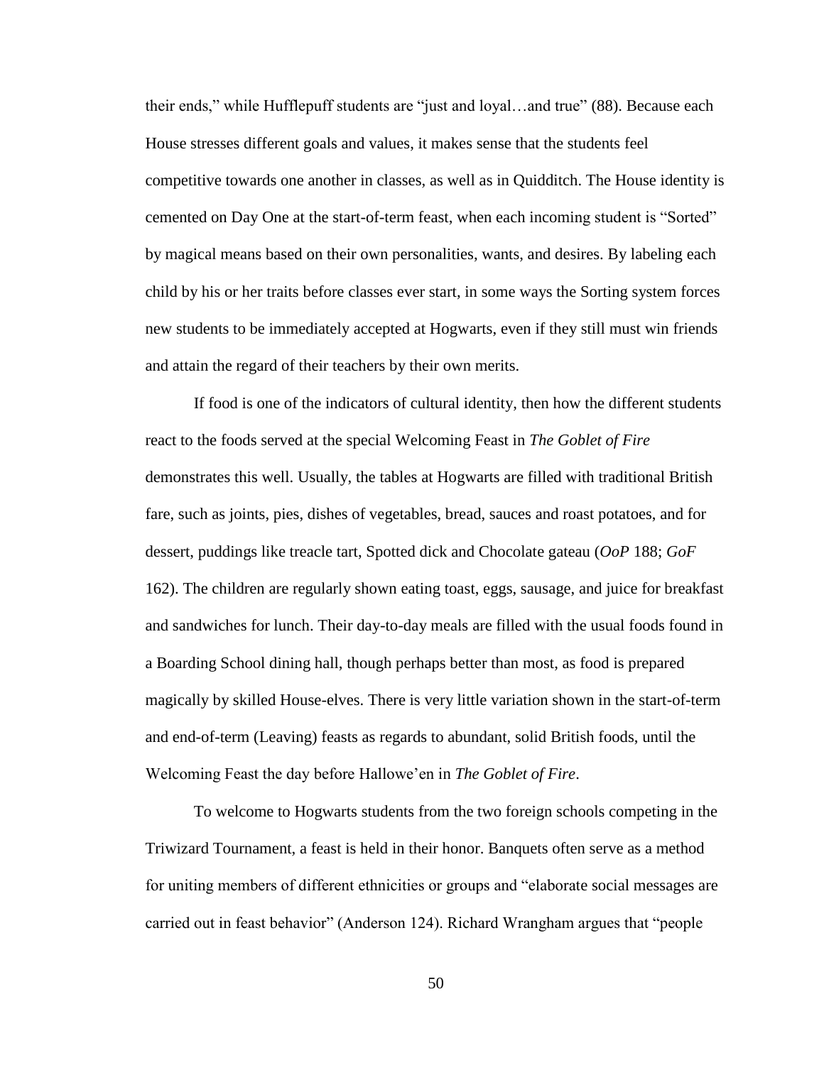their ends," while Hufflepuff students are "just and loyal…and true" (88). Because each House stresses different goals and values, it makes sense that the students feel competitive towards one another in classes, as well as in Quidditch. The House identity is cemented on Day One at the start-of-term feast, when each incoming student is "Sorted" by magical means based on their own personalities, wants, and desires. By labeling each child by his or her traits before classes ever start, in some ways the Sorting system forces new students to be immediately accepted at Hogwarts, even if they still must win friends and attain the regard of their teachers by their own merits.

If food is one of the indicators of cultural identity, then how the different students react to the foods served at the special Welcoming Feast in *The Goblet of Fire* demonstrates this well. Usually, the tables at Hogwarts are filled with traditional British fare, such as joints, pies, dishes of vegetables, bread, sauces and roast potatoes, and for dessert, puddings like treacle tart, Spotted dick and Chocolate gateau (*OoP* 188; *GoF* 162). The children are regularly shown eating toast, eggs, sausage, and juice for breakfast and sandwiches for lunch. Their day-to-day meals are filled with the usual foods found in a Boarding School dining hall, though perhaps better than most, as food is prepared magically by skilled House-elves. There is very little variation shown in the start-of-term and end-of-term (Leaving) feasts as regards to abundant, solid British foods, until the Welcoming Feast the day before Hallowe'en in *The Goblet of Fire*.

To welcome to Hogwarts students from the two foreign schools competing in the Triwizard Tournament, a feast is held in their honor. Banquets often serve as a method for uniting members of different ethnicities or groups and "elaborate social messages are carried out in feast behavior" (Anderson 124). Richard Wrangham argues that "people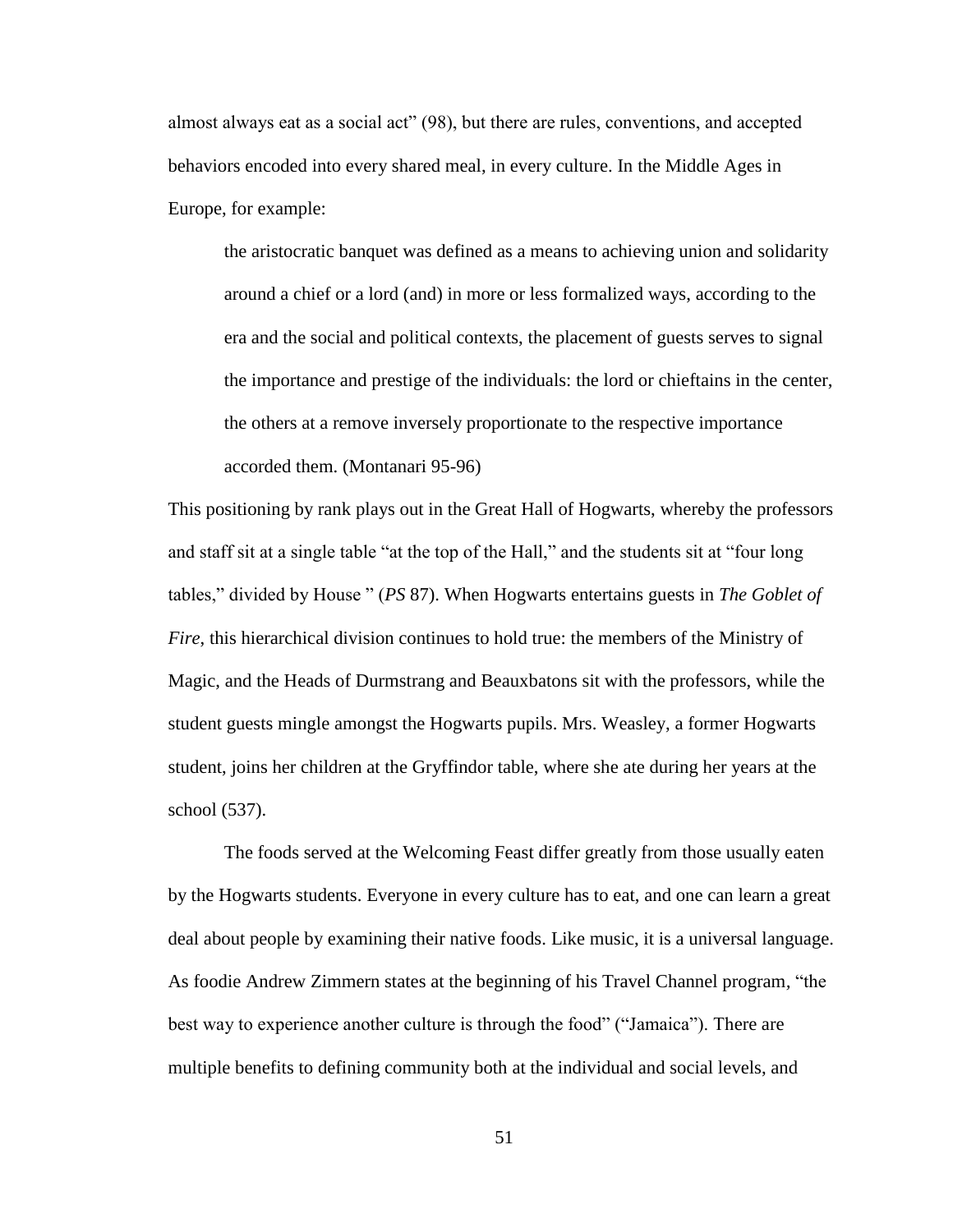almost always eat as a social act" (98), but there are rules, conventions, and accepted behaviors encoded into every shared meal, in every culture. In the Middle Ages in Europe, for example:

> the aristocratic banquet was defined as a means to achieving union and solidarity around a chief or a lord (and) in more or less formalized ways, according to the era and the social and political contexts, the placement of guests serves to signal the importance and prestige of the individuals: the lord or chieftains in the center, the others at a remove inversely proportionate to the respective importance accorded them. (Montanari 95-96)

This positioning by rank plays out in the Great Hall of Hogwarts, whereby the professors and staff sit at a single table "at the top of the Hall," and the students sit at "four long tables," divided by House " (*PS* 87). When Hogwarts entertains guests in *The Goblet of Fire*, this hierarchical division continues to hold true: the members of the Ministry of Magic, and the Heads of Durmstrang and Beauxbatons sit with the professors, while the student guests mingle amongst the Hogwarts pupils. Mrs. Weasley, a former Hogwarts student, joins her children at the Gryffindor table, where she ate during her years at the school (537).

The foods served at the Welcoming Feast differ greatly from those usually eaten by the Hogwarts students. Everyone in every culture has to eat, and one can learn a great deal about people by examining their native foods. Like music, it is a universal language. As foodie Andrew Zimmern states at the beginning of his Travel Channel program, "the best way to experience another culture is through the food" ("Jamaica"). There are multiple benefits to defining community both at the individual and social levels, and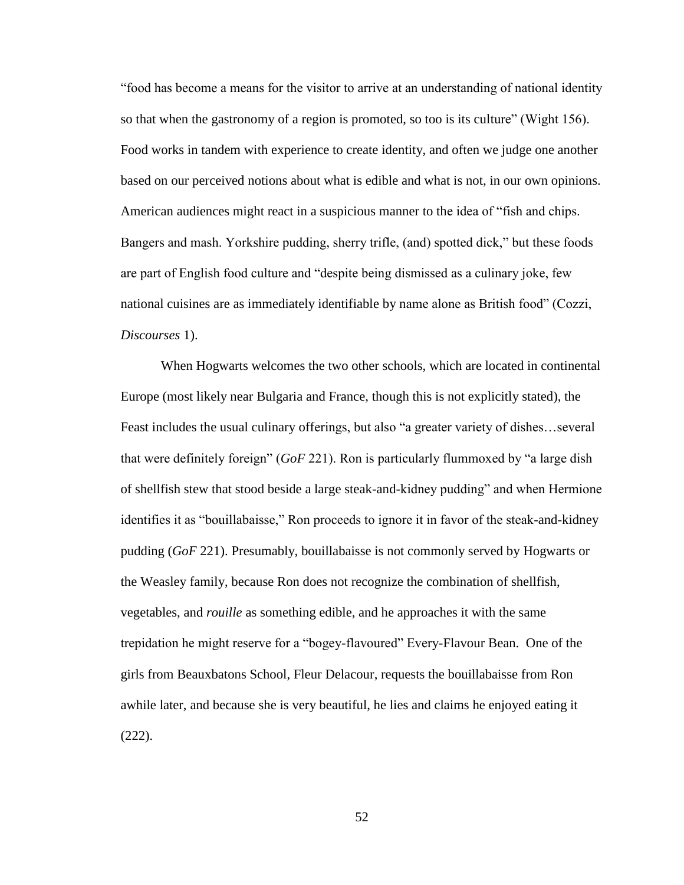"food has become a means for the visitor to arrive at an understanding of national identity so that when the gastronomy of a region is promoted, so too is its culture" (Wight 156). Food works in tandem with experience to create identity, and often we judge one another based on our perceived notions about what is edible and what is not, in our own opinions. American audiences might react in a suspicious manner to the idea of "fish and chips. Bangers and mash. Yorkshire pudding, sherry trifle, (and) spotted dick," but these foods are part of English food culture and "despite being dismissed as a culinary joke, few national cuisines are as immediately identifiable by name alone as British food" (Cozzi, *Discourses* 1).

When Hogwarts welcomes the two other schools, which are located in continental Europe (most likely near Bulgaria and France, though this is not explicitly stated), the Feast includes the usual culinary offerings, but also "a greater variety of dishes…several that were definitely foreign" (*GoF* 221). Ron is particularly flummoxed by "a large dish of shellfish stew that stood beside a large steak-and-kidney pudding" and when Hermione identifies it as "bouillabaisse," Ron proceeds to ignore it in favor of the steak-and-kidney pudding (*GoF* 221). Presumably, bouillabaisse is not commonly served by Hogwarts or the Weasley family, because Ron does not recognize the combination of shellfish, vegetables, and *rouille* as something edible, and he approaches it with the same trepidation he might reserve for a "bogey-flavoured" Every-Flavour Bean. One of the girls from Beauxbatons School, Fleur Delacour, requests the bouillabaisse from Ron awhile later, and because she is very beautiful, he lies and claims he enjoyed eating it (222).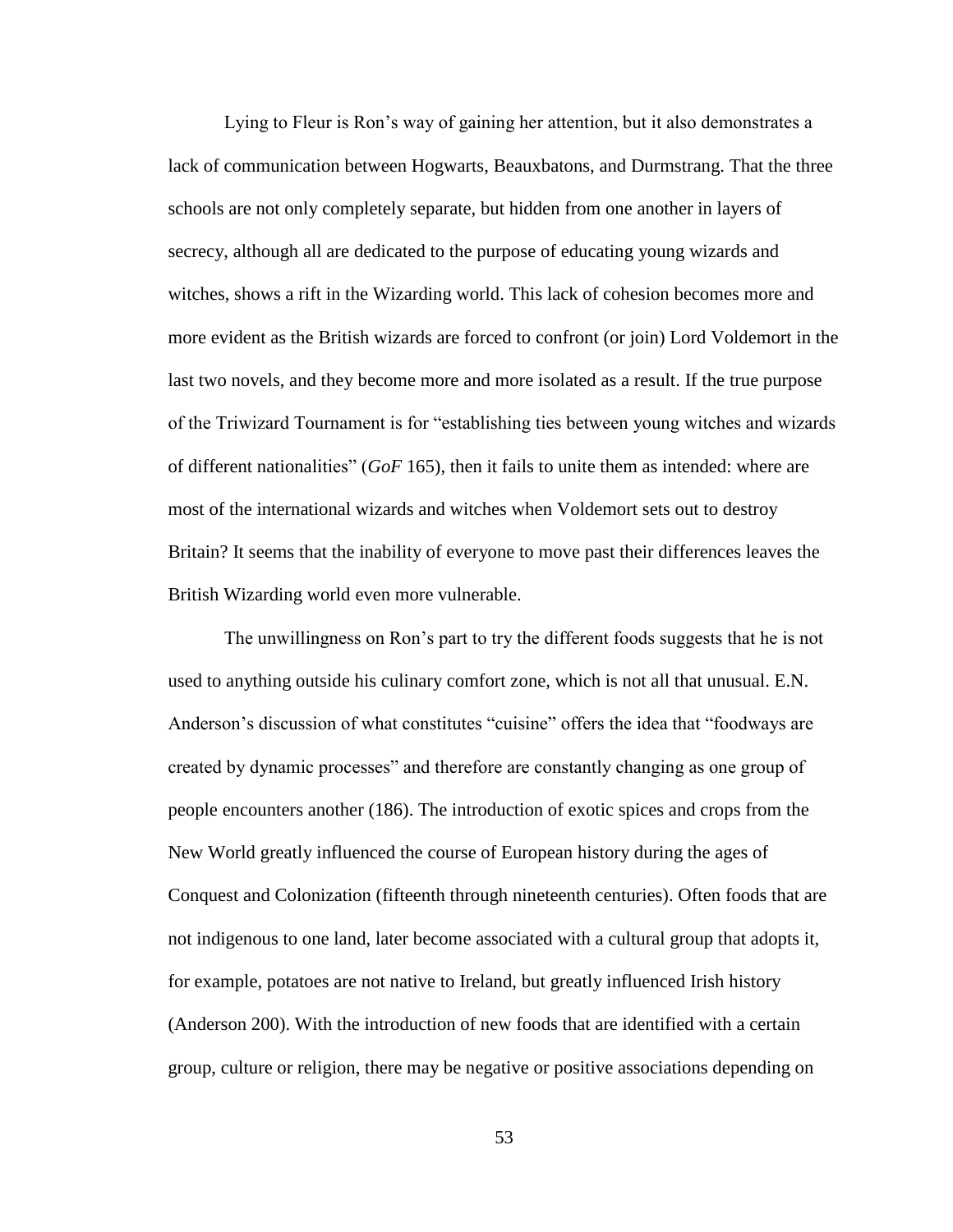Lying to Fleur is Ron's way of gaining her attention, but it also demonstrates a lack of communication between Hogwarts, Beauxbatons, and Durmstrang. That the three schools are not only completely separate, but hidden from one another in layers of secrecy, although all are dedicated to the purpose of educating young wizards and witches, shows a rift in the Wizarding world. This lack of cohesion becomes more and more evident as the British wizards are forced to confront (or join) Lord Voldemort in the last two novels, and they become more and more isolated as a result. If the true purpose of the Triwizard Tournament is for "establishing ties between young witches and wizards of different nationalities" (*GoF* 165), then it fails to unite them as intended: where are most of the international wizards and witches when Voldemort sets out to destroy Britain? It seems that the inability of everyone to move past their differences leaves the British Wizarding world even more vulnerable.

The unwillingness on Ron's part to try the different foods suggests that he is not used to anything outside his culinary comfort zone, which is not all that unusual. E.N. Anderson's discussion of what constitutes "cuisine" offers the idea that "foodways are created by dynamic processes" and therefore are constantly changing as one group of people encounters another (186). The introduction of exotic spices and crops from the New World greatly influenced the course of European history during the ages of Conquest and Colonization (fifteenth through nineteenth centuries). Often foods that are not indigenous to one land, later become associated with a cultural group that adopts it, for example, potatoes are not native to Ireland, but greatly influenced Irish history (Anderson 200). With the introduction of new foods that are identified with a certain group, culture or religion, there may be negative or positive associations depending on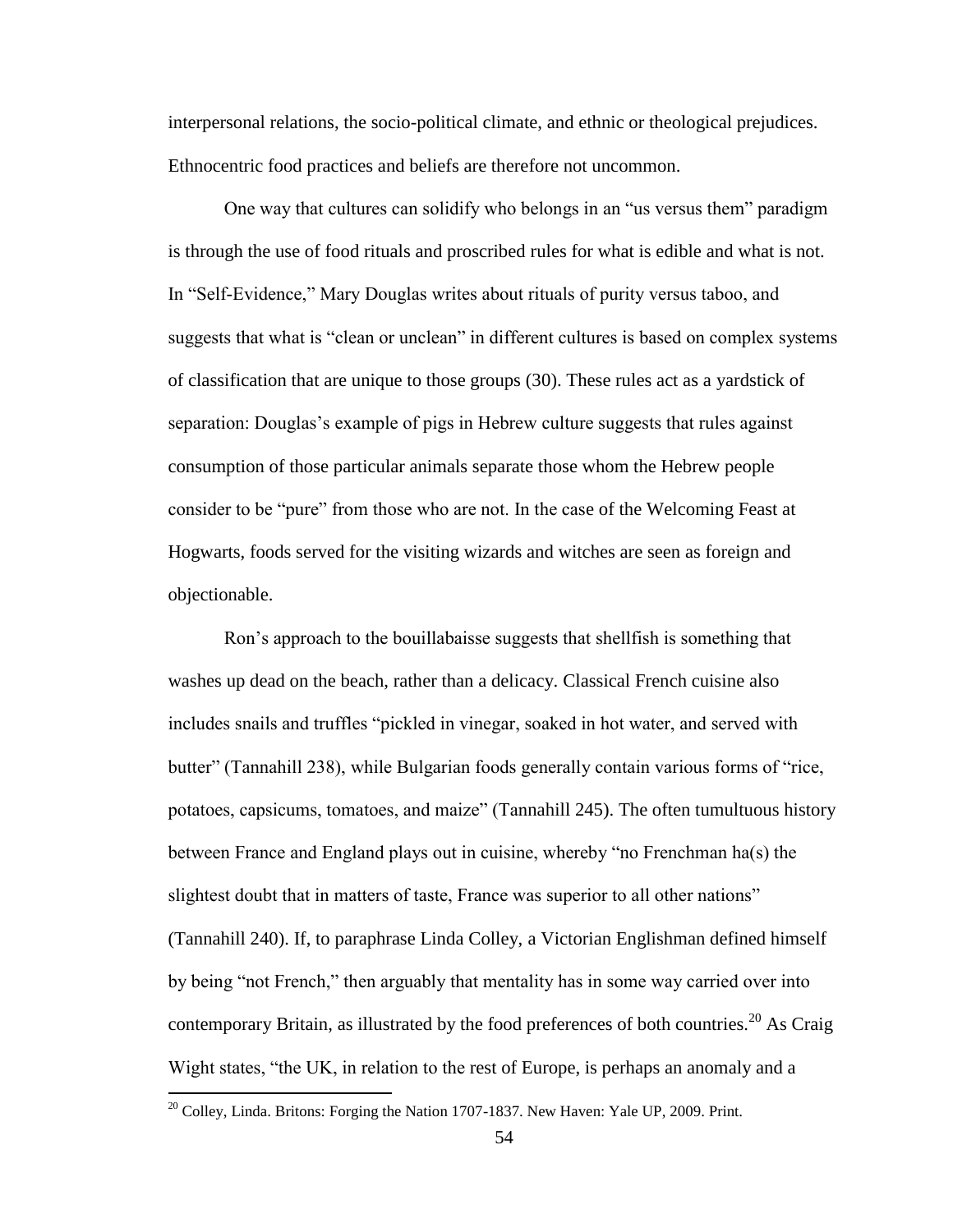interpersonal relations, the socio-political climate, and ethnic or theological prejudices. Ethnocentric food practices and beliefs are therefore not uncommon.

One way that cultures can solidify who belongs in an "us versus them" paradigm is through the use of food rituals and proscribed rules for what is edible and what is not. In "Self-Evidence," Mary Douglas writes about rituals of purity versus taboo, and suggests that what is "clean or unclean" in different cultures is based on complex systems of classification that are unique to those groups (30). These rules act as a yardstick of separation: Douglas's example of pigs in Hebrew culture suggests that rules against consumption of those particular animals separate those whom the Hebrew people consider to be "pure" from those who are not. In the case of the Welcoming Feast at Hogwarts, foods served for the visiting wizards and witches are seen as foreign and objectionable.

Ron's approach to the bouillabaisse suggests that shellfish is something that washes up dead on the beach, rather than a delicacy. Classical French cuisine also includes snails and truffles "pickled in vinegar, soaked in hot water, and served with butter" (Tannahill 238), while Bulgarian foods generally contain various forms of "rice, potatoes, capsicums, tomatoes, and maize" (Tannahill 245). The often tumultuous history between France and England plays out in cuisine, whereby "no Frenchman ha(s) the slightest doubt that in matters of taste, France was superior to all other nations" (Tannahill 240). If, to paraphrase Linda Colley, a Victorian Englishman defined himself by being "not French," then arguably that mentality has in some way carried over into contemporary Britain, as illustrated by the food preferences of both countries.[20] As Craig Wight states, "the UK, in relation to the rest of Europe, is perhaps an anomaly and a

[20] Colley, Linda. Britons: Forging the Nation 1707-1837. New Haven: Yale UP, 2009. Print.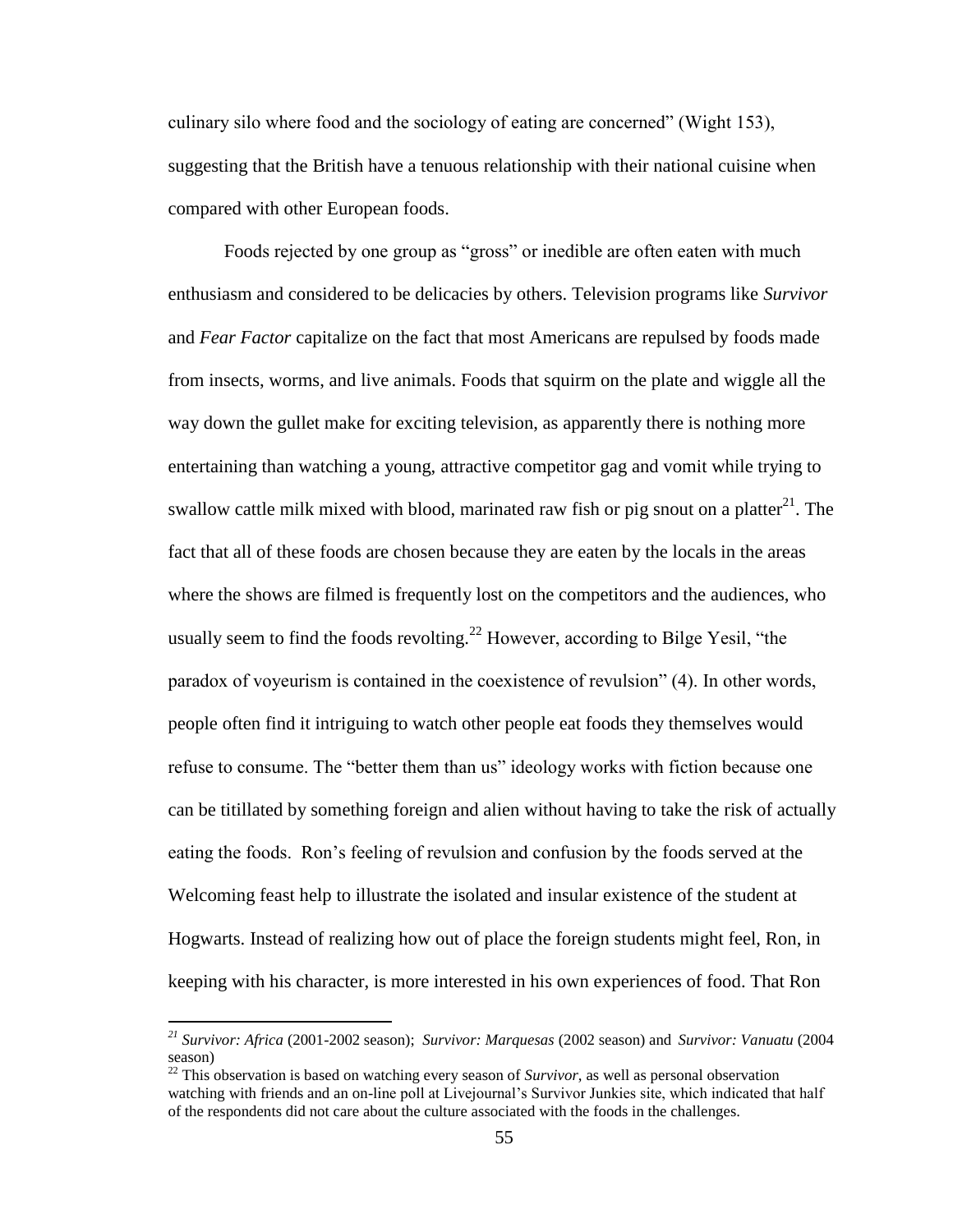culinary silo where food and the sociology of eating are concerned" (Wight 153), suggesting that the British have a tenuous relationship with their national cuisine when compared with other European foods.

Foods rejected by one group as "gross" or inedible are often eaten with much enthusiasm and considered to be delicacies by others. Television programs like *Survivor* and *Fear Factor* capitalize on the fact that most Americans are repulsed by foods made from insects, worms, and live animals. Foods that squirm on the plate and wiggle all the way down the gullet make for exciting television, as apparently there is nothing more entertaining than watching a young, attractive competitor gag and vomit while trying to swallow cattle milk mixed with blood, marinated raw fish or pig snout on a platter[21]. The fact that all of these foods are chosen because they are eaten by the locals in the areas where the shows are filmed is frequently lost on the competitors and the audiences, who usually seem to find the foods revolting.[22] However, according to Bilge Yesil, "the paradox of voyeurism is contained in the coexistence of revulsion" (4). In other words, people often find it intriguing to watch other people eat foods they themselves would refuse to consume. The "better them than us" ideology works with fiction because one can be titillated by something foreign and alien without having to take the risk of actually eating the foods. Ron's feeling of revulsion and confusion by the foods served at the Welcoming feast help to illustrate the isolated and insular existence of the student at Hogwarts. Instead of realizing how out of place the foreign students might feel, Ron, in keeping with his character, is more interested in his own experiences of food. That Ron

---

[21] *Survivor: Africa* (2001-2002 season); *Survivor: Marquesas* (2002 season) and *Survivor: Vanuatu* (2004 season)

[22] This observation is based on watching every season of *Survivor*, as well as personal observation watching with friends and an on-line poll at Livejournal's Survivor Junkies site, which indicated that half of the respondents did not care about the culture associated with the foods in the challenges.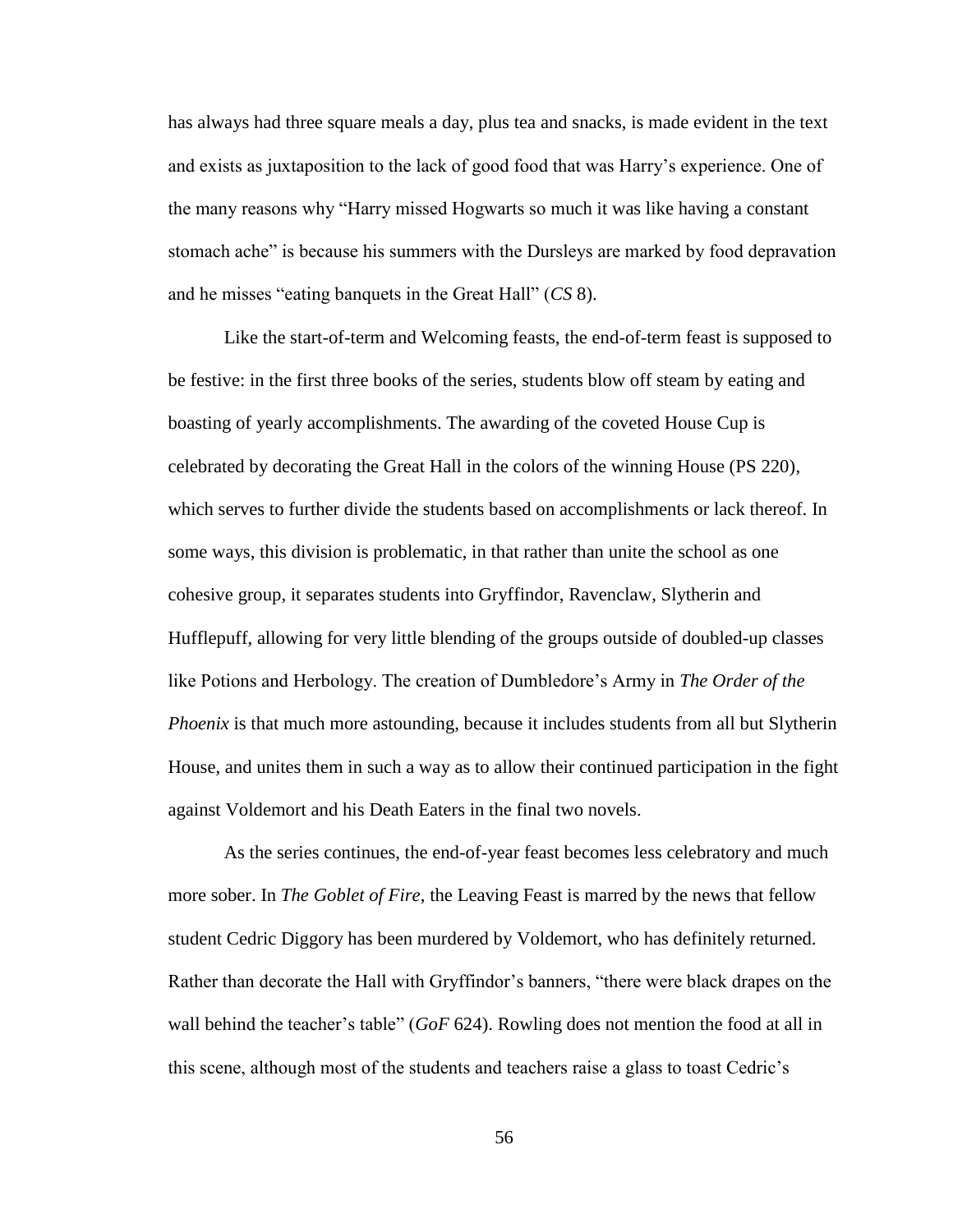has always had three square meals a day, plus tea and snacks, is made evident in the text and exists as juxtaposition to the lack of good food that was Harry's experience. One of the many reasons why "Harry missed Hogwarts so much it was like having a constant stomach ache" is because his summers with the Dursleys are marked by food depravation and he misses "eating banquets in the Great Hall" (*CS* 8).

Like the start-of-term and Welcoming feasts, the end-of-term feast is supposed to be festive: in the first three books of the series, students blow off steam by eating and boasting of yearly accomplishments. The awarding of the coveted House Cup is celebrated by decorating the Great Hall in the colors of the winning House (PS 220), which serves to further divide the students based on accomplishments or lack thereof. In some ways, this division is problematic, in that rather than unite the school as one cohesive group, it separates students into Gryffindor, Ravenclaw, Slytherin and Hufflepuff, allowing for very little blending of the groups outside of doubled-up classes like Potions and Herbology. The creation of Dumbledore's Army in *The Order of the Phoenix* is that much more astounding, because it includes students from all but Slytherin House, and unites them in such a way as to allow their continued participation in the fight against Voldemort and his Death Eaters in the final two novels.

As the series continues, the end-of-year feast becomes less celebratory and much more sober. In *The Goblet of Fire*, the Leaving Feast is marred by the news that fellow student Cedric Diggory has been murdered by Voldemort, who has definitely returned. Rather than decorate the Hall with Gryffindor's banners, "there were black drapes on the wall behind the teacher's table" (*GoF* 624). Rowling does not mention the food at all in this scene, although most of the students and teachers raise a glass to toast Cedric's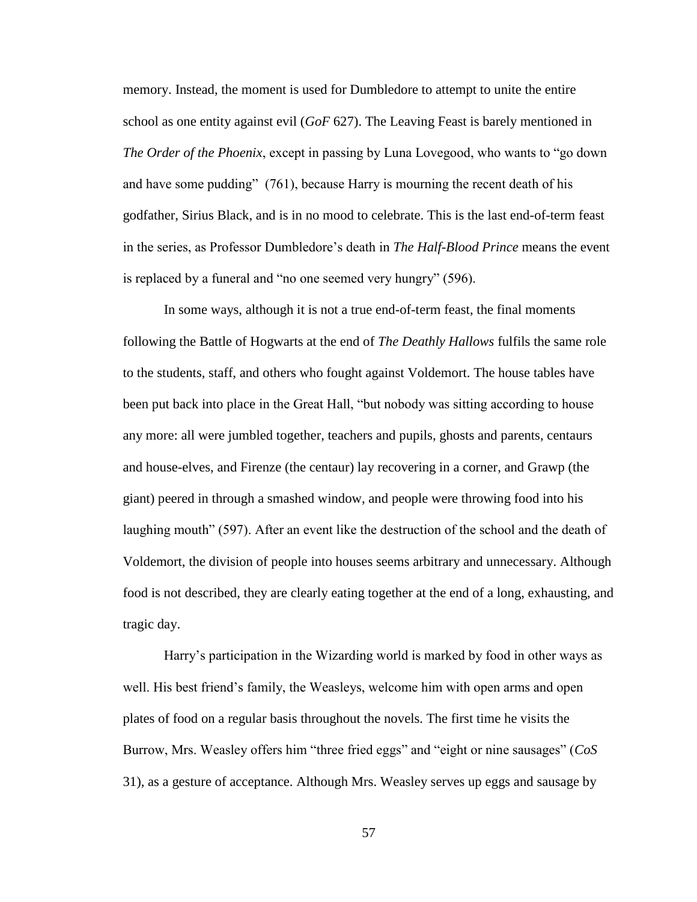memory. Instead, the moment is used for Dumbledore to attempt to unite the entire school as one entity against evil (*GoF* 627). The Leaving Feast is barely mentioned in *The Order of the Phoenix*, except in passing by Luna Lovegood, who wants to "go down and have some pudding" (761), because Harry is mourning the recent death of his godfather, Sirius Black, and is in no mood to celebrate. This is the last end-of-term feast in the series, as Professor Dumbledore's death in *The Half-Blood Prince* means the event is replaced by a funeral and "no one seemed very hungry" (596).

In some ways, although it is not a true end-of-term feast, the final moments following the Battle of Hogwarts at the end of *The Deathly Hallows* fulfils the same role to the students, staff, and others who fought against Voldemort. The house tables have been put back into place in the Great Hall, "but nobody was sitting according to house any more: all were jumbled together, teachers and pupils, ghosts and parents, centaurs and house-elves, and Firenze (the centaur) lay recovering in a corner, and Grawp (the giant) peered in through a smashed window, and people were throwing food into his laughing mouth" (597). After an event like the destruction of the school and the death of Voldemort, the division of people into houses seems arbitrary and unnecessary. Although food is not described, they are clearly eating together at the end of a long, exhausting, and tragic day.

Harry's participation in the Wizarding world is marked by food in other ways as well. His best friend's family, the Weasleys, welcome him with open arms and open plates of food on a regular basis throughout the novels. The first time he visits the Burrow, Mrs. Weasley offers him "three fried eggs" and "eight or nine sausages" (*CoS* 31), as a gesture of acceptance. Although Mrs. Weasley serves up eggs and sausage by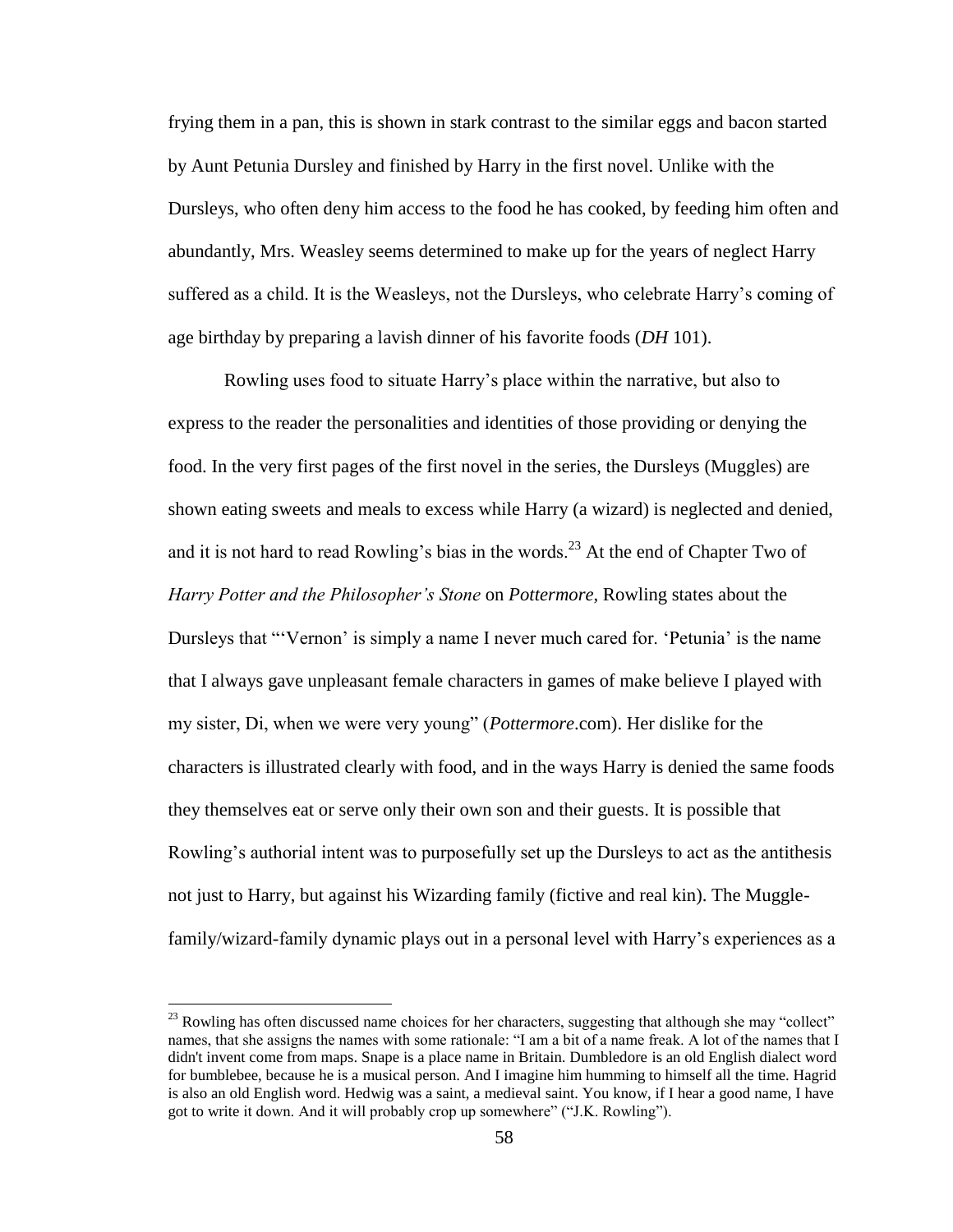frying them in a pan, this is shown in stark contrast to the similar eggs and bacon started by Aunt Petunia Dursley and finished by Harry in the first novel. Unlike with the Dursleys, who often deny him access to the food he has cooked, by feeding him often and abundantly, Mrs. Weasley seems determined to make up for the years of neglect Harry suffered as a child. It is the Weasleys, not the Dursleys, who celebrate Harry's coming of age birthday by preparing a lavish dinner of his favorite foods (*DH* 101).

Rowling uses food to situate Harry's place within the narrative, but also to express to the reader the personalities and identities of those providing or denying the food. In the very first pages of the first novel in the series, the Dursleys (Muggles) are shown eating sweets and meals to excess while Harry (a wizard) is neglected and denied, and it is not hard to read Rowling's bias in the words.[23] At the end of Chapter Two of *Harry Potter and the Philosopher's Stone* on *Pottermore*, Rowling states about the Dursleys that "'Vernon' is simply a name I never much cared for. 'Petunia' is the name that I always gave unpleasant female characters in games of make believe I played with my sister, Di, when we were very young" (*Pottermore*.com). Her dislike for the characters is illustrated clearly with food, and in the ways Harry is denied the same foods they themselves eat or serve only their own son and their guests. It is possible that Rowling's authorial intent was to purposefully set up the Dursleys to act as the antithesis not just to Harry, but against his Wizarding family (fictive and real kin). The Muggle-family/wizard-family dynamic plays out in a personal level with Harry's experiences as a

[23] Rowling has often discussed name choices for her characters, suggesting that although she may "collect" names, that she assigns the names with some rationale: "I am a bit of a name freak. A lot of the names that I didn't invent come from maps. Snape is a place name in Britain. Dumbledore is an old English dialect word for bumblebee, because he is a musical person. And I imagine him humming to himself all the time. Hagrid is also an old English word. Hedwig was a saint, a medieval saint. You know, if I hear a good name, I have got to write it down. And it will probably crop up somewhere" ("J.K. Rowling").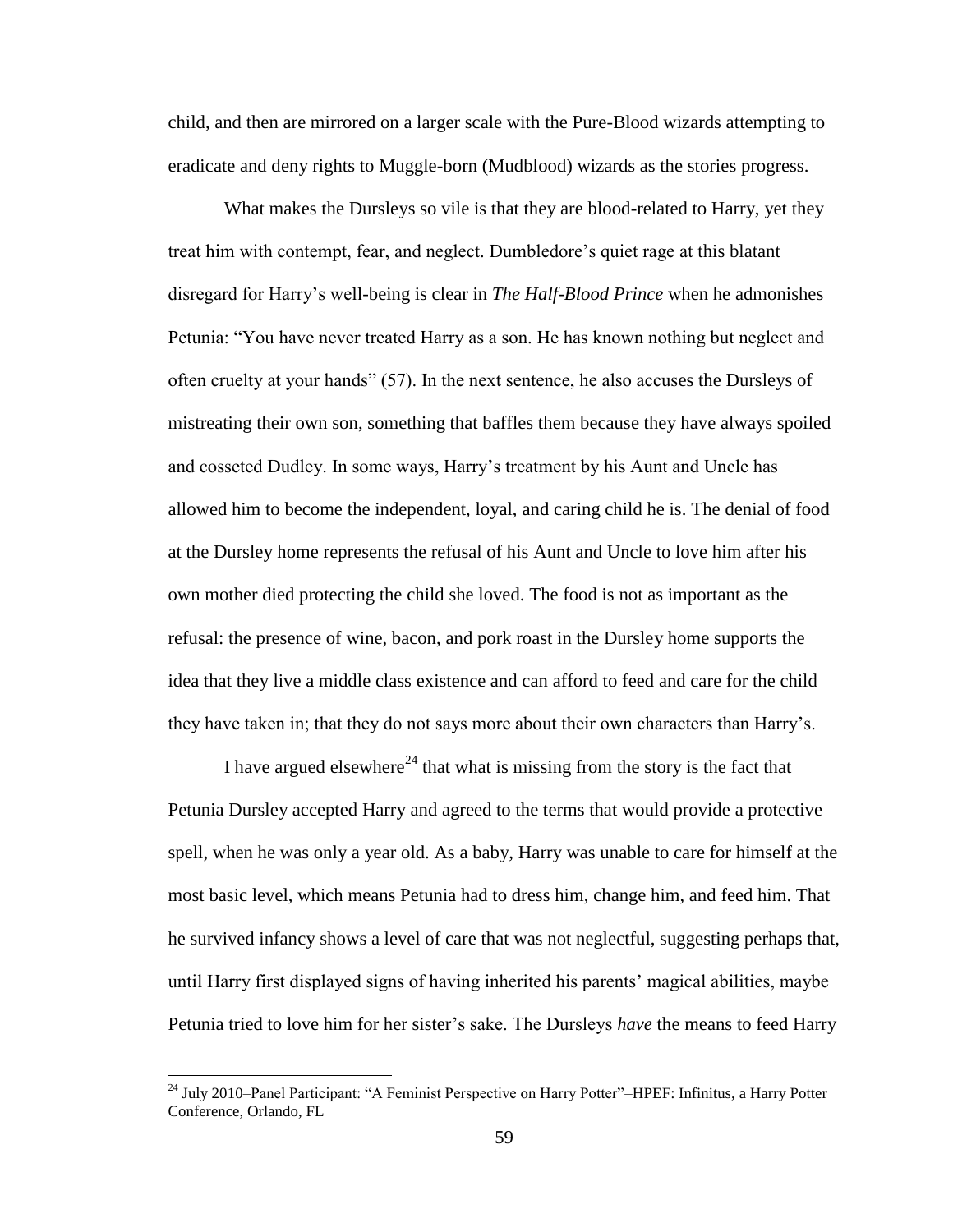child, and then are mirrored on a larger scale with the Pure-Blood wizards attempting to eradicate and deny rights to Muggle-born (Mudblood) wizards as the stories progress.

What makes the Dursleys so vile is that they are blood-related to Harry, yet they treat him with contempt, fear, and neglect. Dumbledore's quiet rage at this blatant disregard for Harry's well-being is clear in *The Half-Blood Prince* when he admonishes Petunia: "You have never treated Harry as a son. He has known nothing but neglect and often cruelty at your hands" (57). In the next sentence, he also accuses the Dursleys of mistreating their own son, something that baffles them because they have always spoiled and cosseted Dudley. In some ways, Harry's treatment by his Aunt and Uncle has allowed him to become the independent, loyal, and caring child he is. The denial of food at the Dursley home represents the refusal of his Aunt and Uncle to love him after his own mother died protecting the child she loved. The food is not as important as the refusal: the presence of wine, bacon, and pork roast in the Dursley home supports the idea that they live a middle class existence and can afford to feed and care for the child they have taken in; that they do not says more about their own characters than Harry's.

I have argued elsewhere[24] that what is missing from the story is the fact that Petunia Dursley accepted Harry and agreed to the terms that would provide a protective spell, when he was only a year old. As a baby, Harry was unable to care for himself at the most basic level, which means Petunia had to dress him, change him, and feed him. That he survived infancy shows a level of care that was not neglectful, suggesting perhaps that, until Harry first displayed signs of having inherited his parents' magical abilities, maybe Petunia tried to love him for her sister's sake. The Dursleys *have* the means to feed Harry

[24] July 2010–Panel Participant: "A Feminist Perspective on Harry Potter"–HPEF: Infinitus, a Harry Potter Conference, Orlando, FL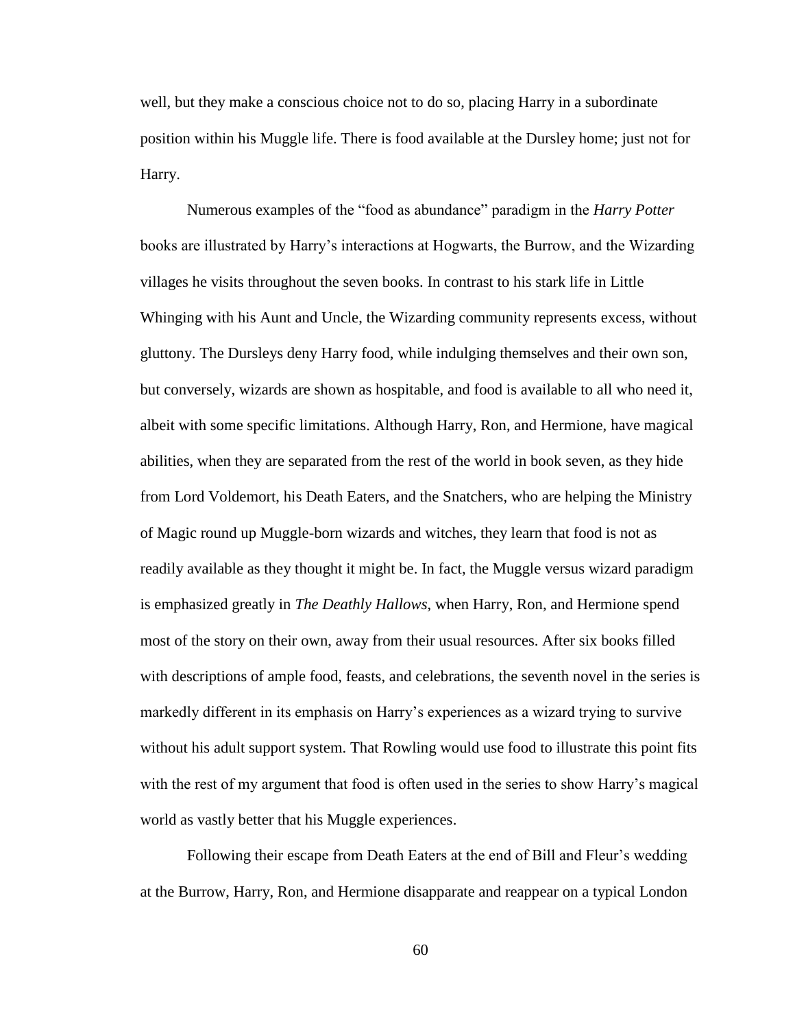well, but they make a conscious choice not to do so, placing Harry in a subordinate position within his Muggle life. There is food available at the Dursley home; just not for Harry.

Numerous examples of the "food as abundance" paradigm in the *Harry Potter* books are illustrated by Harry's interactions at Hogwarts, the Burrow, and the Wizarding villages he visits throughout the seven books. In contrast to his stark life in Little Whinging with his Aunt and Uncle, the Wizarding community represents excess, without gluttony. The Dursleys deny Harry food, while indulging themselves and their own son, but conversely, wizards are shown as hospitable, and food is available to all who need it, albeit with some specific limitations. Although Harry, Ron, and Hermione, have magical abilities, when they are separated from the rest of the world in book seven, as they hide from Lord Voldemort, his Death Eaters, and the Snatchers, who are helping the Ministry of Magic round up Muggle-born wizards and witches, they learn that food is not as readily available as they thought it might be. In fact, the Muggle versus wizard paradigm is emphasized greatly in *The Deathly Hallows*, when Harry, Ron, and Hermione spend most of the story on their own, away from their usual resources. After six books filled with descriptions of ample food, feasts, and celebrations, the seventh novel in the series is markedly different in its emphasis on Harry's experiences as a wizard trying to survive without his adult support system. That Rowling would use food to illustrate this point fits with the rest of my argument that food is often used in the series to show Harry's magical world as vastly better that his Muggle experiences.

Following their escape from Death Eaters at the end of Bill and Fleur's wedding at the Burrow, Harry, Ron, and Hermione disapparate and reappear on a typical London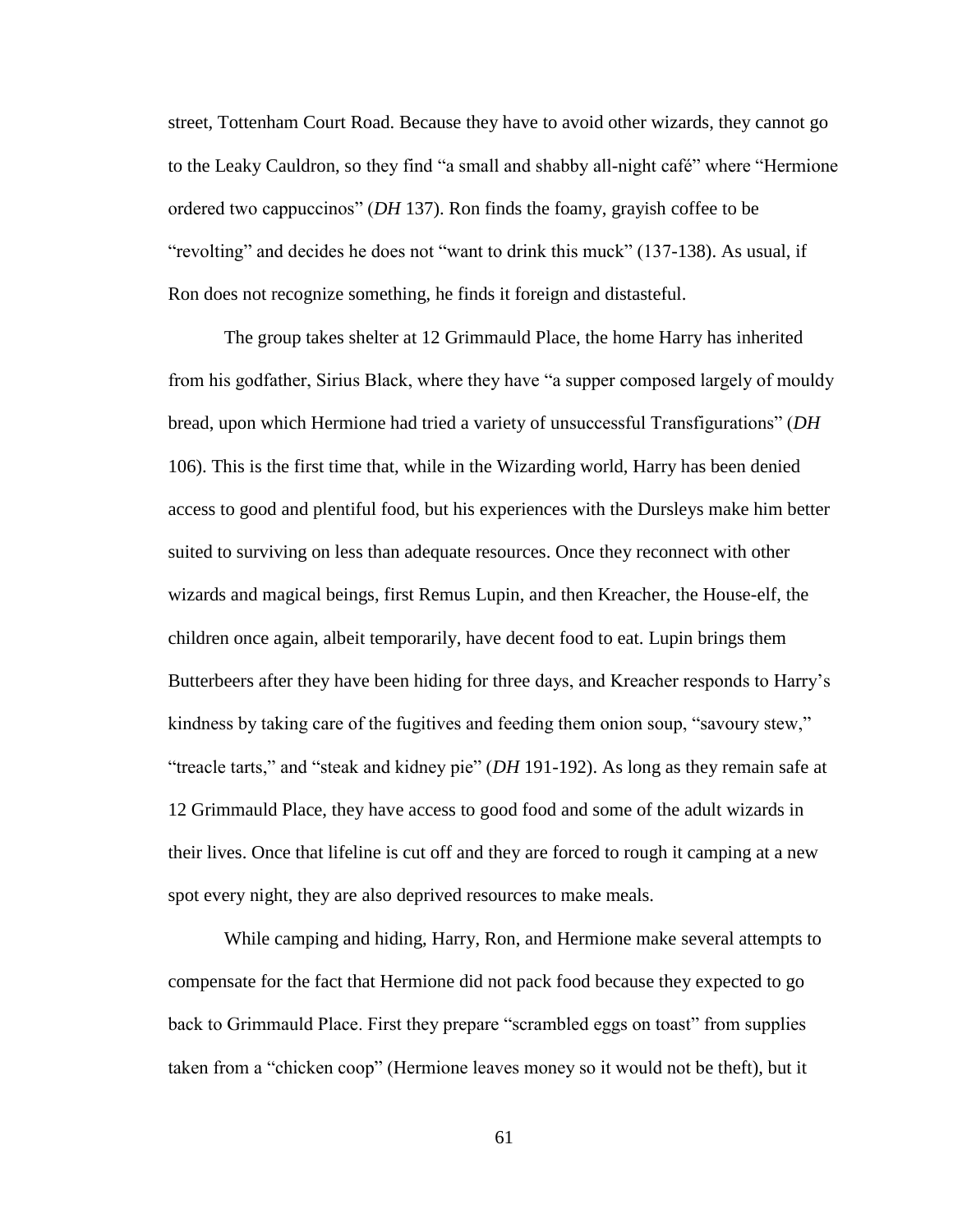street, Tottenham Court Road. Because they have to avoid other wizards, they cannot go to the Leaky Cauldron, so they find "a small and shabby all-night café" where "Hermione ordered two cappuccinos" (*DH* 137). Ron finds the foamy, grayish coffee to be "revolting" and decides he does not "want to drink this muck" (137-138). As usual, if Ron does not recognize something, he finds it foreign and distasteful.

The group takes shelter at 12 Grimmauld Place, the home Harry has inherited from his godfather, Sirius Black, where they have "a supper composed largely of mouldy bread, upon which Hermione had tried a variety of unsuccessful Transfigurations" (*DH* 106). This is the first time that, while in the Wizarding world, Harry has been denied access to good and plentiful food, but his experiences with the Dursleys make him better suited to surviving on less than adequate resources. Once they reconnect with other wizards and magical beings, first Remus Lupin, and then Kreacher, the House-elf, the children once again, albeit temporarily, have decent food to eat. Lupin brings them Butterbeers after they have been hiding for three days, and Kreacher responds to Harry's kindness by taking care of the fugitives and feeding them onion soup, "savoury stew," "treacle tarts," and "steak and kidney pie" (*DH* 191-192). As long as they remain safe at 12 Grimmauld Place, they have access to good food and some of the adult wizards in their lives. Once that lifeline is cut off and they are forced to rough it camping at a new spot every night, they are also deprived resources to make meals.

While camping and hiding, Harry, Ron, and Hermione make several attempts to compensate for the fact that Hermione did not pack food because they expected to go back to Grimmauld Place. First they prepare "scrambled eggs on toast" from supplies taken from a "chicken coop" (Hermione leaves money so it would not be theft), but it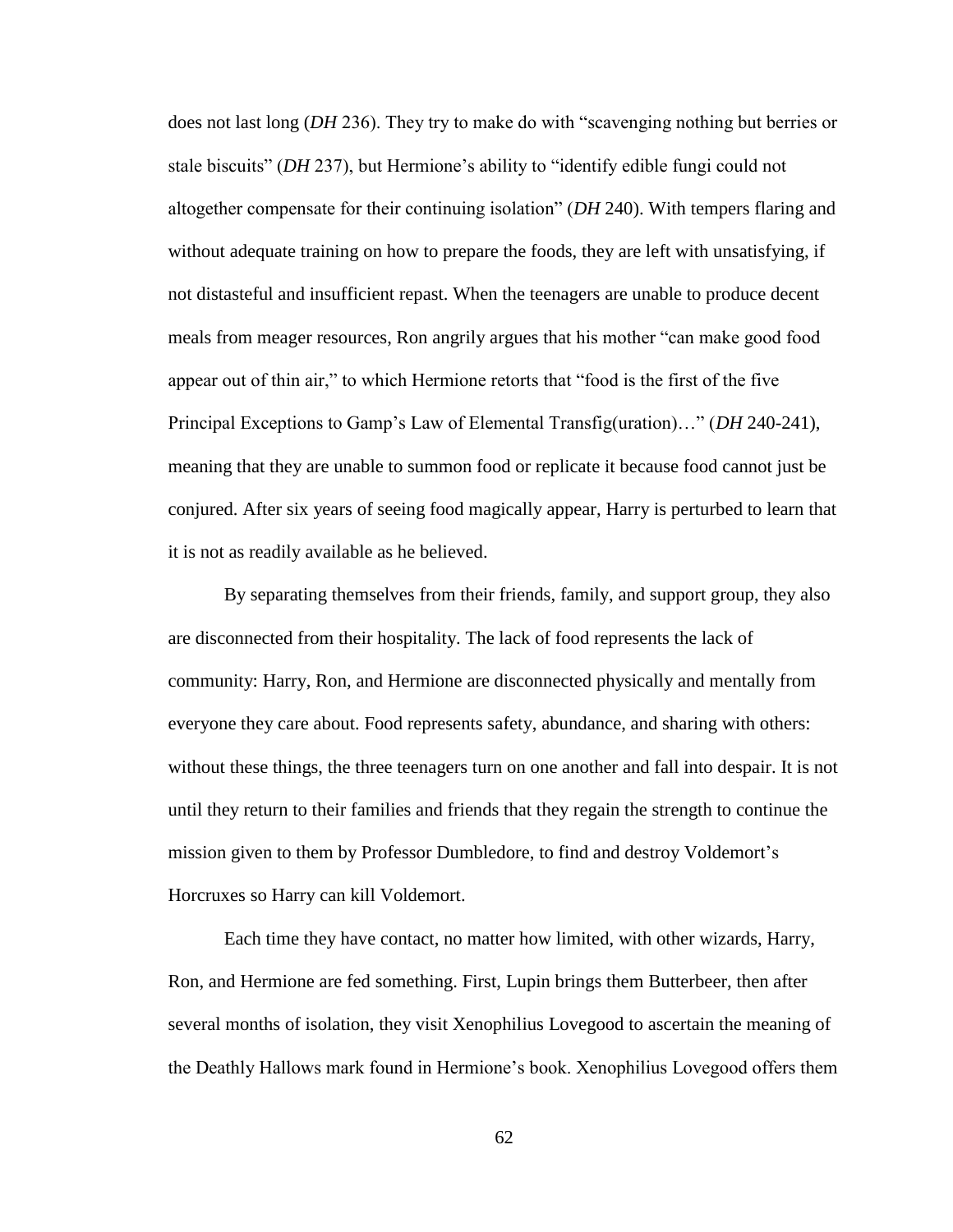does not last long (*DH* 236). They try to make do with "scavenging nothing but berries or stale biscuits" (*DH* 237), but Hermione's ability to "identify edible fungi could not altogether compensate for their continuing isolation" (*DH* 240). With tempers flaring and without adequate training on how to prepare the foods, they are left with unsatisfying, if not distasteful and insufficient repast. When the teenagers are unable to produce decent meals from meager resources, Ron angrily argues that his mother "can make good food appear out of thin air," to which Hermione retorts that "food is the first of the five Principal Exceptions to Gamp's Law of Elemental Transfig(uration)…" (*DH* 240-241), meaning that they are unable to summon food or replicate it because food cannot just be conjured. After six years of seeing food magically appear, Harry is perturbed to learn that it is not as readily available as he believed.

By separating themselves from their friends, family, and support group, they also are disconnected from their hospitality. The lack of food represents the lack of community: Harry, Ron, and Hermione are disconnected physically and mentally from everyone they care about. Food represents safety, abundance, and sharing with others: without these things, the three teenagers turn on one another and fall into despair. It is not until they return to their families and friends that they regain the strength to continue the mission given to them by Professor Dumbledore, to find and destroy Voldemort's Horcruxes so Harry can kill Voldemort.

Each time they have contact, no matter how limited, with other wizards, Harry, Ron, and Hermione are fed something. First, Lupin brings them Butterbeer, then after several months of isolation, they visit Xenophilius Lovegood to ascertain the meaning of the Deathly Hallows mark found in Hermione's book. Xenophilius Lovegood offers them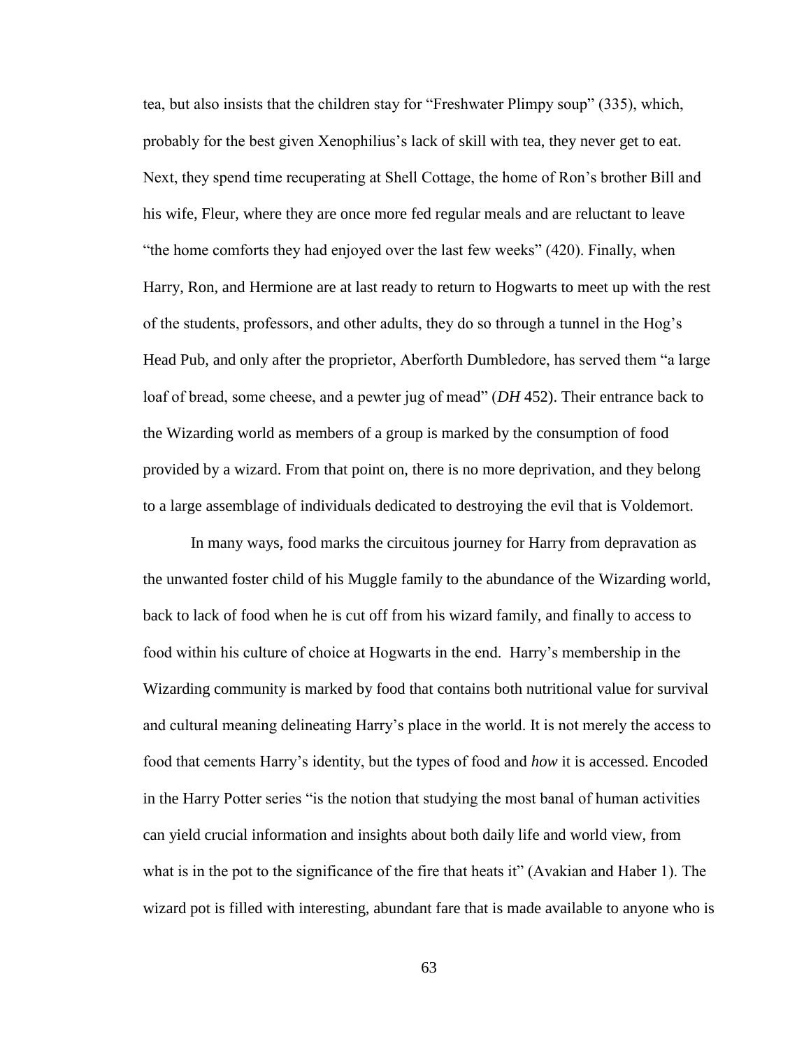tea, but also insists that the children stay for "Freshwater Plimpy soup" (335), which, probably for the best given Xenophilius's lack of skill with tea, they never get to eat. Next, they spend time recuperating at Shell Cottage, the home of Ron's brother Bill and his wife, Fleur, where they are once more fed regular meals and are reluctant to leave "the home comforts they had enjoyed over the last few weeks" (420). Finally, when Harry, Ron, and Hermione are at last ready to return to Hogwarts to meet up with the rest of the students, professors, and other adults, they do so through a tunnel in the Hog's Head Pub, and only after the proprietor, Aberforth Dumbledore, has served them "a large loaf of bread, some cheese, and a pewter jug of mead" (*DH* 452). Their entrance back to the Wizarding world as members of a group is marked by the consumption of food provided by a wizard. From that point on, there is no more deprivation, and they belong to a large assemblage of individuals dedicated to destroying the evil that is Voldemort.

In many ways, food marks the circuitous journey for Harry from depravation as the unwanted foster child of his Muggle family to the abundance of the Wizarding world, back to lack of food when he is cut off from his wizard family, and finally to access to food within his culture of choice at Hogwarts in the end. Harry's membership in the Wizarding community is marked by food that contains both nutritional value for survival and cultural meaning delineating Harry's place in the world. It is not merely the access to food that cements Harry's identity, but the types of food and *how* it is accessed. Encoded in the Harry Potter series "is the notion that studying the most banal of human activities can yield crucial information and insights about both daily life and world view, from what is in the pot to the significance of the fire that heats it" (Avakian and Haber 1). The wizard pot is filled with interesting, abundant fare that is made available to anyone who is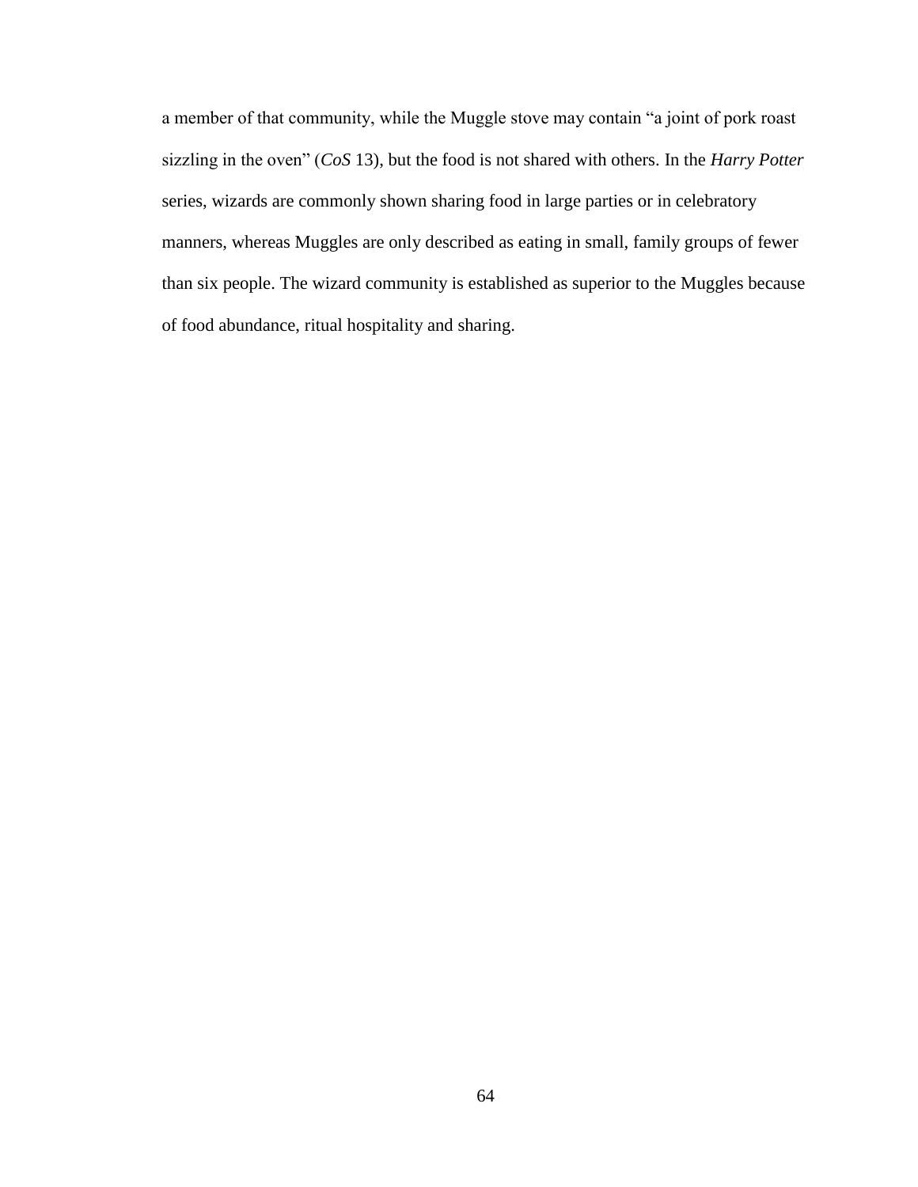a member of that community, while the Muggle stove may contain "a joint of pork roast sizzling in the oven" (*CoS* 13), but the food is not shared with others. In the *Harry Potter* series, wizards are commonly shown sharing food in large parties or in celebratory manners, whereas Muggles are only described as eating in small, family groups of fewer than six people. The wizard community is established as superior to the Muggles because of food abundance, ritual hospitality and sharing.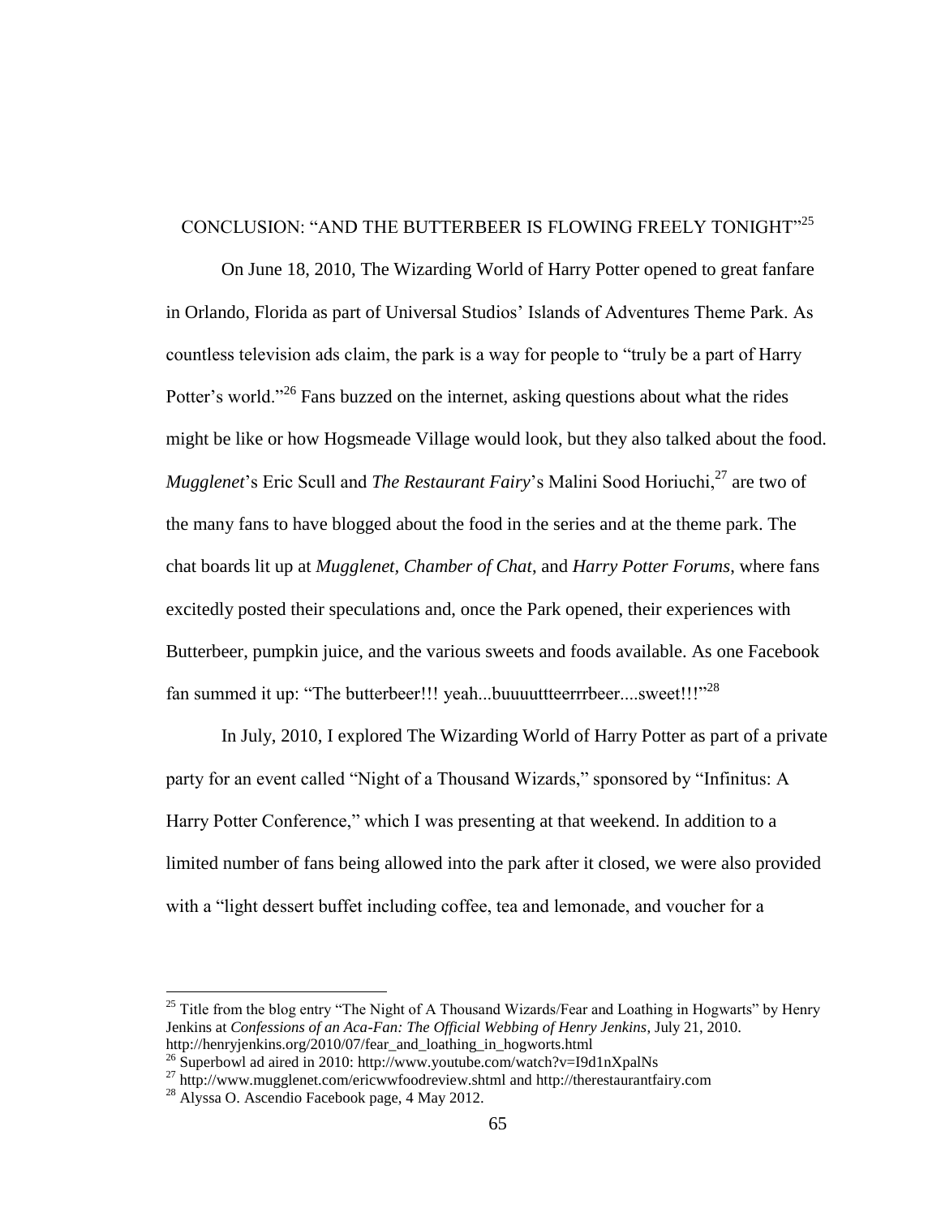# CONCLUSION: "AND THE BUTTERBEER IS FLOWING FREELY TONIGHT"[25]

On June 18, 2010, The Wizarding World of Harry Potter opened to great fanfare in Orlando, Florida as part of Universal Studios' Islands of Adventures Theme Park. As countless television ads claim, the park is a way for people to "truly be a part of Harry Potter's world."[26] Fans buzzed on the internet, asking questions about what the rides might be like or how Hogsmeade Village would look, but they also talked about the food. *Mugglenet*'s Eric Scull and *The Restaurant Fairy*'s Malini Sood Horiuchi,[27] are two of the many fans to have blogged about the food in the series and at the theme park. The chat boards lit up at *Mugglenet*, *Chamber of Chat*, and *Harry Potter Forums*, where fans excitedly posted their speculations and, once the Park opened, their experiences with Butterbeer, pumpkin juice, and the various sweets and foods available. As one Facebook fan summed it up: "The butterbeer!!! yeah...buuuuttteerrrbeer....sweet!!!"[28]

In July, 2010, I explored The Wizarding World of Harry Potter as part of a private party for an event called "Night of a Thousand Wizards," sponsored by "Infinitus: A Harry Potter Conference," which I was presenting at that weekend. In addition to a limited number of fans being allowed into the park after it closed, we were also provided with a "light dessert buffet including coffee, tea and lemonade, and voucher for a

---

[25] Title from the blog entry "The Night of A Thousand Wizards/Fear and Loathing in Hogwarts" by Henry Jenkins at *Confessions of an Aca-Fan: The Official Webbing of Henry Jenkins*, July 21, 2010. http://henryjenkins.org/2010/07/fear_and_loathing_in_hogworts.html

[26] Superbowl ad aired in 2010: http://www.youtube.com/watch?v=I9d1nXpalNs

[27] http://www.mugglenet.com/ericwwfoodreview.shtml and http://therestaurantfairy.com

[28] Alyssa O. Ascendio Facebook page, 4 May 2012.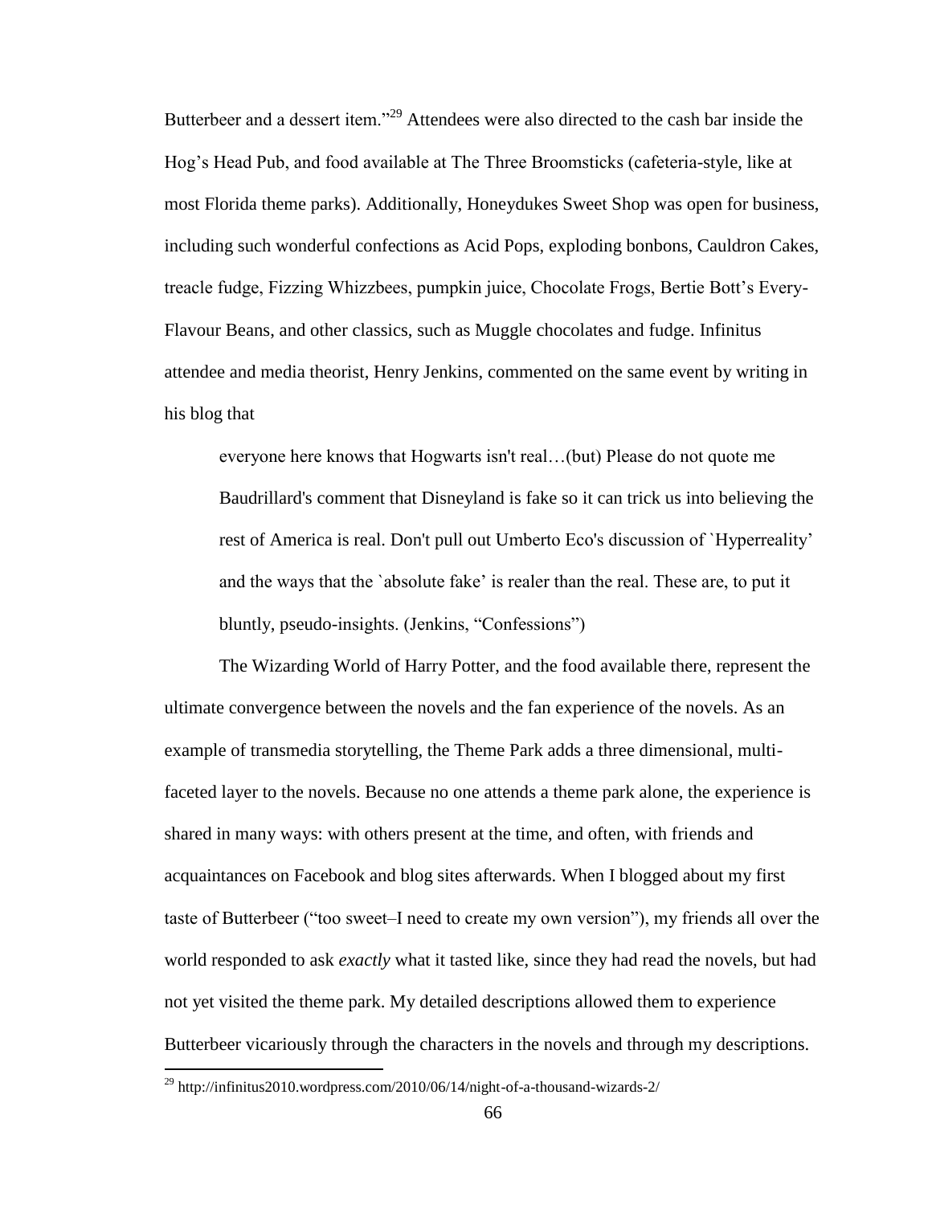Butterbeer and a dessert item."[29] Attendees were also directed to the cash bar inside the Hog's Head Pub, and food available at The Three Broomsticks (cafeteria-style, like at most Florida theme parks). Additionally, Honeydukes Sweet Shop was open for business, including such wonderful confections as Acid Pops, exploding bonbons, Cauldron Cakes, treacle fudge, Fizzing Whizzbees, pumpkin juice, Chocolate Frogs, Bertie Bott's Every-Flavour Beans, and other classics, such as Muggle chocolates and fudge. Infinitus attendee and media theorist, Henry Jenkins, commented on the same event by writing in his blog that

> everyone here knows that Hogwarts isn't real…(but) Please do not quote me Baudrillard's comment that Disneyland is fake so it can trick us into believing the rest of America is real. Don't pull out Umberto Eco's discussion of `Hyperreality' and the ways that the `absolute fake' is realer than the real. These are, to put it bluntly, pseudo-insights. (Jenkins, "Confessions")

The Wizarding World of Harry Potter, and the food available there, represent the ultimate convergence between the novels and the fan experience of the novels. As an example of transmedia storytelling, the Theme Park adds a three dimensional, multi-faceted layer to the novels. Because no one attends a theme park alone, the experience is shared in many ways: with others present at the time, and often, with friends and acquaintances on Facebook and blog sites afterwards. When I blogged about my first taste of Butterbeer ("too sweet–I need to create my own version"), my friends all over the world responded to ask *exactly* what it tasted like, since they had read the novels, but had not yet visited the theme park. My detailed descriptions allowed them to experience Butterbeer vicariously through the characters in the novels and through my descriptions.

[29] http://infinitus2010.wordpress.com/2010/06/14/night-of-a-thousand-wizards-2/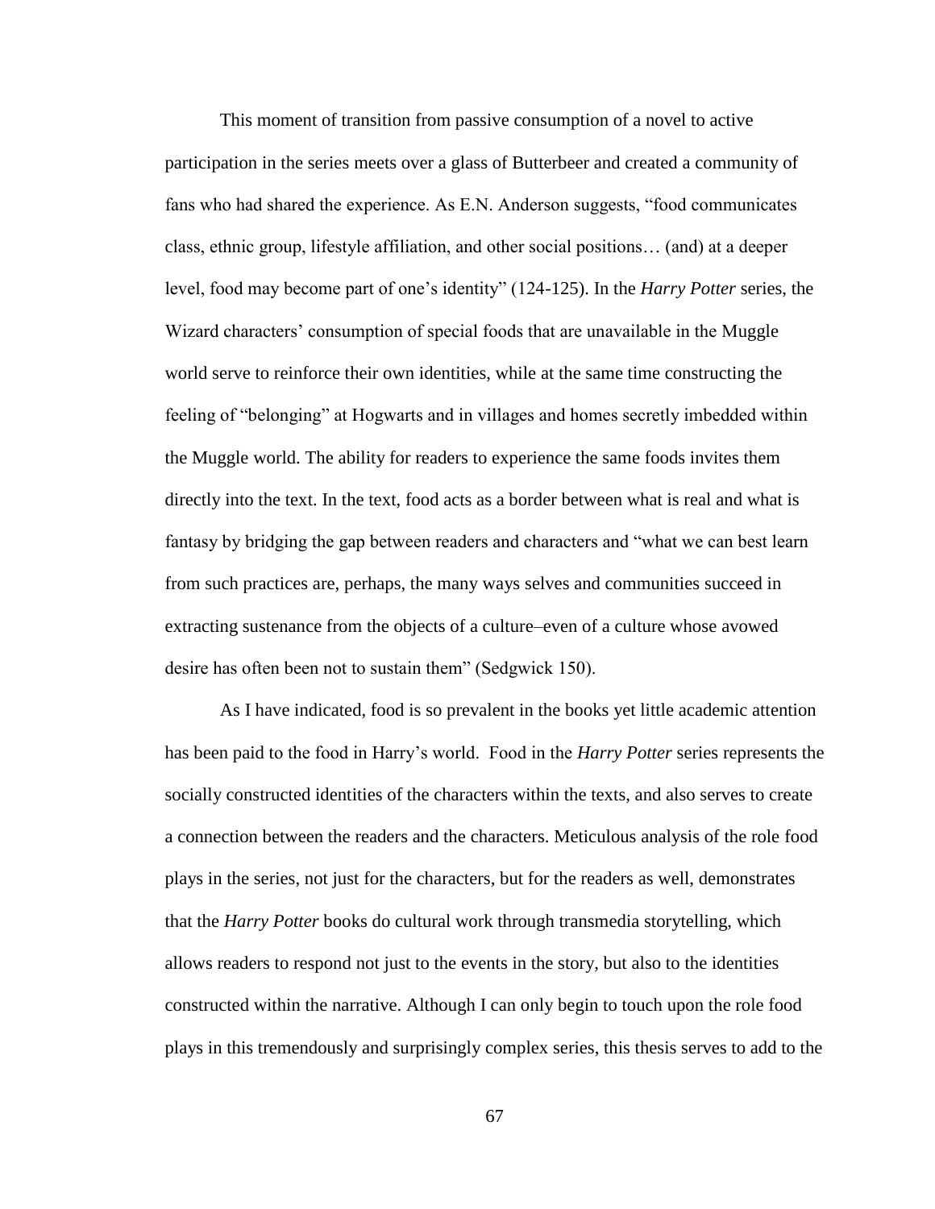This moment of transition from passive consumption of a novel to active participation in the series meets over a glass of Butterbeer and created a community of fans who had shared the experience. As E.N. Anderson suggests, "food communicates class, ethnic group, lifestyle affiliation, and other social positions… (and) at a deeper level, food may become part of one's identity" (124-125). In the *Harry Potter* series, the Wizard characters' consumption of special foods that are unavailable in the Muggle world serve to reinforce their own identities, while at the same time constructing the feeling of "belonging" at Hogwarts and in villages and homes secretly imbedded within the Muggle world. The ability for readers to experience the same foods invites them directly into the text. In the text, food acts as a border between what is real and what is fantasy by bridging the gap between readers and characters and "what we can best learn from such practices are, perhaps, the many ways selves and communities succeed in extracting sustenance from the objects of a culture–even of a culture whose avowed desire has often been not to sustain them" (Sedgwick 150).

As I have indicated, food is so prevalent in the books yet little academic attention has been paid to the food in Harry's world. Food in the *Harry Potter* series represents the socially constructed identities of the characters within the texts, and also serves to create a connection between the readers and the characters. Meticulous analysis of the role food plays in the series, not just for the characters, but for the readers as well, demonstrates that the *Harry Potter* books do cultural work through transmedia storytelling, which allows readers to respond not just to the events in the story, but also to the identities constructed within the narrative. Although I can only begin to touch upon the role food plays in this tremendously and surprisingly complex series, this thesis serves to add to the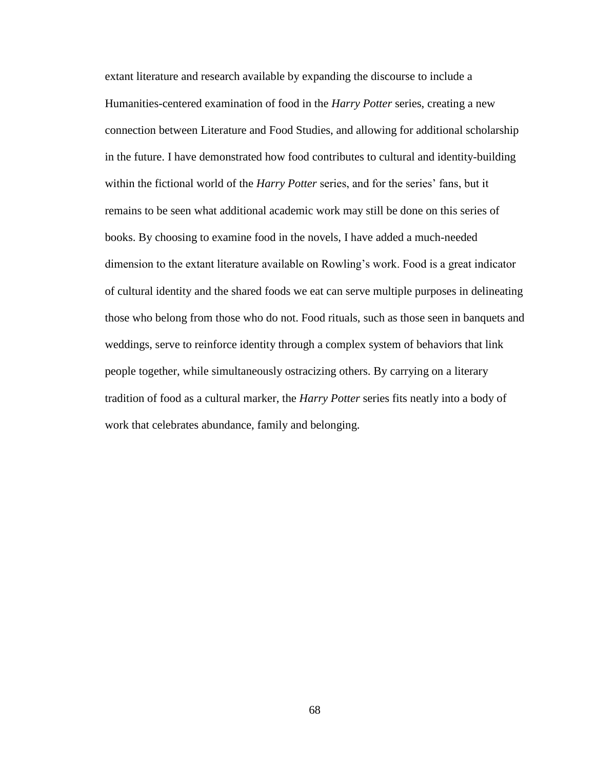extant literature and research available by expanding the discourse to include a Humanities-centered examination of food in the *Harry Potter* series, creating a new connection between Literature and Food Studies, and allowing for additional scholarship in the future. I have demonstrated how food contributes to cultural and identity-building within the fictional world of the *Harry Potter* series, and for the series' fans, but it remains to be seen what additional academic work may still be done on this series of books. By choosing to examine food in the novels, I have added a much-needed dimension to the extant literature available on Rowling's work. Food is a great indicator of cultural identity and the shared foods we eat can serve multiple purposes in delineating those who belong from those who do not. Food rituals, such as those seen in banquets and weddings, serve to reinforce identity through a complex system of behaviors that link people together, while simultaneously ostracizing others. By carrying on a literary tradition of food as a cultural marker, the *Harry Potter* series fits neatly into a body of work that celebrates abundance, family and belonging.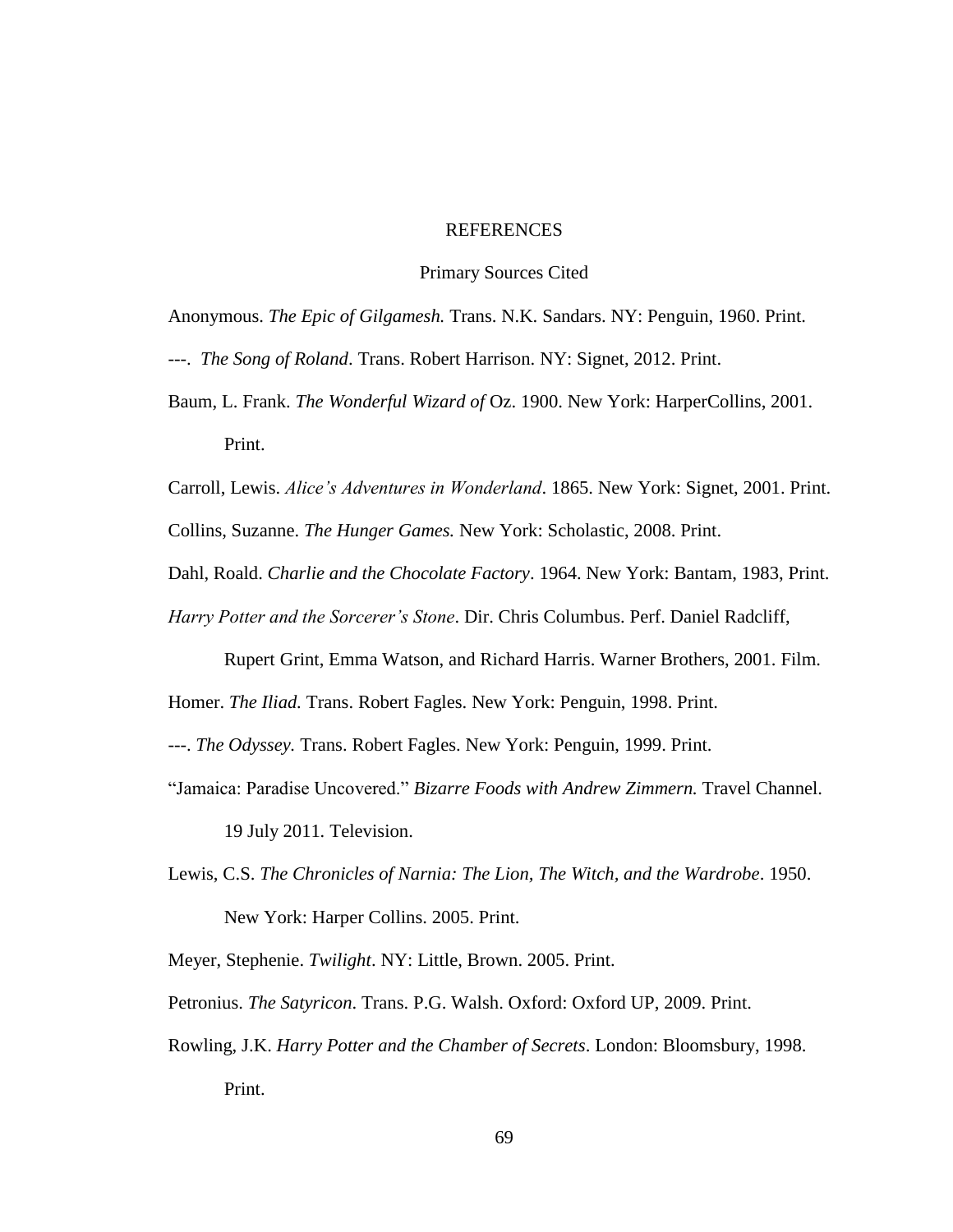# REFERENCES

## Primary Sources Cited

Anonymous. *The Epic of Gilgamesh.* Trans. N.K. Sandars. NY: Penguin, 1960. Print.

---. *The Song of Roland*. Trans. Robert Harrison. NY: Signet, 2012. Print.

Baum, L. Frank. *The Wonderful Wizard of* Oz. 1900. New York: HarperCollins, 2001. Print.

Carroll, Lewis. *Alice's Adventures in Wonderland*. 1865. New York: Signet, 2001. Print.

Collins, Suzanne. *The Hunger Games.* New York: Scholastic, 2008. Print.

Dahl, Roald. *Charlie and the Chocolate Factory*. 1964. New York: Bantam, 1983, Print.

*Harry Potter and the Sorcerer's Stone*. Dir. Chris Columbus. Perf. Daniel Radcliff, Rupert Grint, Emma Watson, and Richard Harris. Warner Brothers, 2001. Film.

Homer. *The Iliad.* Trans. Robert Fagles. New York: Penguin, 1998. Print.

---. *The Odyssey.* Trans. Robert Fagles. New York: Penguin, 1999. Print.

"Jamaica: Paradise Uncovered." *Bizarre Foods with Andrew Zimmern.* Travel Channel. 19 July 2011. Television.

Lewis, C.S. *The Chronicles of Narnia: The Lion, The Witch, and the Wardrobe*. 1950. New York: Harper Collins. 2005. Print.

Meyer, Stephenie. *Twilight*. NY: Little, Brown. 2005. Print.

Petronius. *The Satyricon*. Trans. P.G. Walsh. Oxford: Oxford UP, 2009. Print.

Rowling, J.K. *Harry Potter and the Chamber of Secrets*. London: Bloomsbury, 1998. Print.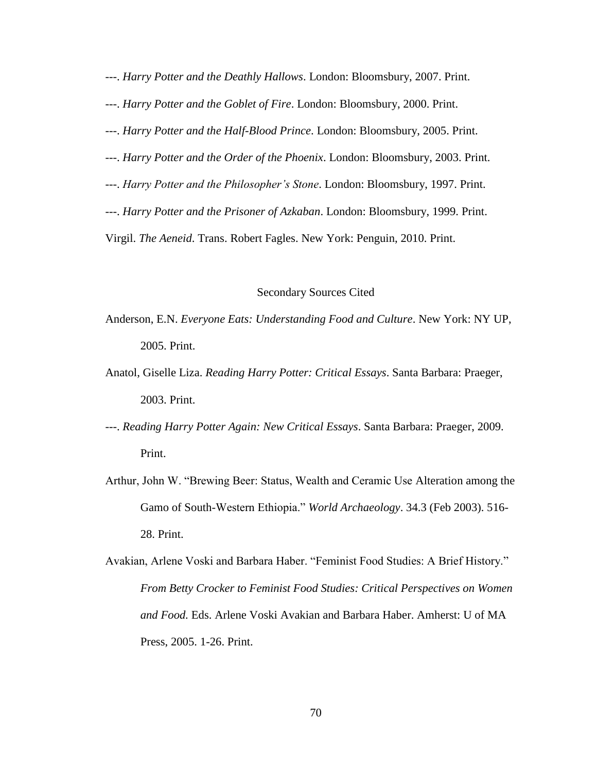---. *Harry Potter and the Deathly Hallows*. London: Bloomsbury, 2007. Print.

---. *Harry Potter and the Goblet of Fire*. London: Bloomsbury, 2000. Print.

---. *Harry Potter and the Half-Blood Prince*. London: Bloomsbury, 2005. Print.

---. *Harry Potter and the Order of the Phoenix*. London: Bloomsbury, 2003. Print.

---. *Harry Potter and the Philosopher's Stone*. London: Bloomsbury, 1997. Print.

---. *Harry Potter and the Prisoner of Azkaban*. London: Bloomsbury, 1999. Print.

Virgil. *The Aeneid*. Trans. Robert Fagles. New York: Penguin, 2010. Print.

## Secondary Sources Cited

Anderson, E.N. *Everyone Eats: Understanding Food and Culture*. New York: NY UP, 2005. Print.

Anatol, Giselle Liza. *Reading Harry Potter: Critical Essays*. Santa Barbara: Praeger, 2003. Print.

---. *Reading Harry Potter Again: New Critical Essays*. Santa Barbara: Praeger, 2009. Print.

Arthur, John W. "Brewing Beer: Status, Wealth and Ceramic Use Alteration among the Gamo of South-Western Ethiopia." *World Archaeology*. 34.3 (Feb 2003). 516-28. Print.

Avakian, Arlene Voski and Barbara Haber. "Feminist Food Studies: A Brief History." *From Betty Crocker to Feminist Food Studies: Critical Perspectives on Women and Food.* Eds. Arlene Voski Avakian and Barbara Haber. Amherst: U of MA Press, 2005. 1-26. Print.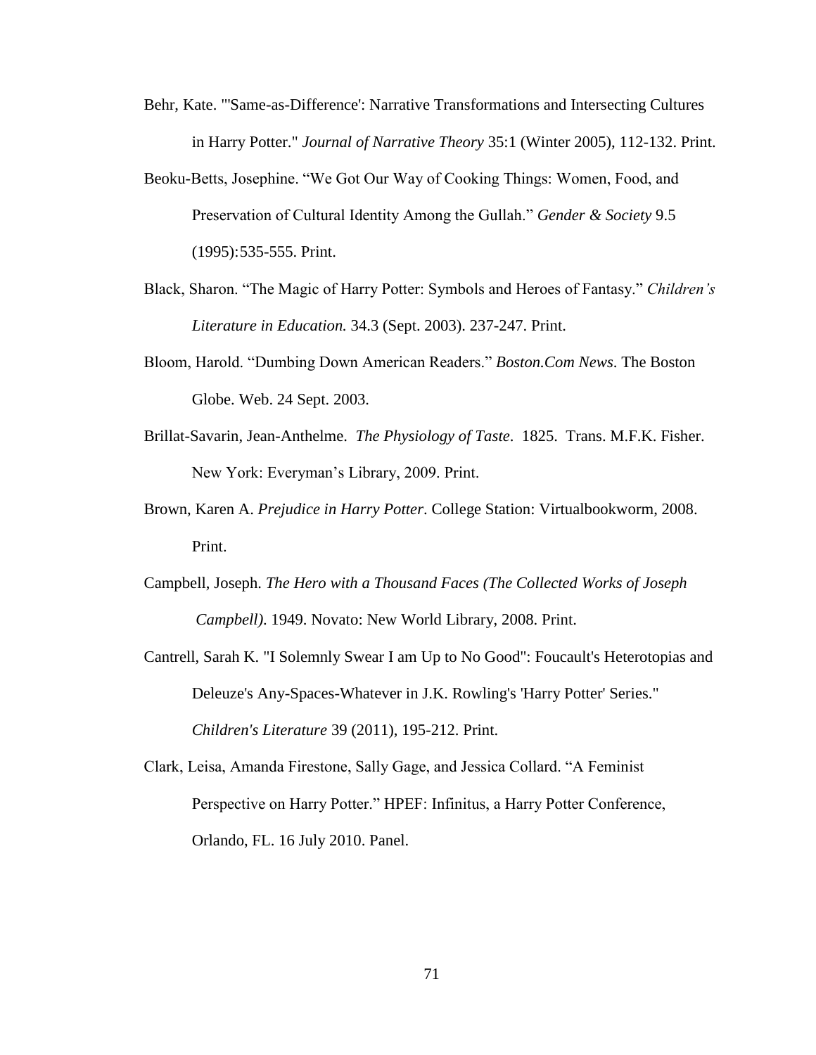Behr, Kate. "'Same-as-Difference': Narrative Transformations and Intersecting Cultures in Harry Potter." *Journal of Narrative Theory* 35:1 (Winter 2005), 112-132. Print.

Beoku-Betts, Josephine. "We Got Our Way of Cooking Things: Women, Food, and Preservation of Cultural Identity Among the Gullah." *Gender & Society* 9.5 (1995):535-555. Print.

Black, Sharon. "The Magic of Harry Potter: Symbols and Heroes of Fantasy." *Children's Literature in Education.* 34.3 (Sept. 2003). 237-247. Print.

Bloom, Harold. "Dumbing Down American Readers." *Boston.Com News*. The Boston Globe. Web. 24 Sept. 2003.

Brillat-Savarin, Jean-Anthelme. *The Physiology of Taste*. 1825. Trans. M.F.K. Fisher. New York: Everyman's Library, 2009. Print.

Brown, Karen A. *Prejudice in Harry Potter*. College Station: Virtualbookworm, 2008. Print.

Campbell, Joseph. *The Hero with a Thousand Faces (The Collected Works of Joseph Campbell)*. 1949. Novato: New World Library, 2008. Print.

Cantrell, Sarah K. "I Solemnly Swear I am Up to No Good": Foucault's Heterotopias and Deleuze's Any-Spaces-Whatever in J.K. Rowling's 'Harry Potter' Series." *Children's Literature* 39 (2011), 195-212. Print.

Clark, Leisa, Amanda Firestone, Sally Gage, and Jessica Collard. "A Feminist Perspective on Harry Potter." HPEF: Infinitus, a Harry Potter Conference, Orlando, FL. 16 July 2010. Panel.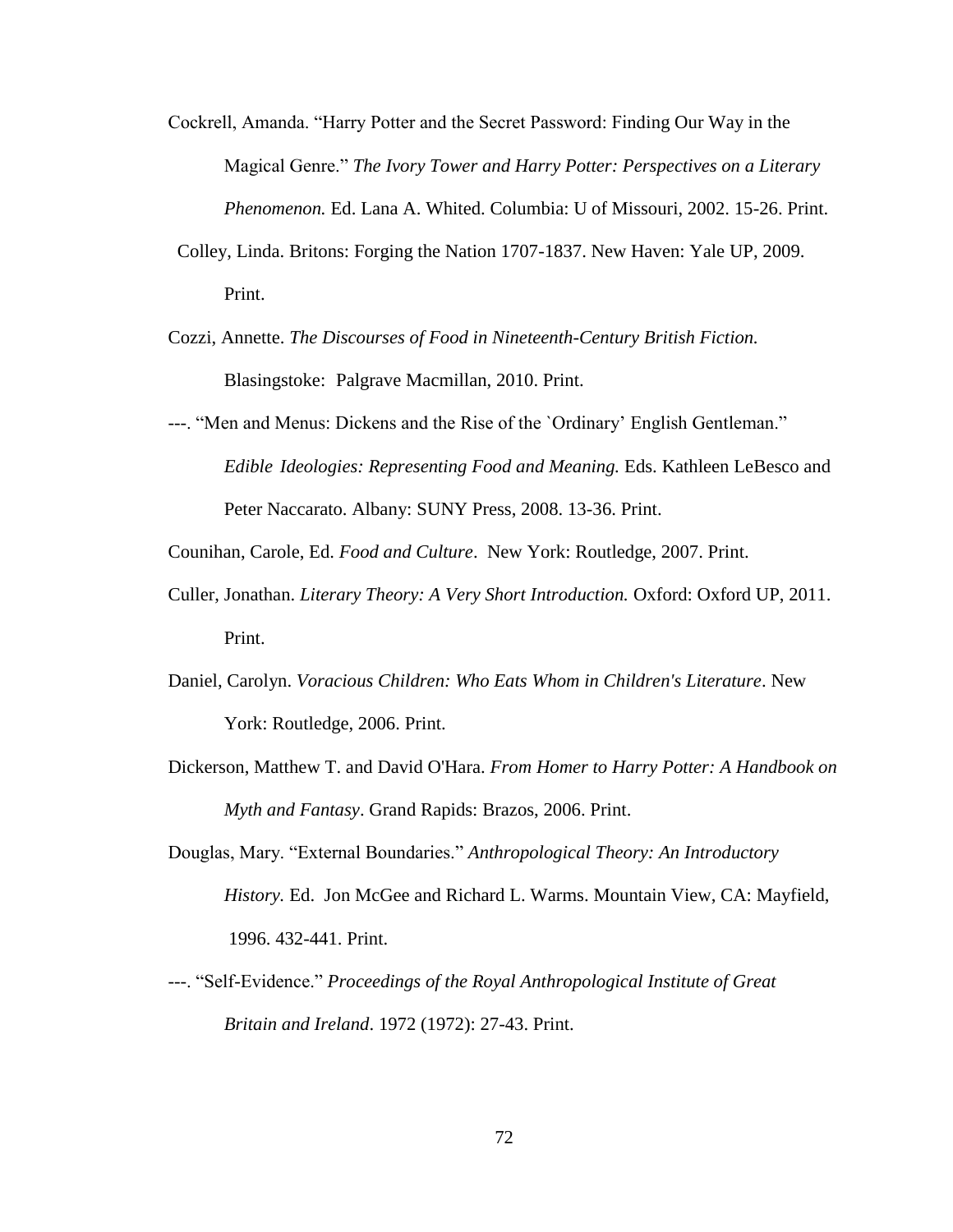Cockrell, Amanda. "Harry Potter and the Secret Password: Finding Our Way in the Magical Genre." *The Ivory Tower and Harry Potter: Perspectives on a Literary Phenomenon.* Ed. Lana A. Whited. Columbia: U of Missouri, 2002. 15-26. Print.

Colley, Linda. Britons: Forging the Nation 1707-1837. New Haven: Yale UP, 2009. Print.

Cozzi, Annette. *The Discourses of Food in Nineteenth-Century British Fiction.* Blasingstoke: Palgrave Macmillan, 2010. Print.

---. "Men and Menus: Dickens and the Rise of the `Ordinary' English Gentleman." *Edible Ideologies: Representing Food and Meaning.* Eds. Kathleen LeBesco and Peter Naccarato. Albany: SUNY Press, 2008. 13-36. Print.

Counihan, Carole, Ed. *Food and Culture*. New York: Routledge, 2007. Print.

Culler, Jonathan. *Literary Theory: A Very Short Introduction.* Oxford: Oxford UP, 2011. Print.

Daniel, Carolyn. *Voracious Children: Who Eats Whom in Children's Literature*. New York: Routledge, 2006. Print.

Dickerson, Matthew T. and David O'Hara. *From Homer to Harry Potter: A Handbook on Myth and Fantasy*. Grand Rapids: Brazos, 2006. Print.

Douglas, Mary. "External Boundaries." *Anthropological Theory: An Introductory History.* Ed. Jon McGee and Richard L. Warms. Mountain View, CA: Mayfield, 1996. 432-441. Print.

---. "Self-Evidence." *Proceedings of the Royal Anthropological Institute of Great Britain and Ireland*. 1972 (1972): 27-43. Print.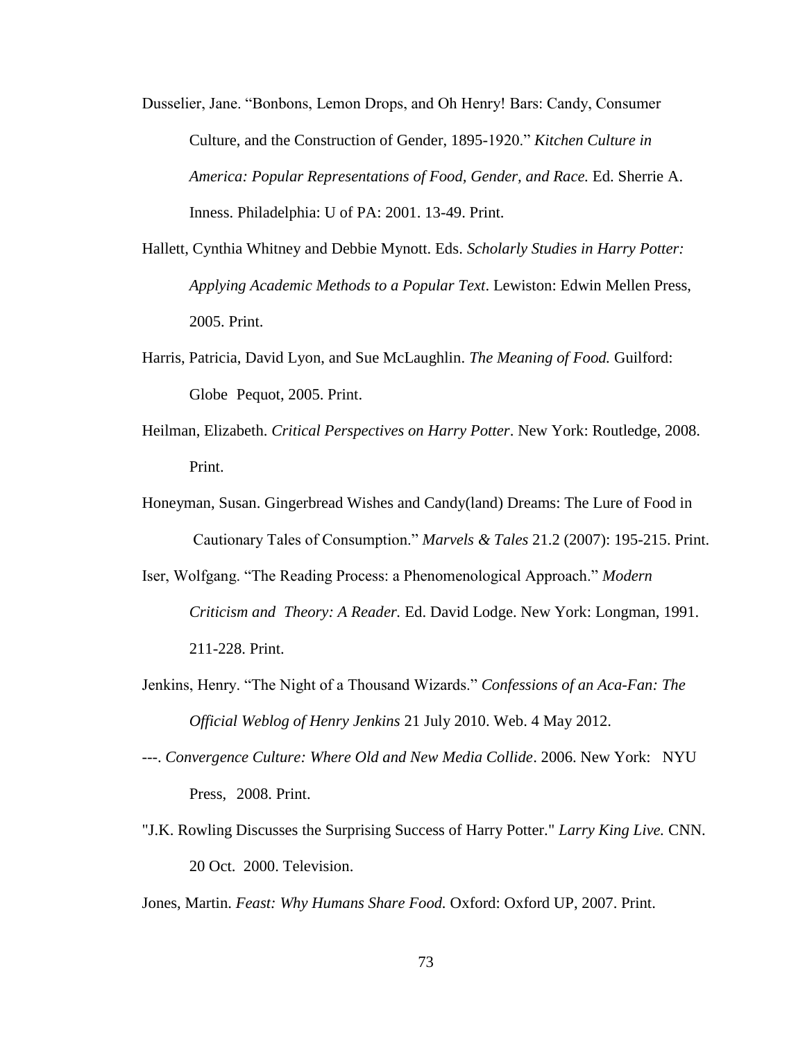Dusselier, Jane. "Bonbons, Lemon Drops, and Oh Henry! Bars: Candy, Consumer Culture, and the Construction of Gender, 1895-1920." *Kitchen Culture in America: Popular Representations of Food, Gender, and Race.* Ed. Sherrie A. Inness. Philadelphia: U of PA: 2001. 13-49. Print.

Hallett, Cynthia Whitney and Debbie Mynott. Eds. *Scholarly Studies in Harry Potter: Applying Academic Methods to a Popular Text*. Lewiston: Edwin Mellen Press, 2005. Print.

Harris, Patricia, David Lyon, and Sue McLaughlin. *The Meaning of Food.* Guilford: Globe Pequot, 2005. Print.

Heilman, Elizabeth. *Critical Perspectives on Harry Potter*. New York: Routledge, 2008. Print.

Honeyman, Susan. Gingerbread Wishes and Candy(land) Dreams: The Lure of Food in Cautionary Tales of Consumption." *Marvels & Tales* 21.2 (2007): 195-215. Print.

Iser, Wolfgang. "The Reading Process: a Phenomenological Approach." *Modern Criticism and Theory: A Reader.* Ed. David Lodge. New York: Longman, 1991. 211-228. Print.

Jenkins, Henry. "The Night of a Thousand Wizards." *Confessions of an Aca-Fan: The Official Weblog of Henry Jenkins* 21 July 2010. Web. 4 May 2012.

---. *Convergence Culture: Where Old and New Media Collide*. 2006. New York: NYU Press, 2008. Print.

"J.K. Rowling Discusses the Surprising Success of Harry Potter." *Larry King Live.* CNN. 20 Oct. 2000. Television.

Jones, Martin. *Feast: Why Humans Share Food.* Oxford: Oxford UP, 2007. Print.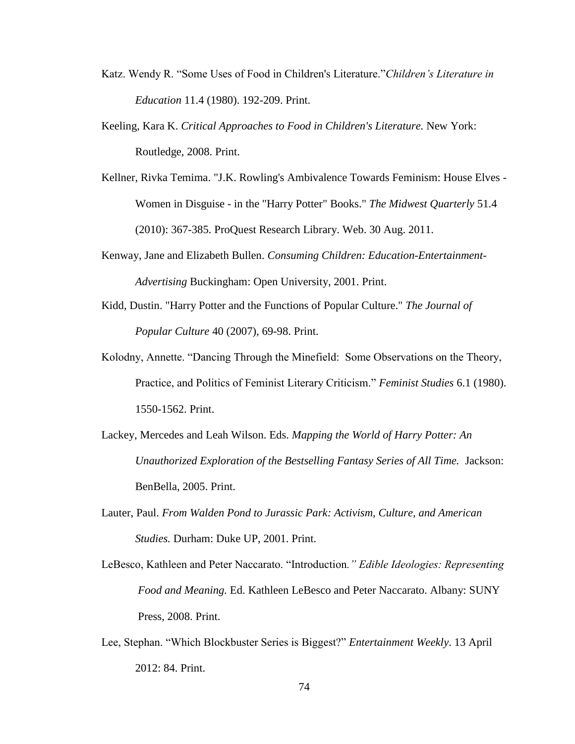Katz. Wendy R. “Some Uses of Food in Children's Literature.”*Children’s Literature in Education* 11.4 (1980). 192-209. Print.

Keeling, Kara K. *Critical Approaches to Food in Children's Literature.* New York: Routledge, 2008. Print.

Kellner, Rivka Temima. "J.K. Rowling's Ambivalence Towards Feminism: House Elves - Women in Disguise - in the "Harry Potter" Books." *The Midwest Quarterly* 51.4 (2010): 367-385. ProQuest Research Library. Web. 30 Aug. 2011.

Kenway, Jane and Elizabeth Bullen. *Consuming Children: Education-Entertainment-Advertising* Buckingham: Open University, 2001. Print.

Kidd, Dustin. "Harry Potter and the Functions of Popular Culture." *The Journal of Popular Culture* 40 (2007), 69-98. Print.

Kolodny, Annette. “Dancing Through the Minefield: Some Observations on the Theory, Practice, and Politics of Feminist Literary Criticism.” *Feminist Studies* 6.1 (1980). 1550-1562. Print.

Lackey, Mercedes and Leah Wilson. Eds. *Mapping the World of Harry Potter: An Unauthorized Exploration of the Bestselling Fantasy Series of All Time.* Jackson: BenBella, 2005. Print.

Lauter, Paul. *From Walden Pond to Jurassic Park: Activism, Culture, and American Studies.* Durham: Duke UP, 2001. Print.

LeBesco, Kathleen and Peter Naccarato. “Introduction*.” Edible Ideologies: Representing Food and Meaning.* Ed. Kathleen LeBesco and Peter Naccarato. Albany: SUNY Press, 2008. Print.

Lee, Stephan. “Which Blockbuster Series is Biggest?” *Entertainment Weekly*. 13 April 2012: 84. Print.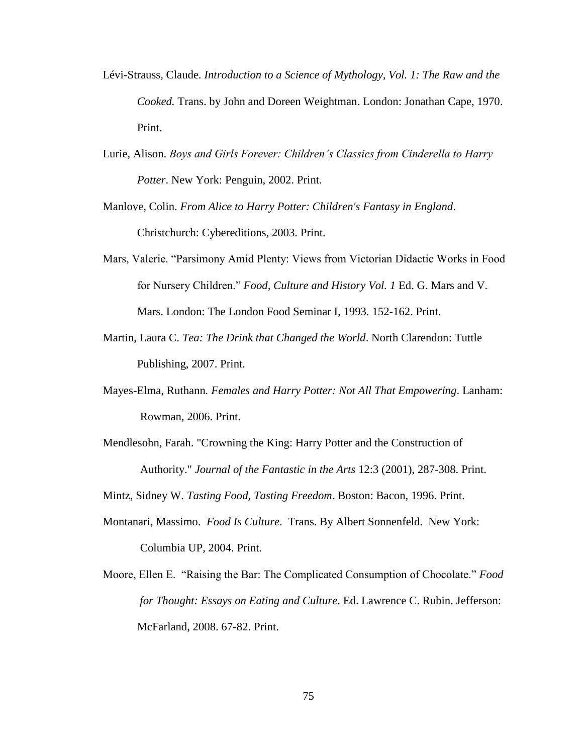Lévi-Strauss, Claude. *Introduction to a Science of Mythology, Vol. 1: The Raw and the Cooked.* Trans. by John and Doreen Weightman. London: Jonathan Cape, 1970. Print.

Lurie, Alison. *Boys and Girls Forever: Children's Classics from Cinderella to Harry Potter*. New York: Penguin, 2002. Print.

Manlove, Colin. *From Alice to Harry Potter: Children's Fantasy in England*. Christchurch: Cybereditions, 2003. Print.

Mars, Valerie. "Parsimony Amid Plenty: Views from Victorian Didactic Works in Food for Nursery Children." *Food, Culture and History Vol. 1* Ed. G. Mars and V. Mars. London: The London Food Seminar I, 1993. 152-162. Print.

Martin, Laura C. *Tea: The Drink that Changed the World*. North Clarendon: Tuttle Publishing, 2007. Print.

Mayes-Elma, Ruthann*. Females and Harry Potter: Not All That Empowering*. Lanham: Rowman, 2006. Print.

Mendlesohn, Farah. "Crowning the King: Harry Potter and the Construction of Authority." *Journal of the Fantastic in the Arts* 12:3 (2001), 287-308. Print.

Mintz, Sidney W. *Tasting Food, Tasting Freedom*. Boston: Bacon, 1996. Print.

Montanari, Massimo. *Food Is Culture*. Trans. By Albert Sonnenfeld. New York: Columbia UP, 2004. Print.

Moore, Ellen E. "Raising the Bar: The Complicated Consumption of Chocolate." *Food for Thought: Essays on Eating and Culture*. Ed. Lawrence C. Rubin. Jefferson: McFarland, 2008. 67-82. Print.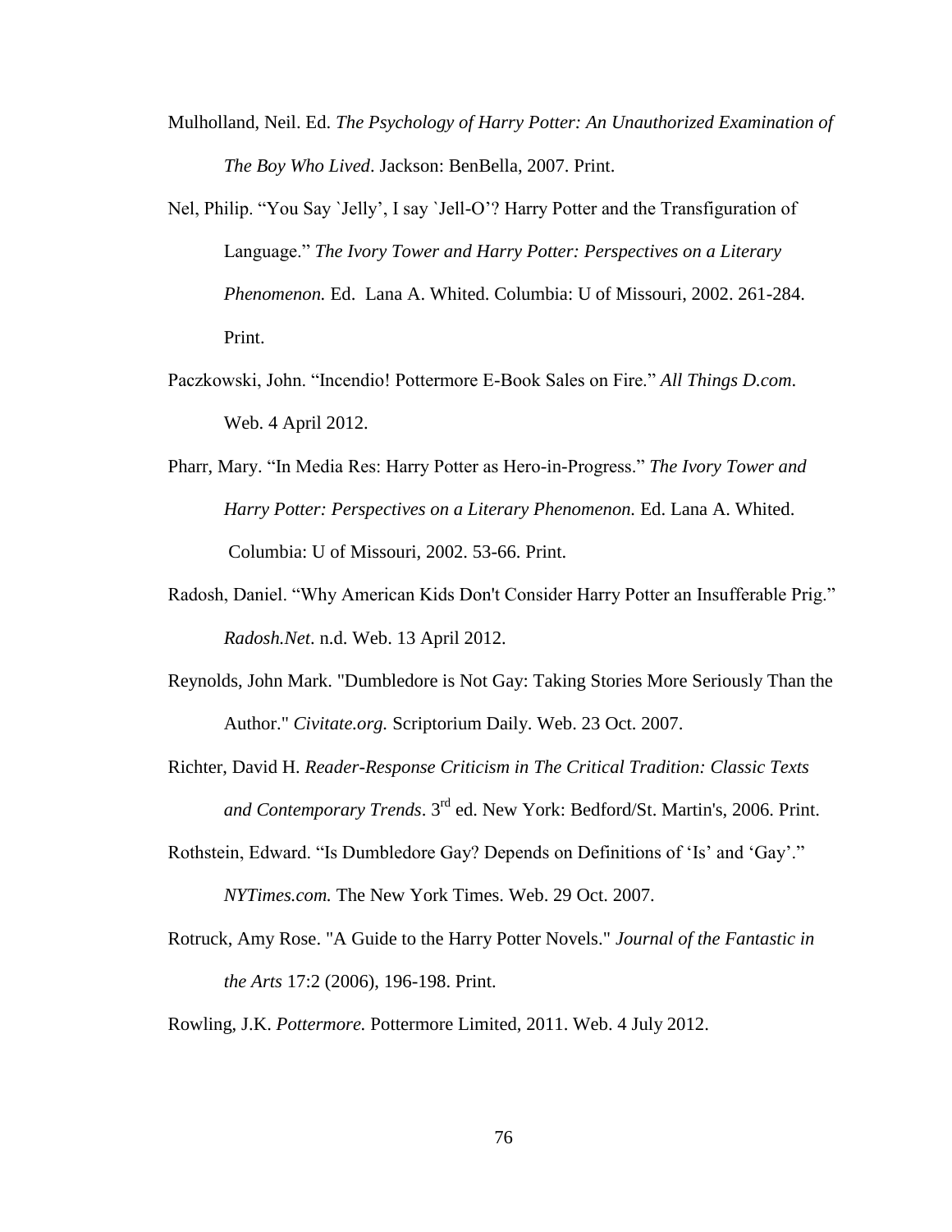Mulholland, Neil. Ed. *The Psychology of Harry Potter: An Unauthorized Examination of The Boy Who Lived*. Jackson: BenBella, 2007. Print.

Nel, Philip. "You Say `Jelly', I say `Jell-O'? Harry Potter and the Transfiguration of Language." *The Ivory Tower and Harry Potter: Perspectives on a Literary Phenomenon.* Ed. Lana A. Whited. Columbia: U of Missouri, 2002. 261-284. Print.

Paczkowski, John. "Incendio! Pottermore E-Book Sales on Fire." *All Things D.com*. Web. 4 April 2012.

Pharr, Mary. "In Media Res: Harry Potter as Hero-in-Progress." *The Ivory Tower and Harry Potter: Perspectives on a Literary Phenomenon.* Ed. Lana A. Whited. Columbia: U of Missouri, 2002. 53-66. Print.

Radosh, Daniel. "Why American Kids Don't Consider Harry Potter an Insufferable Prig." *Radosh.Net*. n.d. Web. 13 April 2012.

Reynolds, John Mark. "Dumbledore is Not Gay: Taking Stories More Seriously Than the Author." *Civitate.org.* Scriptorium Daily. Web. 23 Oct. 2007.

Richter, David H. *Reader-Response Criticism in The Critical Tradition: Classic Texts and Contemporary Trends*. 3rd ed. New York: Bedford/St. Martin's, 2006. Print.

Rothstein, Edward. "Is Dumbledore Gay? Depends on Definitions of 'Is' and 'Gay'." *NYTimes.com.* The New York Times. Web. 29 Oct. 2007.

Rotruck, Amy Rose. "A Guide to the Harry Potter Novels." *Journal of the Fantastic in the Arts* 17:2 (2006), 196-198. Print.

Rowling, J.K. *Pottermore.* Pottermore Limited, 2011. Web. 4 July 2012.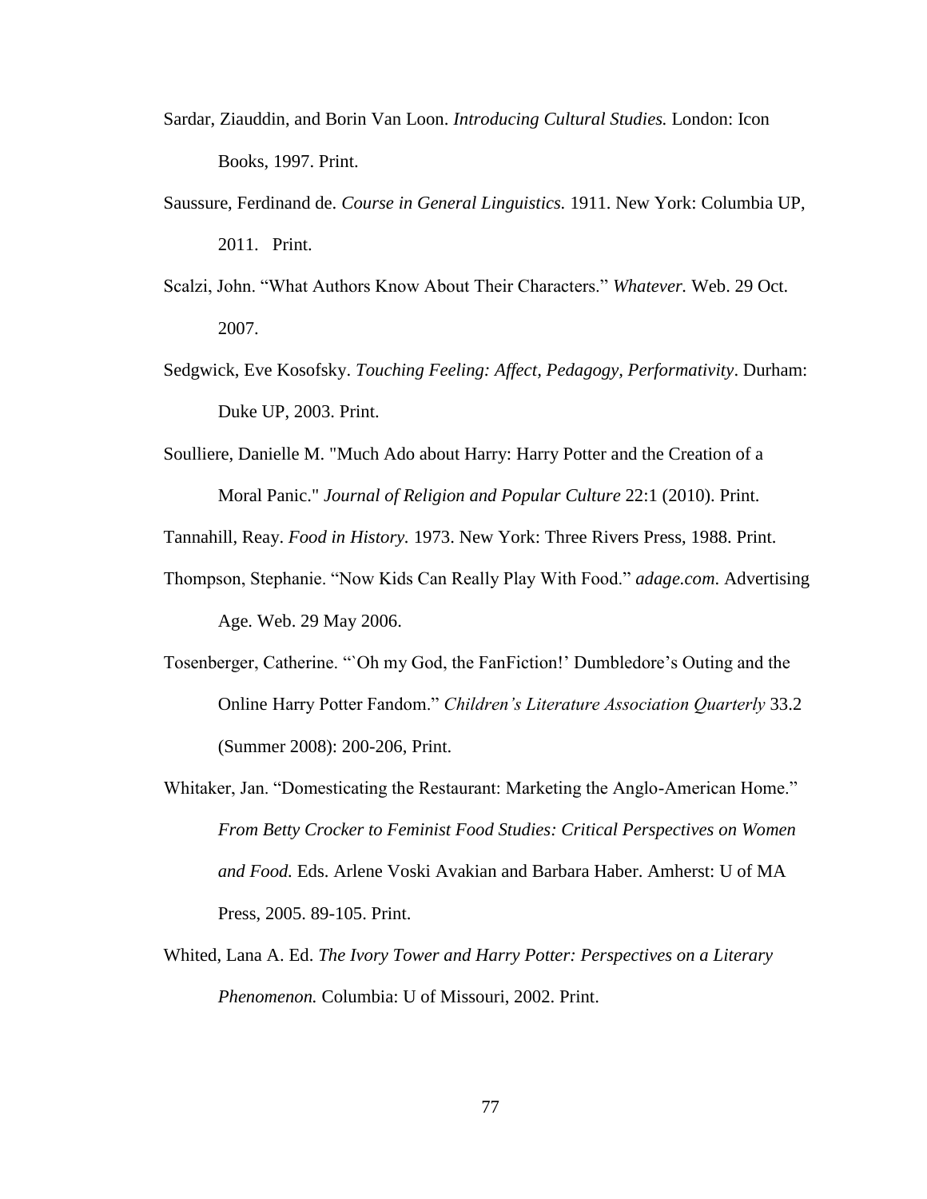Sardar, Ziauddin, and Borin Van Loon. *Introducing Cultural Studies.* London: Icon Books, 1997. Print.

Saussure, Ferdinand de. *Course in General Linguistics.* 1911. New York: Columbia UP, 2011. Print.

Scalzi, John. "What Authors Know About Their Characters." *Whatever.* Web. 29 Oct. 2007.

Sedgwick, Eve Kosofsky. *Touching Feeling: Affect, Pedagogy, Performativity*. Durham: Duke UP, 2003. Print.

Soulliere, Danielle M. "Much Ado about Harry: Harry Potter and the Creation of a Moral Panic." *Journal of Religion and Popular Culture* 22:1 (2010). Print.

Tannahill, Reay. *Food in History.* 1973. New York: Three Rivers Press, 1988. Print.

Thompson, Stephanie. "Now Kids Can Really Play With Food." *adage.com.* Advertising Age. Web. 29 May 2006.

Tosenberger, Catherine. "`Oh my God, the FanFiction!' Dumbledore's Outing and the Online Harry Potter Fandom." *Children's Literature Association Quarterly* 33.2 (Summer 2008): 200-206, Print.

Whitaker, Jan. "Domesticating the Restaurant: Marketing the Anglo-American Home." *From Betty Crocker to Feminist Food Studies: Critical Perspectives on Women and Food.* Eds. Arlene Voski Avakian and Barbara Haber. Amherst: U of MA Press, 2005. 89-105. Print.

Whited, Lana A. Ed. *The Ivory Tower and Harry Potter: Perspectives on a Literary Phenomenon.* Columbia: U of Missouri, 2002. Print.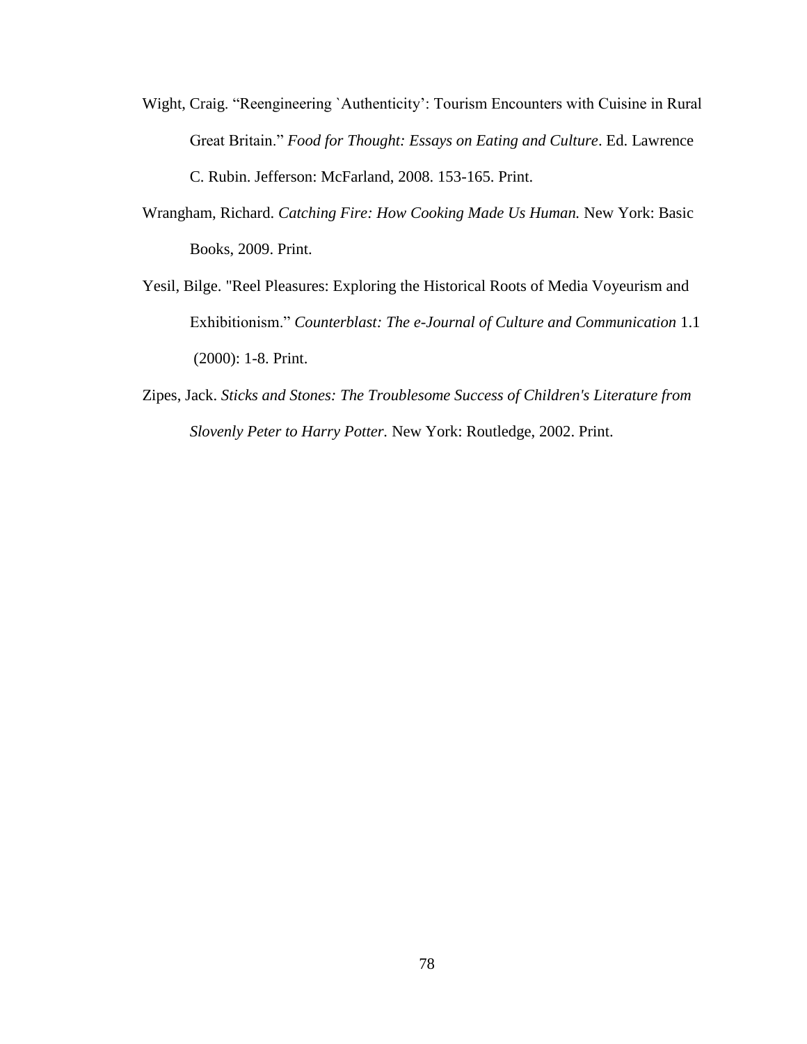Wight, Craig. "Reengineering `Authenticity': Tourism Encounters with Cuisine in Rural Great Britain." *Food for Thought: Essays on Eating and Culture*. Ed. Lawrence C. Rubin. Jefferson: McFarland, 2008. 153-165. Print.

Wrangham, Richard. *Catching Fire: How Cooking Made Us Human.* New York: Basic Books, 2009. Print.

Yesil, Bilge. "Reel Pleasures: Exploring the Historical Roots of Media Voyeurism and Exhibitionism." *Counterblast: The e-Journal of Culture and Communication* 1.1 (2000): 1-8. Print.

Zipes, Jack. *Sticks and Stones: The Troublesome Success of Children's Literature from Slovenly Peter to Harry Potter*. New York: Routledge, 2002. Print.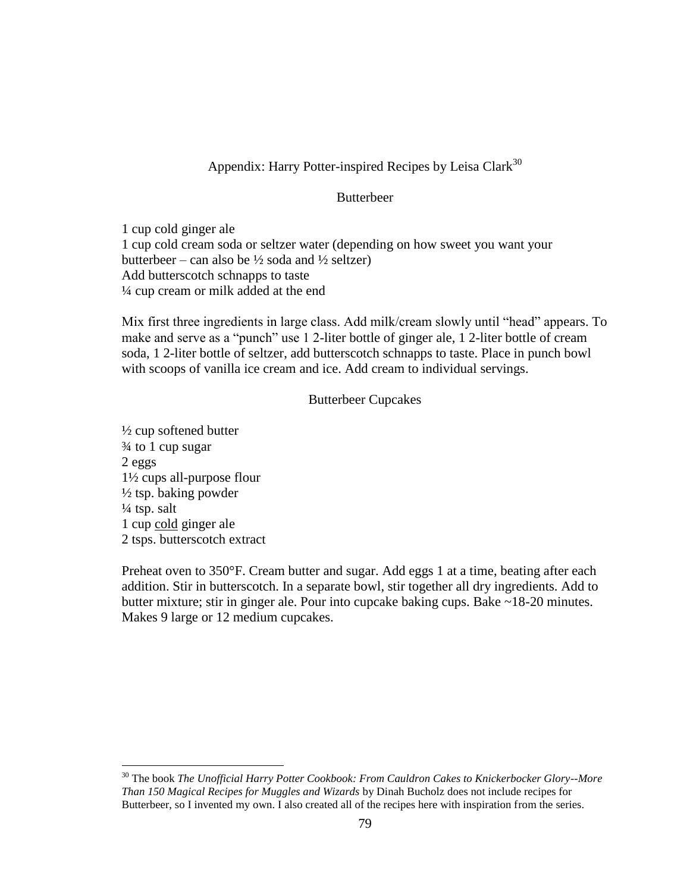# Appendix: Harry Potter-inspired Recipes by Leisa Clark[30]

## Butterbeer

1 cup cold ginger ale
1 cup cold cream soda or seltzer water (depending on how sweet you want your butterbeer – can also be ½ soda and ½ seltzer)
Add butterscotch schnapps to taste
¼ cup cream or milk added at the end

Mix first three ingredients in large class. Add milk/cream slowly until "head" appears. To make and serve as a "punch" use 1 2-liter bottle of ginger ale, 1 2-liter bottle of cream soda, 1 2-liter bottle of seltzer, add butterscotch schnapps to taste. Place in punch bowl with scoops of vanilla ice cream and ice. Add cream to individual servings.

## Butterbeer Cupcakes

½ cup softened butter
¾ to 1 cup sugar
2 eggs
1½ cups all-purpose flour
½ tsp. baking powder
¼ tsp. salt
1 cup <u>cold</u> ginger ale
2 tsps. butterscotch extract

Preheat oven to 350°F. Cream butter and sugar. Add eggs 1 at a time, beating after each addition. Stir in butterscotch. In a separate bowl, stir together all dry ingredients. Add to butter mixture; stir in ginger ale. Pour into cupcake baking cups. Bake ~18-20 minutes. Makes 9 large or 12 medium cupcakes.

---

[30] The book *The Unofficial Harry Potter Cookbook: From Cauldron Cakes to Knickerbocker Glory--More Than 150 Magical Recipes for Muggles and Wizards* by Dinah Bucholz does not include recipes for Butterbeer, so I invented my own. I also created all of the recipes here with inspiration from the series.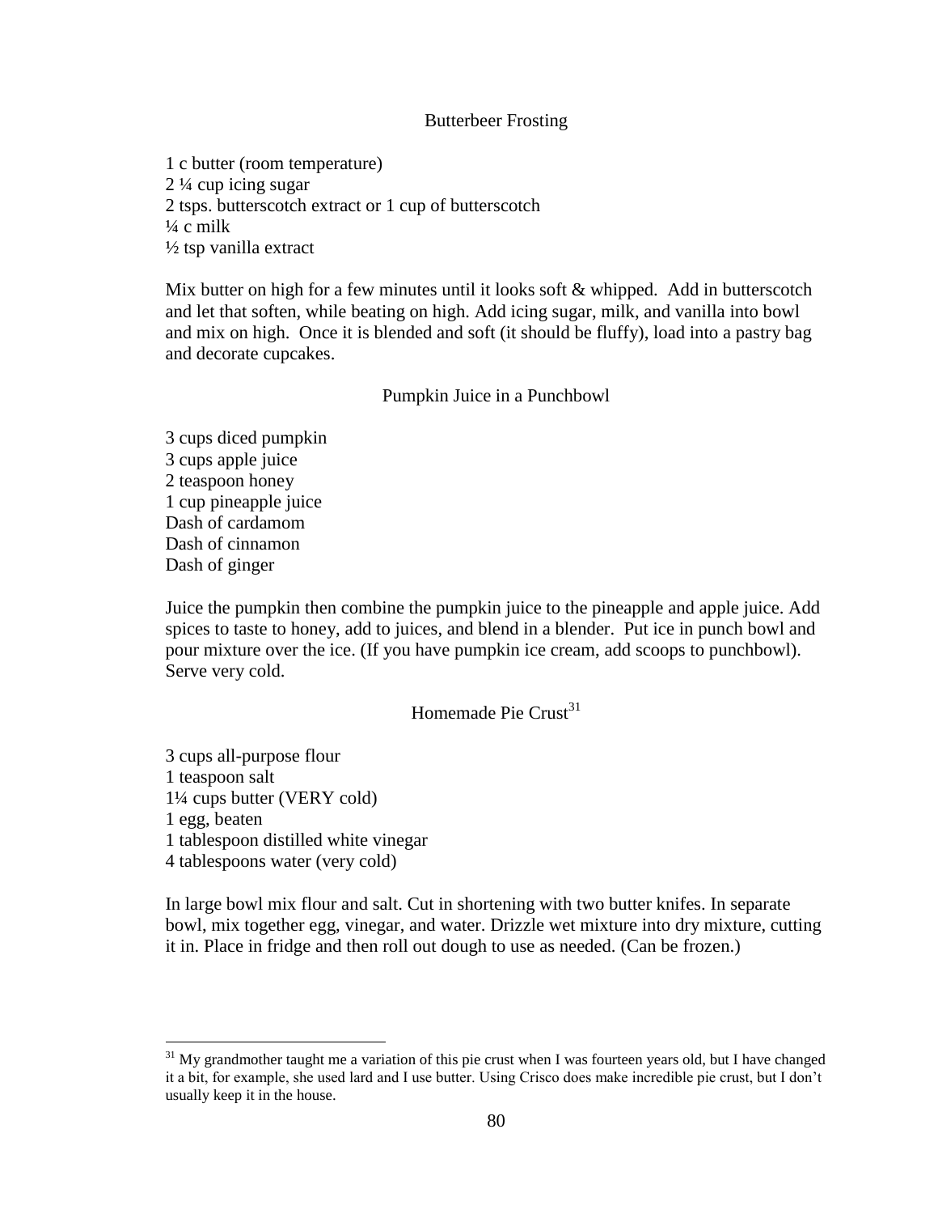### Butterbeer Frosting

1 c butter (room temperature)
2 ¼ cup icing sugar
2 tsps. butterscotch extract or 1 cup of butterscotch
¼ c milk
½ tsp vanilla extract

Mix butter on high for a few minutes until it looks soft & whipped. Add in butterscotch and let that soften, while beating on high. Add icing sugar, milk, and vanilla into bowl and mix on high. Once it is blended and soft (it should be fluffy), load into a pastry bag and decorate cupcakes.

### Pumpkin Juice in a Punchbowl

3 cups diced pumpkin
3 cups apple juice
2 teaspoon honey
1 cup pineapple juice
Dash of cardamom
Dash of cinnamon
Dash of ginger

Juice the pumpkin then combine the pumpkin juice to the pineapple and apple juice. Add spices to taste to honey, add to juices, and blend in a blender. Put ice in punch bowl and pour mixture over the ice. (If you have pumpkin ice cream, add scoops to punchbowl). Serve very cold.

### Homemade Pie Crust[31]

3 cups all-purpose flour
1 teaspoon salt
1¼ cups butter (VERY cold)
1 egg, beaten
1 tablespoon distilled white vinegar
4 tablespoons water (very cold)

In large bowl mix flour and salt. Cut in shortening with two butter knifes. In separate bowl, mix together egg, vinegar, and water. Drizzle wet mixture into dry mixture, cutting it in. Place in fridge and then roll out dough to use as needed. (Can be frozen.)

---

[31] My grandmother taught me a variation of this pie crust when I was fourteen years old, but I have changed it a bit, for example, she used lard and I use butter. Using Crisco does make incredible pie crust, but I don't usually keep it in the house.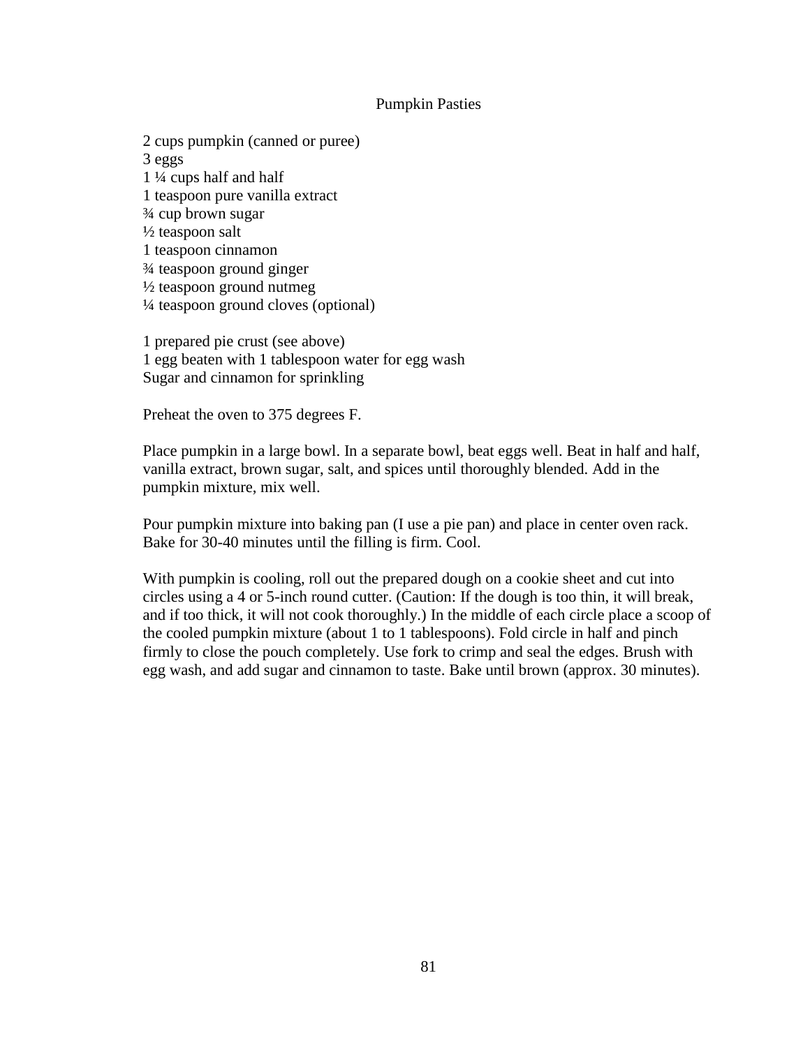# Pumpkin Pasties

2 cups pumpkin (canned or puree)
3 eggs
1 ¼ cups half and half
1 teaspoon pure vanilla extract
¾ cup brown sugar
½ teaspoon salt
1 teaspoon cinnamon
¾ teaspoon ground ginger
½ teaspoon ground nutmeg
¼ teaspoon ground cloves (optional)

1 prepared pie crust (see above)
1 egg beaten with 1 tablespoon water for egg wash
Sugar and cinnamon for sprinkling

Preheat the oven to 375 degrees F.

Place pumpkin in a large bowl. In a separate bowl, beat eggs well. Beat in half and half, vanilla extract, brown sugar, salt, and spices until thoroughly blended. Add in the pumpkin mixture, mix well.

Pour pumpkin mixture into baking pan (I use a pie pan) and place in center oven rack. Bake for 30-40 minutes until the filling is firm. Cool.

With pumpkin is cooling, roll out the prepared dough on a cookie sheet and cut into circles using a 4 or 5-inch round cutter. (Caution: If the dough is too thin, it will break, and if too thick, it will not cook thoroughly.) In the middle of each circle place a scoop of the cooled pumpkin mixture (about 1 to 1 tablespoons). Fold circle in half and pinch firmly to close the pouch completely. Use fork to crimp and seal the edges. Brush with egg wash, and add sugar and cinnamon to taste. Bake until brown (approx. 30 minutes).